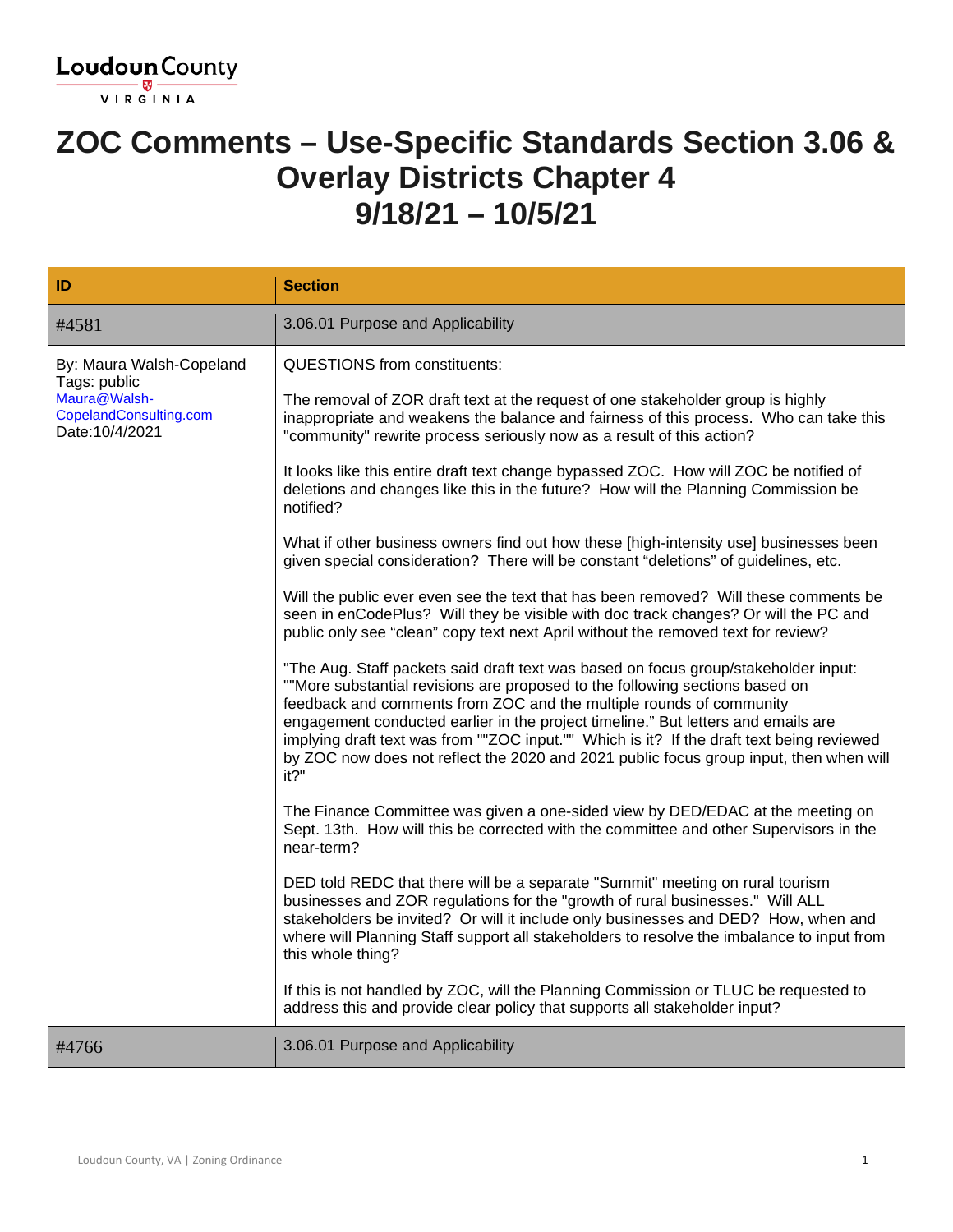# ZOC Comments – Use-Specific Standards Section 3.06 & Overlay Districts Chapter 4
# 9/18/21 – 10/5/21

| ID | Section |
|---|---|
| #4581 | 3.06.01 Purpose and Applicability |
| By: Maura Walsh-Copeland<br>Tags: public<br>Maura@Walsh-CopelandConsulting.com<br>Date:10/4/2021 | QUESTIONS from constituents:<br><br>The removal of ZOR draft text at the request of one stakeholder group is highly inappropriate and weakens the balance and fairness of this process. Who can take this "community" rewrite process seriously now as a result of this action?<br><br>It looks like this entire draft text change bypassed ZOC. How will ZOC be notified of deletions and changes like this in the future? How will the Planning Commission be notified?<br><br>What if other business owners find out how these [high-intensity use] businesses been given special consideration? There will be constant "deletions" of guidelines, etc.<br><br>Will the public ever even see the text that has been removed? Will these comments be seen in enCodePlus? Will they be visible with doc track changes? Or will the PC and public only see "clean" copy text next April without the removed text for review?<br><br>"The Aug. Staff packets said draft text was based on focus group/stakeholder input: ""More substantial revisions are proposed to the following sections based on feedback and comments from ZOC and the multiple rounds of community engagement conducted earlier in the project timeline." But letters and emails are implying draft text was from ""ZOC input."" Which is it? If the draft text being reviewed by ZOC now does not reflect the 2020 and 2021 public focus group input, then when will it?"<br><br>The Finance Committee was given a one-sided view by DED/EDAC at the meeting on Sept. 13th. How will this be corrected with the committee and other Supervisors in the near-term?<br><br>DED told REDC that there will be a separate "Summit" meeting on rural tourism businesses and ZOR regulations for the "growth of rural businesses." Will ALL stakeholders be invited? Or will it include only businesses and DED? How, when and where will Planning Staff support all stakeholders to resolve the imbalance to input from this whole thing?<br><br>If this is not handled by ZOC, will the Planning Commission or TLUC be requested to address this and provide clear policy that supports all stakeholder input? |
| #4766 | 3.06.01 Purpose and Applicability |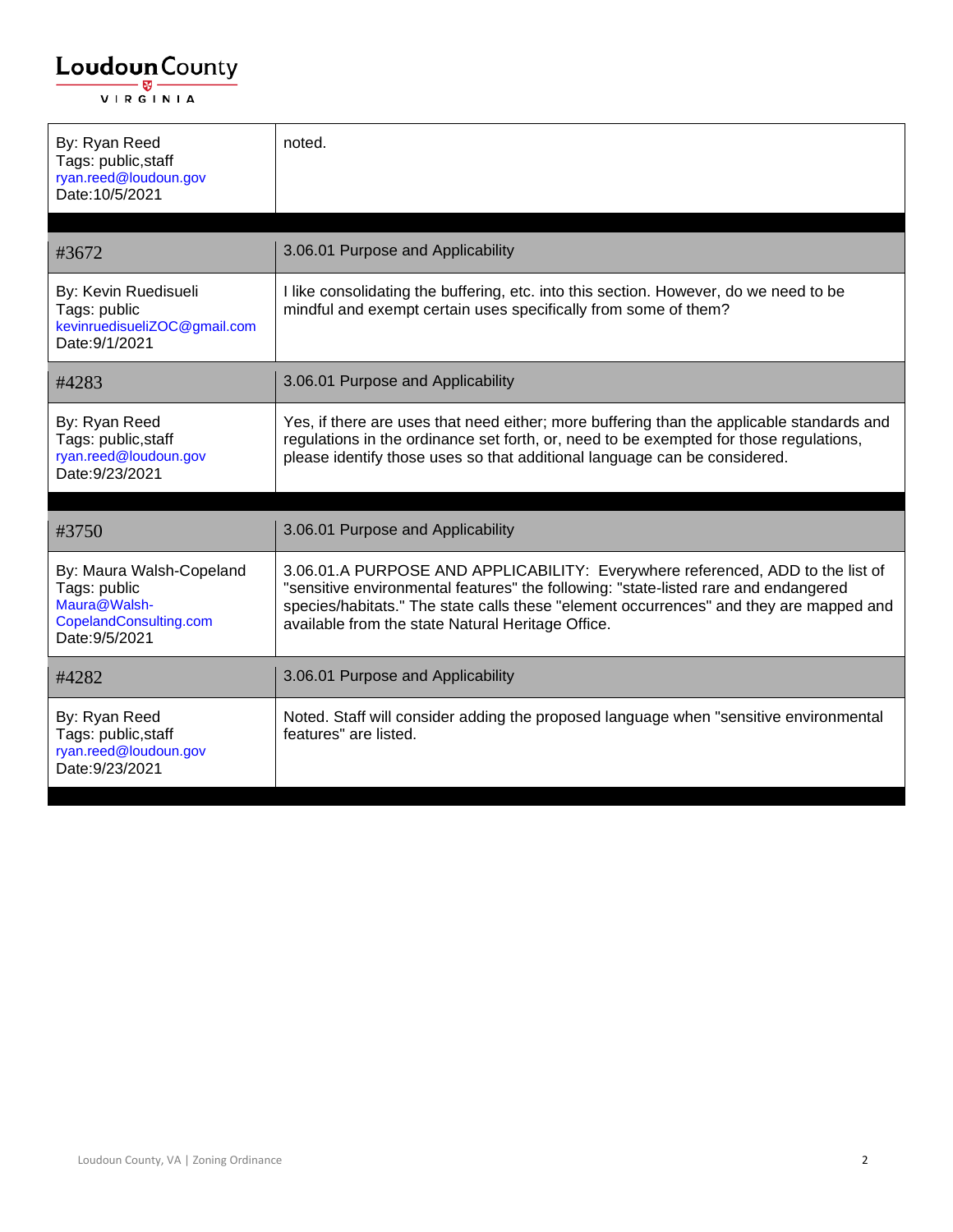| By: Ryan Reed<br>Tags: public,staff<br>ryan.reed@loudoun.gov<br>Date:10/5/2021 | noted. |
|---|---|

| #3672 | 3.06.01 Purpose and Applicability |
|---|---|
| By: Kevin Ruedisueli<br>Tags: public<br>kevinruedisueliZOC@gmail.com<br>Date:9/1/2021 | I like consolidating the buffering, etc. into this section. However, do we need to be mindful and exempt certain uses specifically from some of them? |
| #4283 | 3.06.01 Purpose and Applicability |
| By: Ryan Reed<br>Tags: public,staff<br>ryan.reed@loudoun.gov<br>Date:9/23/2021 | Yes, if there are uses that need either; more buffering than the applicable standards and regulations in the ordinance set forth, or, need to be exempted for those regulations, please identify those uses so that additional language can be considered. |

| #3750 | 3.06.01 Purpose and Applicability |
|---|---|
| By: Maura Walsh-Copeland<br>Tags: public<br>Maura@Walsh-CopelandConsulting.com<br>Date:9/5/2021 | 3.06.01.A PURPOSE AND APPLICABILITY: Everywhere referenced, ADD to the list of "sensitive environmental features" the following: "state-listed rare and endangered species/habitats." The state calls these "element occurrences" and they are mapped and available from the state Natural Heritage Office. |
| #4282 | 3.06.01 Purpose and Applicability |
| By: Ryan Reed<br>Tags: public,staff<br>ryan.reed@loudoun.gov<br>Date:9/23/2021 | Noted. Staff will consider adding the proposed language when "sensitive environmental features" are listed. |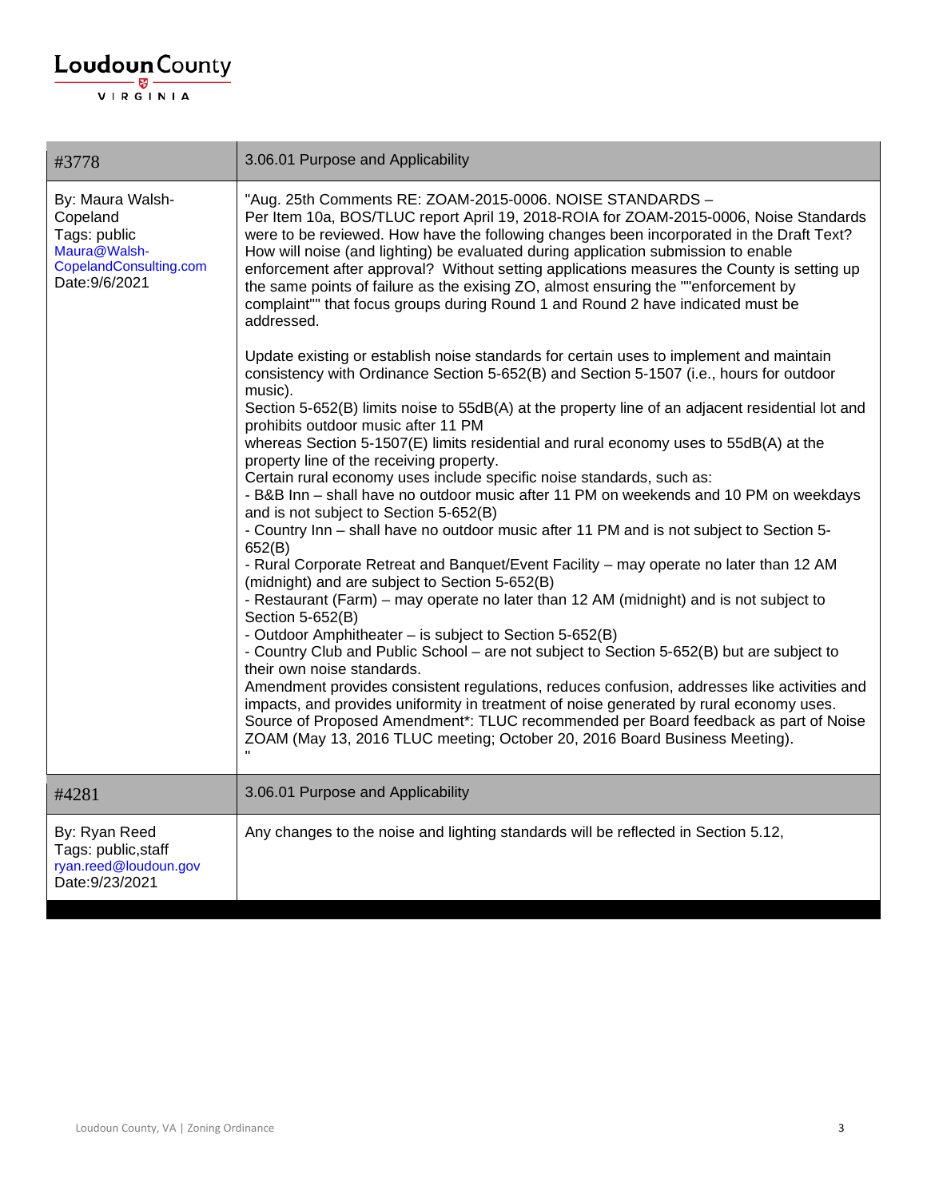| #3778 | 3.06.01 Purpose and Applicability |
|---|---|
| By: Maura Walsh-Copeland<br>Tags: public<br>Maura@Walsh-CopelandConsulting.com<br>Date:9/6/2021 | "Aug. 25th Comments RE: ZOAM-2015-0006. NOISE STANDARDS –<br>Per Item 10a, BOS/TLUC report April 19, 2018-ROIA for ZOAM-2015-0006, Noise Standards were to be reviewed. How have the following changes been incorporated in the Draft Text? How will noise (and lighting) be evaluated during application submission to enable enforcement after approval? Without setting applications measures the County is setting up the same points of failure as the exising ZO, almost ensuring the ""enforcement by complaint"" that focus groups during Round 1 and Round 2 have indicated must be addressed.<br><br>Update existing or establish noise standards for certain uses to implement and maintain consistency with Ordinance Section 5-652(B) and Section 5-1507 (i.e., hours for outdoor music).<br>Section 5-652(B) limits noise to 55dB(A) at the property line of an adjacent residential lot and prohibits outdoor music after 11 PM<br>whereas Section 5-1507(E) limits residential and rural economy uses to 55dB(A) at the property line of the receiving property.<br>Certain rural economy uses include specific noise standards, such as:<br>- B&B Inn – shall have no outdoor music after 11 PM on weekends and 10 PM on weekdays and is not subject to Section 5-652(B)<br>- Country Inn – shall have no outdoor music after 11 PM and is not subject to Section 5-652(B)<br>- Rural Corporate Retreat and Banquet/Event Facility – may operate no later than 12 AM (midnight) and are subject to Section 5-652(B)<br>- Restaurant (Farm) – may operate no later than 12 AM (midnight) and is not subject to Section 5-652(B)<br>- Outdoor Amphitheater – is subject to Section 5-652(B)<br>- Country Club and Public School – are not subject to Section 5-652(B) but are subject to their own noise standards.<br>Amendment provides consistent regulations, reduces confusion, addresses like activities and impacts, and provides uniformity in treatment of noise generated by rural economy uses.<br>Source of Proposed Amendment*: TLUC recommended per Board feedback as part of Noise ZOAM (May 13, 2016 TLUC meeting; October 20, 2016 Board Business Meeting).<br>" |
| **#4281** | **3.06.01 Purpose and Applicability** |
| By: Ryan Reed<br>Tags: public,staff<br>ryan.reed@loudoun.gov<br>Date:9/23/2021 | Any changes to the noise and lighting standards will be reflected in Section 5.12, |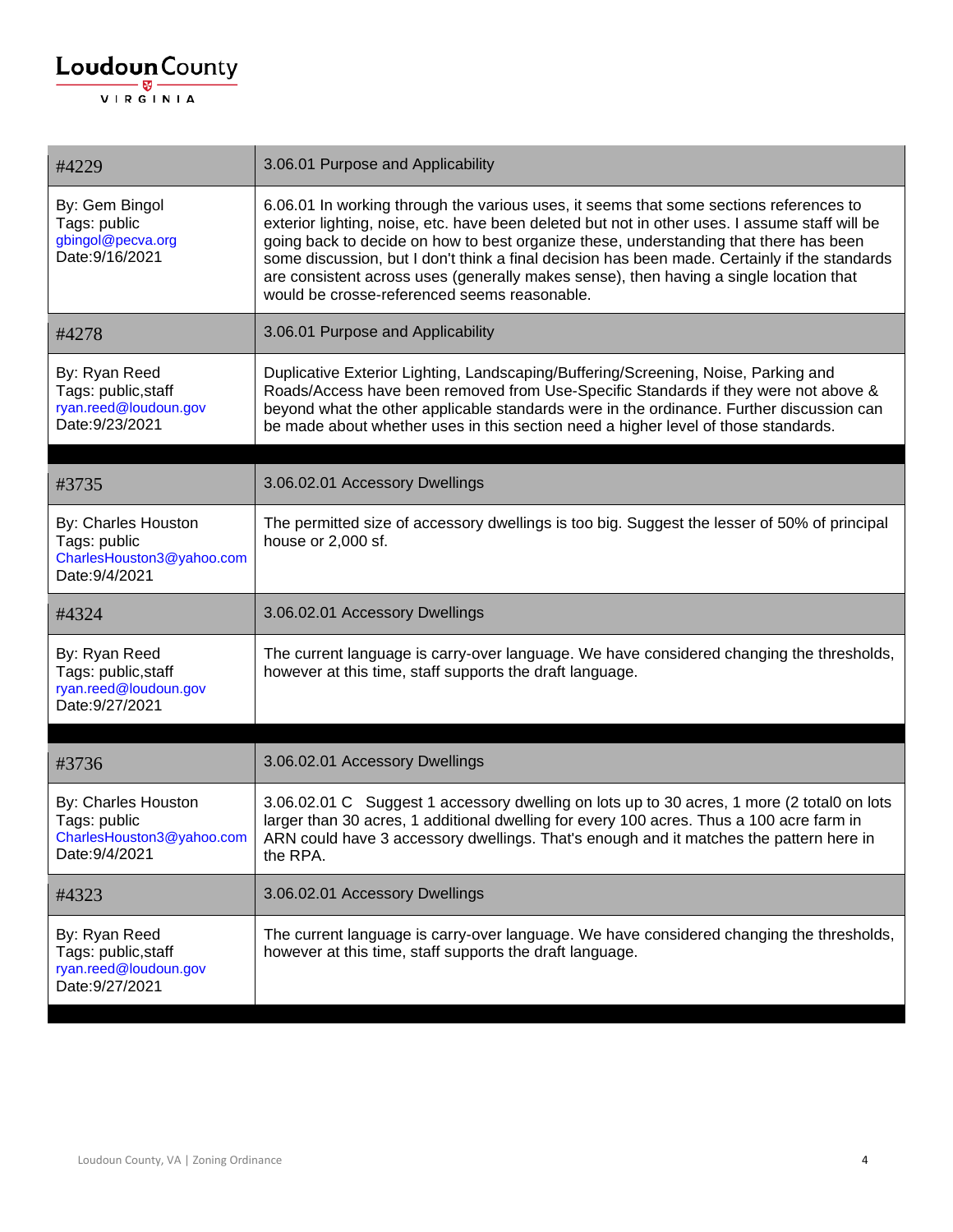| #4229 | 3.06.01 Purpose and Applicability |
|---|---|
| By: Gem Bingol<br>Tags: public<br>gbingol@pecva.org<br>Date:9/16/2021 | 6.06.01 In working through the various uses, it seems that some sections references to exterior lighting, noise, etc. have been deleted but not in other uses. I assume staff will be going back to decide on how to best organize these, understanding that there has been some discussion, but I don't think a final decision has been made. Certainly if the standards are consistent across uses (generally makes sense), then having a single location that would be crosse-referenced seems reasonable. |
| #4278 | 3.06.01 Purpose and Applicability |
| By: Ryan Reed<br>Tags: public,staff<br>ryan.reed@loudoun.gov<br>Date:9/23/2021 | Duplicative Exterior Lighting, Landscaping/Buffering/Screening, Noise, Parking and Roads/Access have been removed from Use-Specific Standards if they were not above & beyond what the other applicable standards were in the ordinance. Further discussion can be made about whether uses in this section need a higher level of those standards. |

| #3735 | 3.06.02.01 Accessory Dwellings |
|---|---|
| By: Charles Houston<br>Tags: public<br>CharlesHouston3@yahoo.com<br>Date:9/4/2021 | The permitted size of accessory dwellings is too big. Suggest the lesser of 50% of principal house or 2,000 sf. |
| #4324 | 3.06.02.01 Accessory Dwellings |
| By: Ryan Reed<br>Tags: public,staff<br>ryan.reed@loudoun.gov<br>Date:9/27/2021 | The current language is carry-over language. We have considered changing the thresholds, however at this time, staff supports the draft language. |

| #3736 | 3.06.02.01 Accessory Dwellings |
|---|---|
| By: Charles Houston<br>Tags: public<br>CharlesHouston3@yahoo.com<br>Date:9/4/2021 | 3.06.02.01 C Suggest 1 accessory dwelling on lots up to 30 acres, 1 more (2 total0 on lots larger than 30 acres, 1 additional dwelling for every 100 acres. Thus a 100 acre farm in ARN could have 3 accessory dwellings. That's enough and it matches the pattern here in the RPA. |
| #4323 | 3.06.02.01 Accessory Dwellings |
| By: Ryan Reed<br>Tags: public,staff<br>ryan.reed@loudoun.gov<br>Date:9/27/2021 | The current language is carry-over language. We have considered changing the thresholds, however at this time, staff supports the draft language. |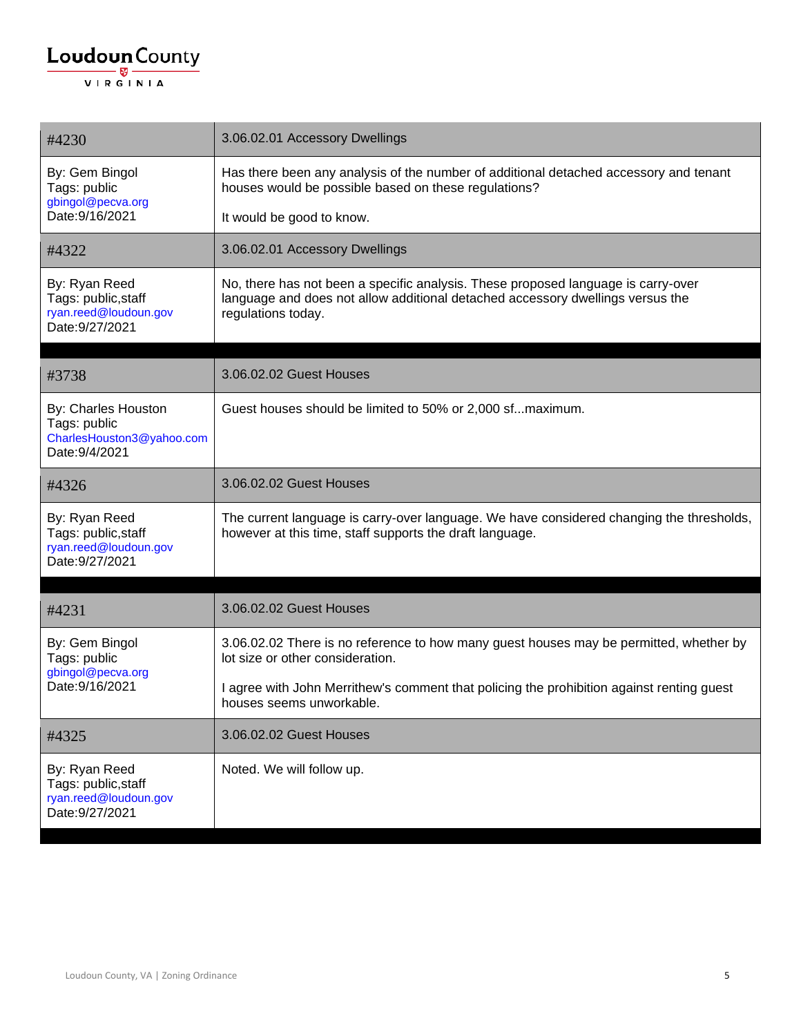| #4230 | 3.06.02.01 Accessory Dwellings |
|---|---|
| By: Gem Bingol<br>Tags: public<br>gbingol@pecva.org<br>Date:9/16/2021 | Has there been any analysis of the number of additional detached accessory and tenant houses would be possible based on these regulations?<br><br>It would be good to know. |
| #4322 | 3.06.02.01 Accessory Dwellings |
| By: Ryan Reed<br>Tags: public,staff<br>ryan.reed@loudoun.gov<br>Date:9/27/2021 | No, there has not been a specific analysis. These proposed language is carry-over language and does not allow additional detached accessory dwellings versus the regulations today. |

| #3738 | 3.06.02.02 Guest Houses |
|---|---|
| By: Charles Houston<br>Tags: public<br>CharlesHouston3@yahoo.com<br>Date:9/4/2021 | Guest houses should be limited to 50% or 2,000 sf...maximum. |
| #4326 | 3.06.02.02 Guest Houses |
| By: Ryan Reed<br>Tags: public,staff<br>ryan.reed@loudoun.gov<br>Date:9/27/2021 | The current language is carry-over language. We have considered changing the thresholds, however at this time, staff supports the draft language. |

| #4231 | 3.06.02.02 Guest Houses |
|---|---|
| By: Gem Bingol<br>Tags: public<br>gbingol@pecva.org<br>Date:9/16/2021 | 3.06.02.02 There is no reference to how many guest houses may be permitted, whether by lot size or other consideration.<br><br>I agree with John Merrithew's comment that policing the prohibition against renting guest houses seems unworkable. |
| #4325 | 3.06.02.02 Guest Houses |
| By: Ryan Reed<br>Tags: public,staff<br>ryan.reed@loudoun.gov<br>Date:9/27/2021 | Noted. We will follow up. |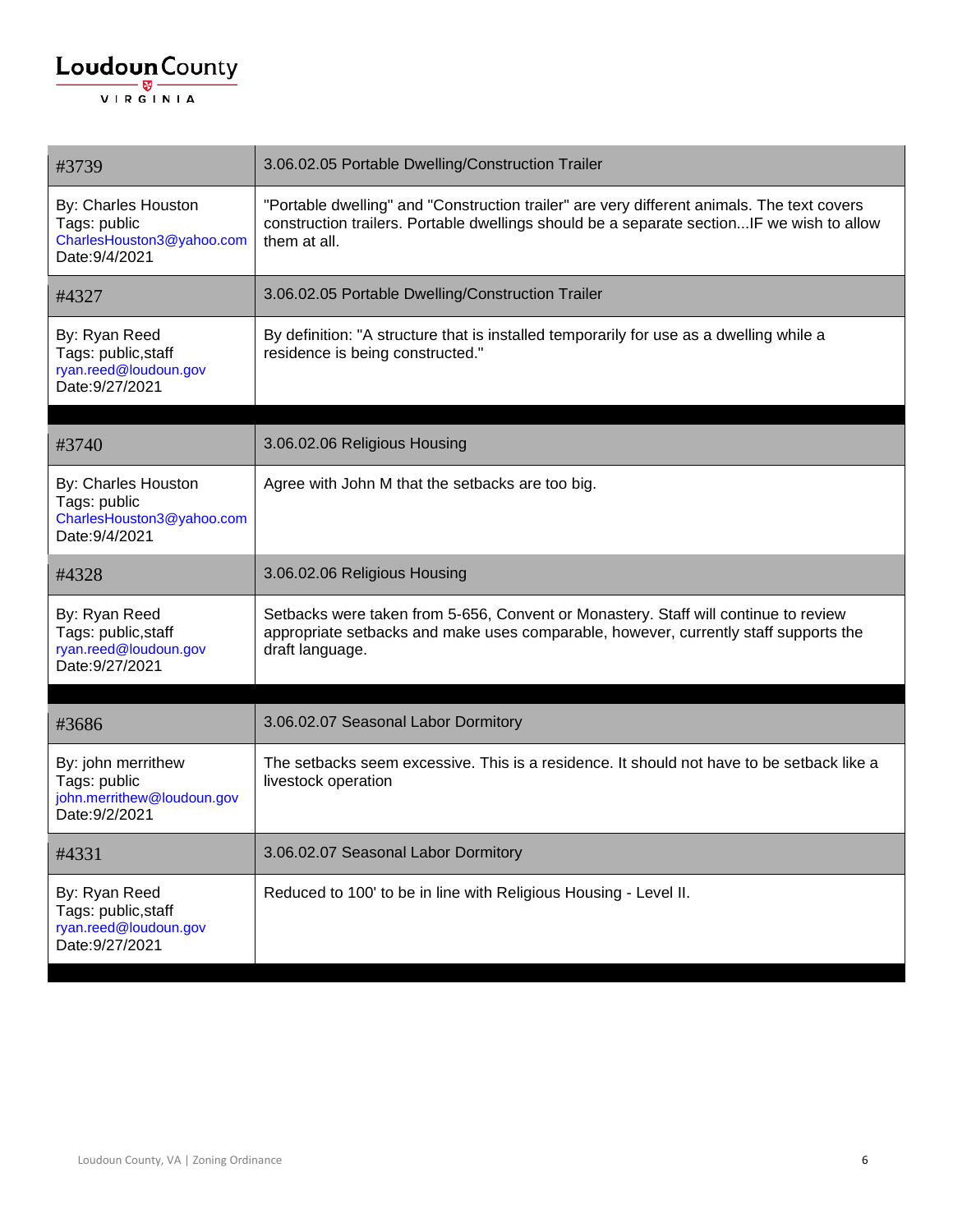| #3739 | 3.06.02.05 Portable Dwelling/Construction Trailer |
|---|---|
| By: Charles Houston<br>Tags: public<br>CharlesHouston3@yahoo.com<br>Date:9/4/2021 | "Portable dwelling" and "Construction trailer" are very different animals. The text covers construction trailers. Portable dwellings should be a separate section...IF we wish to allow them at all. |
| #4327 | 3.06.02.05 Portable Dwelling/Construction Trailer |
| By: Ryan Reed<br>Tags: public,staff<br>ryan.reed@loudoun.gov<br>Date:9/27/2021 | By definition: "A structure that is installed temporarily for use as a dwelling while a residence is being constructed." |

| #3740 | 3.06.02.06 Religious Housing |
|---|---|
| By: Charles Houston<br>Tags: public<br>CharlesHouston3@yahoo.com<br>Date:9/4/2021 | Agree with John M that the setbacks are too big. |
| #4328 | 3.06.02.06 Religious Housing |
| By: Ryan Reed<br>Tags: public,staff<br>ryan.reed@loudoun.gov<br>Date:9/27/2021 | Setbacks were taken from 5-656, Convent or Monastery. Staff will continue to review appropriate setbacks and make uses comparable, however, currently staff supports the draft language. |

| #3686 | 3.06.02.07 Seasonal Labor Dormitory |
|---|---|
| By: john merrithew<br>Tags: public<br>john.merrithew@loudoun.gov<br>Date:9/2/2021 | The setbacks seem excessive. This is a residence. It should not have to be setback like a livestock operation |
| #4331 | 3.06.02.07 Seasonal Labor Dormitory |
| By: Ryan Reed<br>Tags: public,staff<br>ryan.reed@loudoun.gov<br>Date:9/27/2021 | Reduced to 100' to be in line with Religious Housing - Level II. |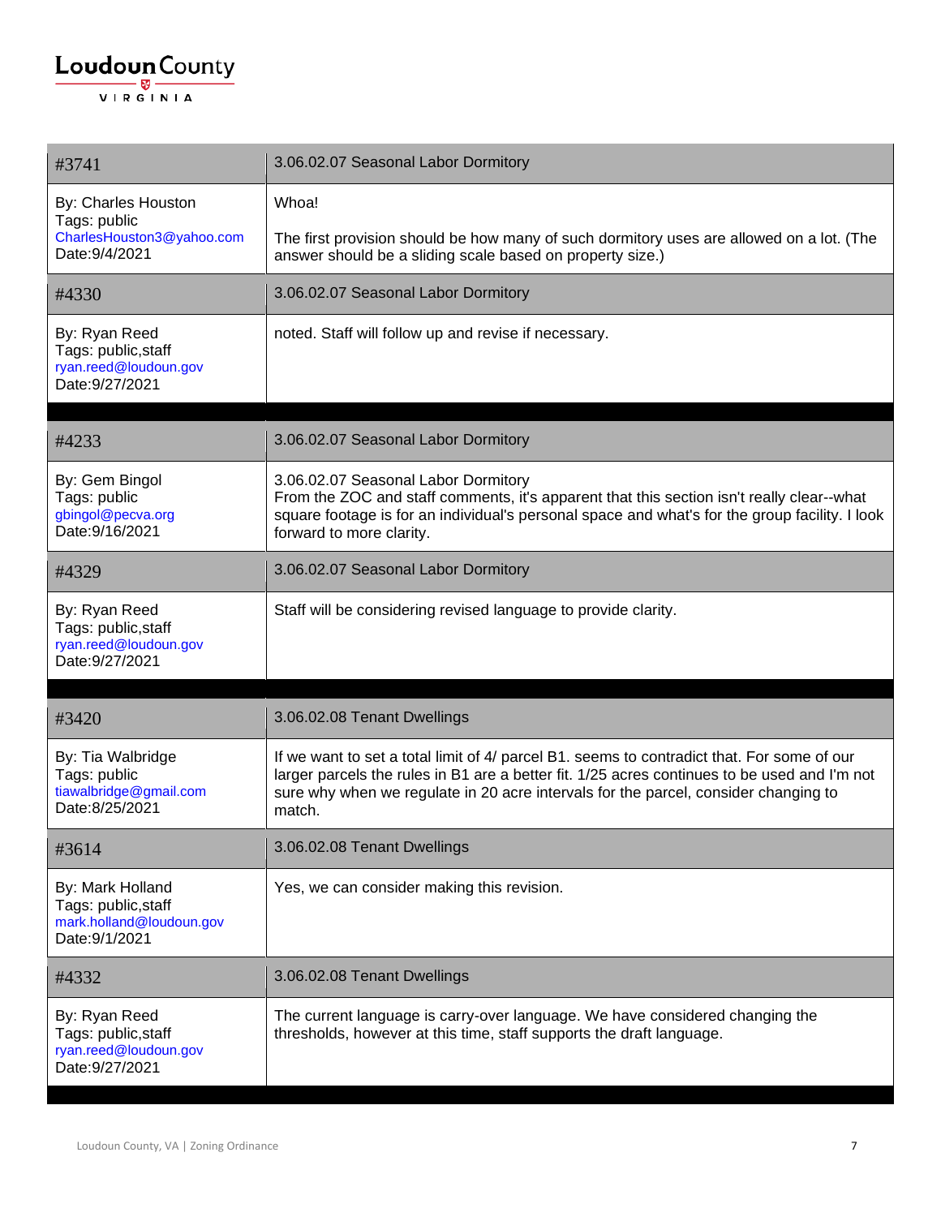| #3741 | 3.06.02.07 Seasonal Labor Dormitory |
|---|---|
| By: Charles Houston<br>Tags: public<br>CharlesHouston3@yahoo.com<br>Date:9/4/2021 | Whoa!<br><br>The first provision should be how many of such dormitory uses are allowed on a lot. (The answer should be a sliding scale based on property size.) |
| #4330 | 3.06.02.07 Seasonal Labor Dormitory |
| By: Ryan Reed<br>Tags: public,staff<br>ryan.reed@loudoun.gov<br>Date:9/27/2021 | noted. Staff will follow up and revise if necessary. |

| #4233 | 3.06.02.07 Seasonal Labor Dormitory |
|---|---|
| By: Gem Bingol<br>Tags: public<br>gbingol@pecva.org<br>Date:9/16/2021 | 3.06.02.07 Seasonal Labor Dormitory<br>From the ZOC and staff comments, it's apparent that this section isn't really clear--what square footage is for an individual's personal space and what's for the group facility. I look forward to more clarity. |
| #4329 | 3.06.02.07 Seasonal Labor Dormitory |
| By: Ryan Reed<br>Tags: public,staff<br>ryan.reed@loudoun.gov<br>Date:9/27/2021 | Staff will be considering revised language to provide clarity. |

| #3420 | 3.06.02.08 Tenant Dwellings |
|---|---|
| By: Tia Walbridge<br>Tags: public<br>tiawalbridge@gmail.com<br>Date:8/25/2021 | If we want to set a total limit of 4/ parcel B1. seems to contradict that. For some of our larger parcels the rules in B1 are a better fit. 1/25 acres continues to be used and I'm not sure why when we regulate in 20 acre intervals for the parcel, consider changing to match. |
| #3614 | 3.06.02.08 Tenant Dwellings |
| By: Mark Holland<br>Tags: public,staff<br>mark.holland@loudoun.gov<br>Date:9/1/2021 | Yes, we can consider making this revision. |
| #4332 | 3.06.02.08 Tenant Dwellings |
| By: Ryan Reed<br>Tags: public,staff<br>ryan.reed@loudoun.gov<br>Date:9/27/2021 | The current language is carry-over language. We have considered changing the thresholds, however at this time, staff supports the draft language. |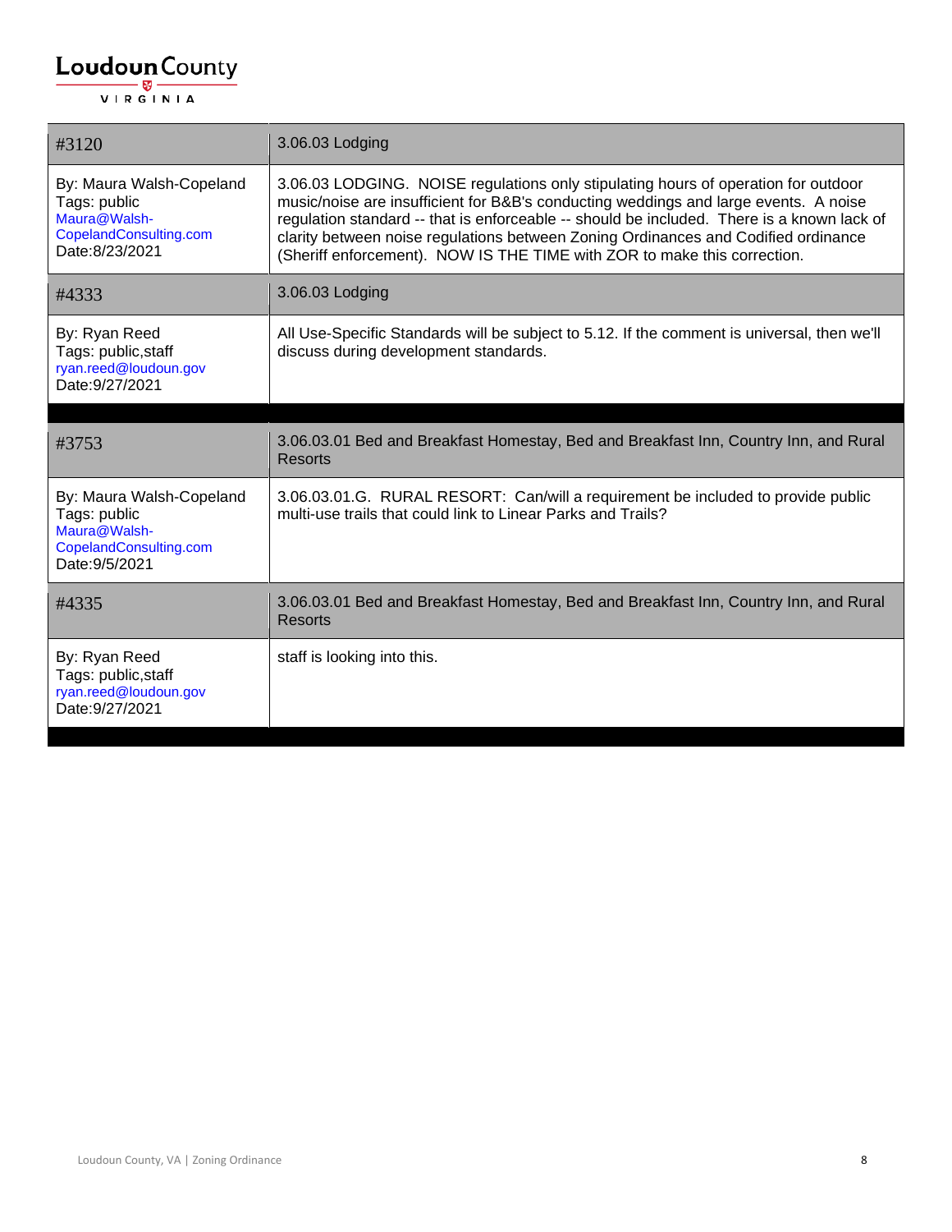| #3120 | 3.06.03 Lodging |
|---|---|
| By: Maura Walsh-Copeland<br>Tags: public<br>Maura@Walsh-CopelandConsulting.com<br>Date:8/23/2021 | 3.06.03 LODGING. NOISE regulations only stipulating hours of operation for outdoor music/noise are insufficient for B&B's conducting weddings and large events. A noise regulation standard -- that is enforceable -- should be included. There is a known lack of clarity between noise regulations between Zoning Ordinances and Codified ordinance (Sheriff enforcement). NOW IS THE TIME with ZOR to make this correction. |
| #4333 | 3.06.03 Lodging |
| By: Ryan Reed<br>Tags: public,staff<br>ryan.reed@loudoun.gov<br>Date:9/27/2021 | All Use-Specific Standards will be subject to 5.12. If the comment is universal, then we'll discuss during development standards. |

| #3753 | 3.06.03.01 Bed and Breakfast Homestay, Bed and Breakfast Inn, Country Inn, and Rural Resorts |
|---|---|
| By: Maura Walsh-Copeland<br>Tags: public<br>Maura@Walsh-CopelandConsulting.com<br>Date:9/5/2021 | 3.06.03.01.G. RURAL RESORT: Can/will a requirement be included to provide public multi-use trails that could link to Linear Parks and Trails? |
| #4335 | 3.06.03.01 Bed and Breakfast Homestay, Bed and Breakfast Inn, Country Inn, and Rural Resorts |
| By: Ryan Reed<br>Tags: public,staff<br>ryan.reed@loudoun.gov<br>Date:9/27/2021 | staff is looking into this. |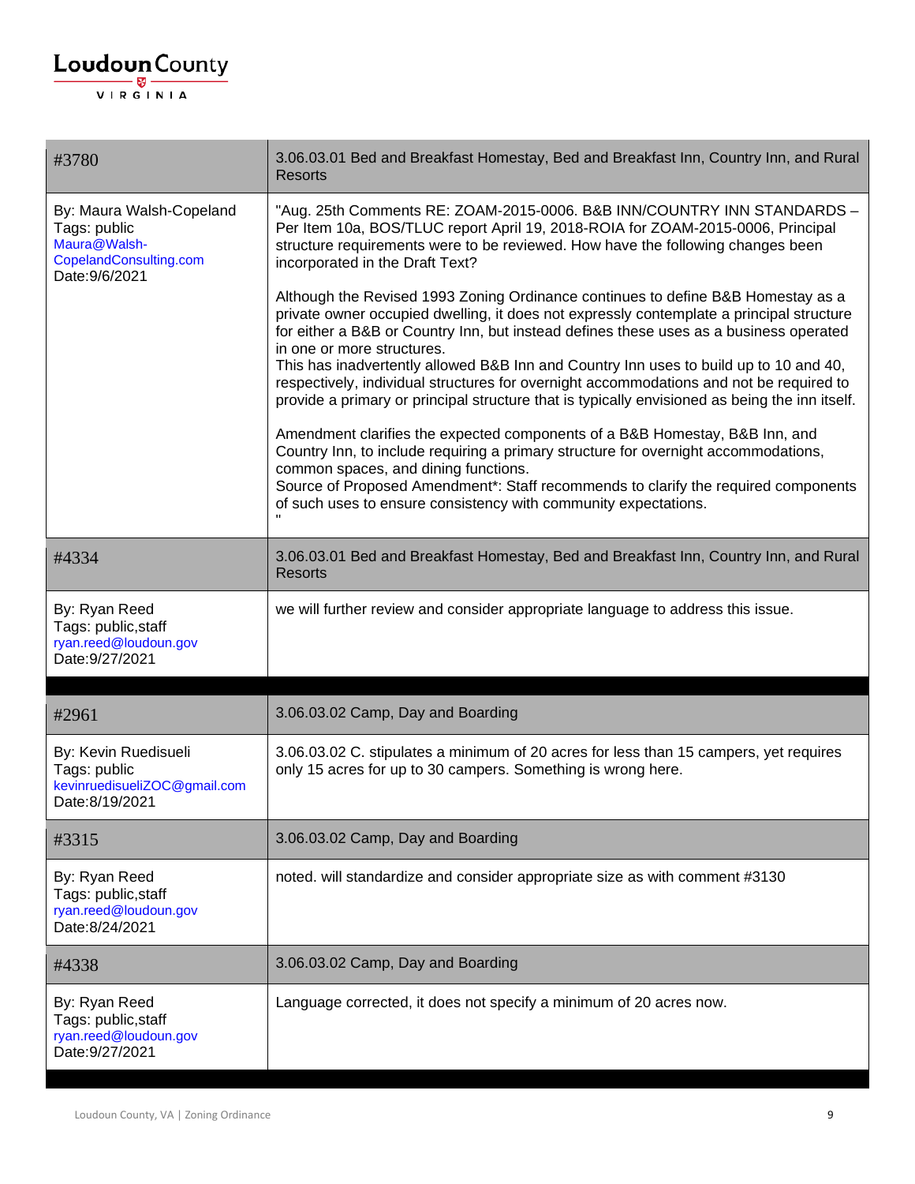| #3780 | 3.06.03.01 Bed and Breakfast Homestay, Bed and Breakfast Inn, Country Inn, and Rural Resorts |
|---|---|
| By: Maura Walsh-Copeland<br>Tags: public<br>Maura@Walsh-CopelandConsulting.com<br>Date:9/6/2021 | "Aug. 25th Comments RE: ZOAM-2015-0006. B&B INN/COUNTRY INN STANDARDS – Per Item 10a, BOS/TLUC report April 19, 2018-ROIA for ZOAM-2015-0006, Principal structure requirements were to be reviewed. How have the following changes been incorporated in the Draft Text?<br><br>Although the Revised 1993 Zoning Ordinance continues to define B&B Homestay as a private owner occupied dwelling, it does not expressly contemplate a principal structure for either a B&B or Country Inn, but instead defines these uses as a business operated in one or more structures.<br>This has inadvertently allowed B&B Inn and Country Inn uses to build up to 10 and 40, respectively, individual structures for overnight accommodations and not be required to provide a primary or principal structure that is typically envisioned as being the inn itself.<br><br>Amendment clarifies the expected components of a B&B Homestay, B&B Inn, and Country Inn, to include requiring a primary structure for overnight accommodations, common spaces, and dining functions.<br>Source of Proposed Amendment*: Staff recommends to clarify the required components of such uses to ensure consistency with community expectations.<br>" |
| #4334 | 3.06.03.01 Bed and Breakfast Homestay, Bed and Breakfast Inn, Country Inn, and Rural Resorts |
| By: Ryan Reed<br>Tags: public,staff<br>ryan.reed@loudoun.gov<br>Date:9/27/2021 | we will further review and consider appropriate language to address this issue. |

| #2961 | 3.06.03.02 Camp, Day and Boarding |
|---|---|
| By: Kevin Ruedisueli<br>Tags: public<br>kevinruedisueliZOC@gmail.com<br>Date:8/19/2021 | 3.06.03.02 C. stipulates a minimum of 20 acres for less than 15 campers, yet requires only 15 acres for up to 30 campers. Something is wrong here. |
| #3315 | 3.06.03.02 Camp, Day and Boarding |
| By: Ryan Reed<br>Tags: public,staff<br>ryan.reed@loudoun.gov<br>Date:8/24/2021 | noted. will standardize and consider appropriate size as with comment #3130 |
| #4338 | 3.06.03.02 Camp, Day and Boarding |
| By: Ryan Reed<br>Tags: public,staff<br>ryan.reed@loudoun.gov<br>Date:9/27/2021 | Language corrected, it does not specify a minimum of 20 acres now. |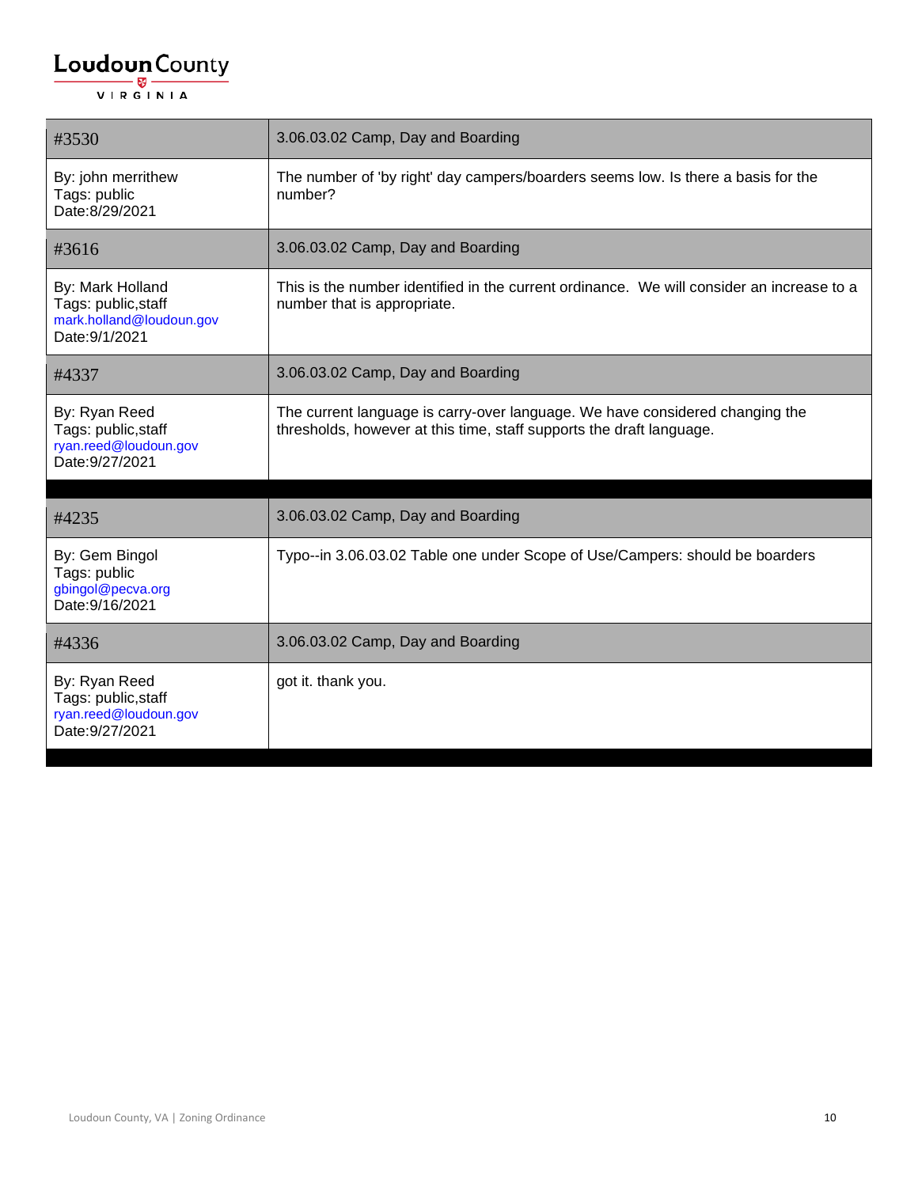| #3530 | 3.06.03.02 Camp, Day and Boarding |
|---|---|
| By: john merrithew<br>Tags: public<br>Date:8/29/2021 | The number of 'by right' day campers/boarders seems low. Is there a basis for the number? |
| #3616 | 3.06.03.02 Camp, Day and Boarding |
| By: Mark Holland<br>Tags: public,staff<br>mark.holland@loudoun.gov<br>Date:9/1/2021 | This is the number identified in the current ordinance. We will consider an increase to a number that is appropriate. |
| #4337 | 3.06.03.02 Camp, Day and Boarding |
| By: Ryan Reed<br>Tags: public,staff<br>ryan.reed@loudoun.gov<br>Date:9/27/2021 | The current language is carry-over language. We have considered changing the thresholds, however at this time, staff supports the draft language. |

| #4235 | 3.06.03.02 Camp, Day and Boarding |
|---|---|
| By: Gem Bingol<br>Tags: public<br>gbingol@pecva.org<br>Date:9/16/2021 | Typo--in 3.06.03.02 Table one under Scope of Use/Campers: should be boarders |
| #4336 | 3.06.03.02 Camp, Day and Boarding |
| By: Ryan Reed<br>Tags: public,staff<br>ryan.reed@loudoun.gov<br>Date:9/27/2021 | got it. thank you. |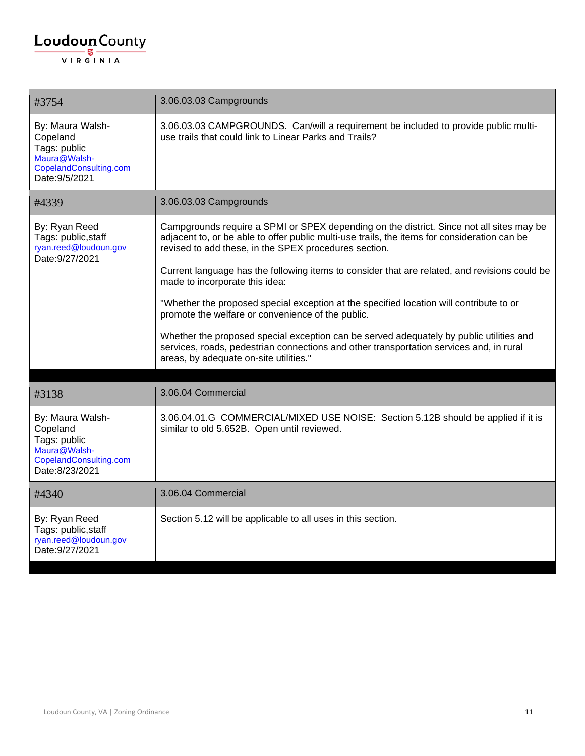| #3754 | 3.06.03.03 Campgrounds |
|---|---|
| By: Maura Walsh-Copeland<br>Tags: public<br>Maura@Walsh-CopelandConsulting.com<br>Date:9/5/2021 | 3.06.03.03 CAMPGROUNDS. Can/will a requirement be included to provide public multi-use trails that could link to Linear Parks and Trails? |

| #4339 | 3.06.03.03 Campgrounds |
|---|---|
| By: Ryan Reed<br>Tags: public,staff<br>ryan.reed@loudoun.gov<br>Date:9/27/2021 | Campgrounds require a SPMI or SPEX depending on the district. Since not all sites may be adjacent to, or be able to offer public multi-use trails, the items for consideration can be revised to add these, in the SPEX procedures section.<br><br>Current language has the following items to consider that are related, and revisions could be made to incorporate this idea:<br><br>"Whether the proposed special exception at the specified location will contribute to or promote the welfare or convenience of the public.<br><br>Whether the proposed special exception can be served adequately by public utilities and services, roads, pedestrian connections and other transportation services and, in rural areas, by adequate on-site utilities." |

| #3138 | 3.06.04 Commercial |
|---|---|
| By: Maura Walsh-Copeland<br>Tags: public<br>Maura@Walsh-CopelandConsulting.com<br>Date:8/23/2021 | 3.06.04.01.G COMMERCIAL/MIXED USE NOISE: Section 5.12B should be applied if it is similar to old 5.652B. Open until reviewed. |

| #4340 | 3.06.04 Commercial |
|---|---|
| By: Ryan Reed<br>Tags: public,staff<br>ryan.reed@loudoun.gov<br>Date:9/27/2021 | Section 5.12 will be applicable to all uses in this section. |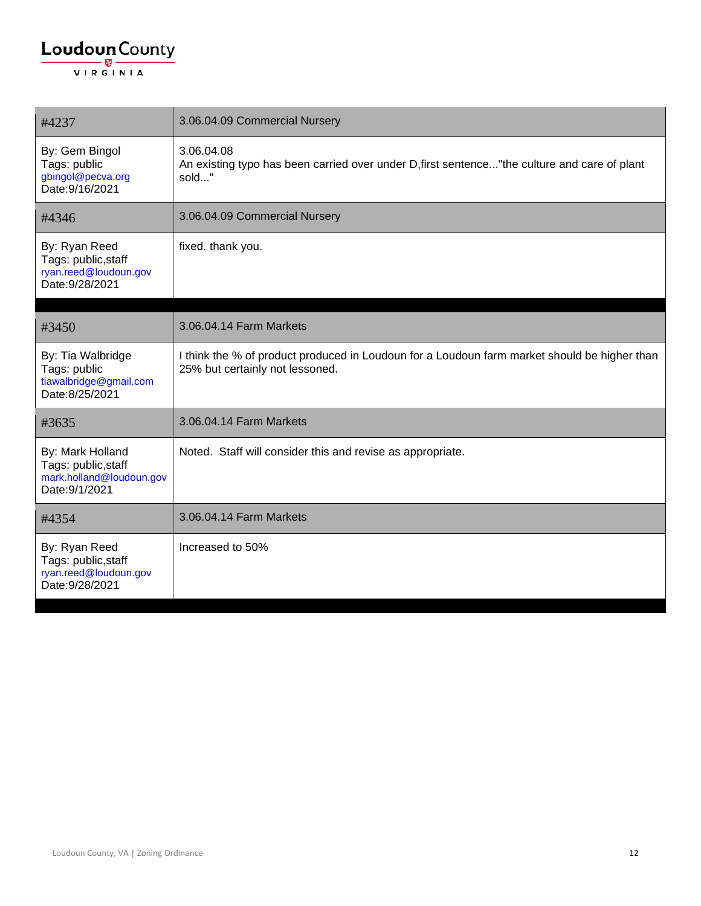| #4237 | 3.06.04.09 Commercial Nursery |
| --- | --- |
| By: Gem Bingol<br>Tags: public<br>gbingol@pecva.org<br>Date:9/16/2021 | 3.06.04.08<br>An existing typo has been carried over under D,first sentence..."the culture and care of plant sold..." |
| #4346 | 3.06.04.09 Commercial Nursery |
| By: Ryan Reed<br>Tags: public,staff<br>ryan.reed@loudoun.gov<br>Date:9/28/2021 | fixed. thank you. |

| #3450 | 3.06.04.14 Farm Markets |
| --- | --- |
| By: Tia Walbridge<br>Tags: public<br>tiawalbridge@gmail.com<br>Date:8/25/2021 | I think the % of product produced in Loudoun for a Loudoun farm market should be higher than 25% but certainly not lessoned. |
| #3635 | 3.06.04.14 Farm Markets |
| By: Mark Holland<br>Tags: public,staff<br>mark.holland@loudoun.gov<br>Date:9/1/2021 | Noted. Staff will consider this and revise as appropriate. |
| #4354 | 3.06.04.14 Farm Markets |
| By: Ryan Reed<br>Tags: public,staff<br>ryan.reed@loudoun.gov<br>Date:9/28/2021 | Increased to 50% |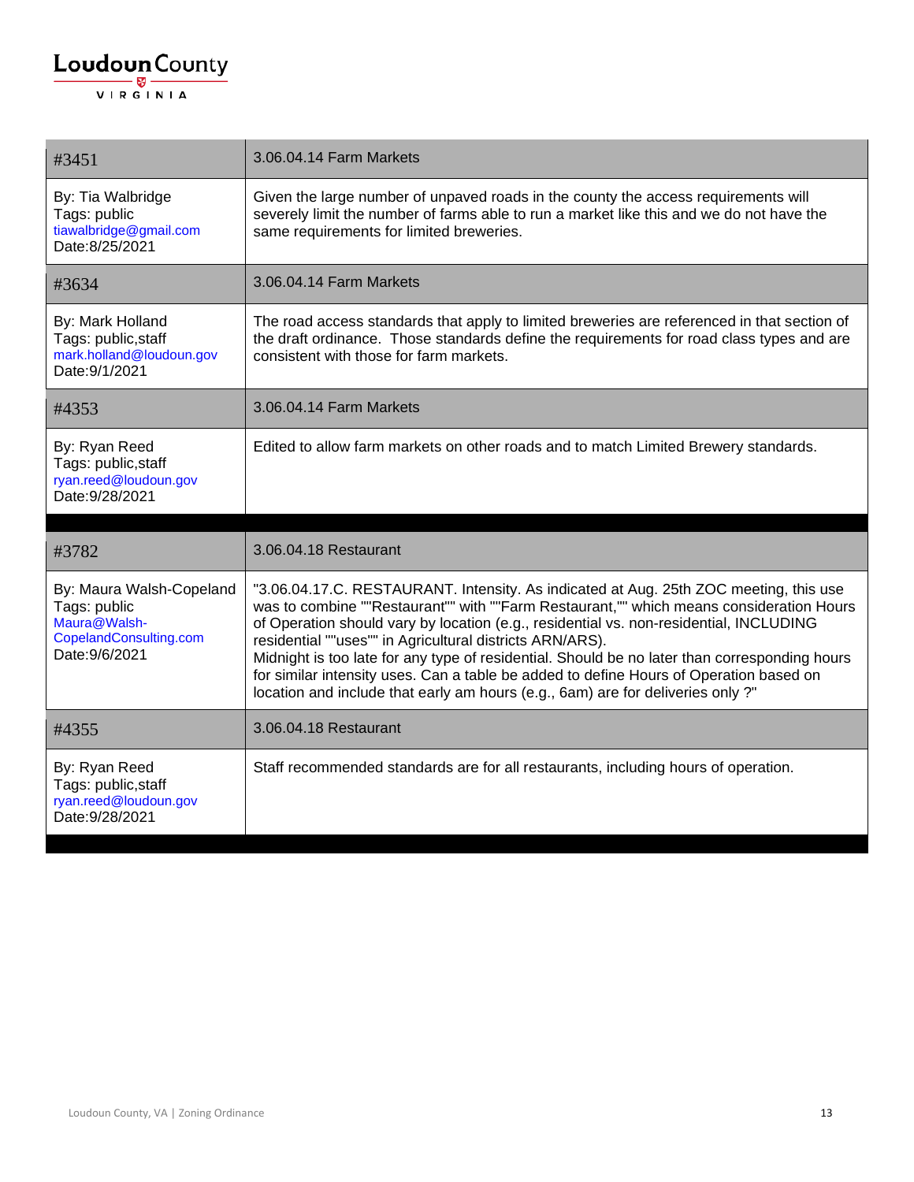| #3451 | 3.06.04.14 Farm Markets |
|---|---|
| By: Tia Walbridge<br>Tags: public<br>tiawalbridge@gmail.com<br>Date:8/25/2021 | Given the large number of unpaved roads in the county the access requirements will severely limit the number of farms able to run a market like this and we do not have the same requirements for limited breweries. |
| #3634 | 3.06.04.14 Farm Markets |
| By: Mark Holland<br>Tags: public,staff<br>mark.holland@loudoun.gov<br>Date:9/1/2021 | The road access standards that apply to limited breweries are referenced in that section of the draft ordinance. Those standards define the requirements for road class types and are consistent with those for farm markets. |
| #4353 | 3.06.04.14 Farm Markets |
| By: Ryan Reed<br>Tags: public,staff<br>ryan.reed@loudoun.gov<br>Date:9/28/2021 | Edited to allow farm markets on other roads and to match Limited Brewery standards. |

| #3782 | 3.06.04.18 Restaurant |
|---|---|
| By: Maura Walsh-Copeland<br>Tags: public<br>Maura@Walsh-CopelandConsulting.com<br>Date:9/6/2021 | "3.06.04.17.C. RESTAURANT. Intensity. As indicated at Aug. 25th ZOC meeting, this use was to combine ""Restaurant"" with ""Farm Restaurant,"" which means consideration Hours of Operation should vary by location (e.g., residential vs. non-residential, INCLUDING residential ""uses"" in Agricultural districts ARN/ARS).<br>Midnight is too late for any type of residential. Should be no later than corresponding hours for similar intensity uses. Can a table be added to define Hours of Operation based on location and include that early am hours (e.g., 6am) are for deliveries only ?" |
| #4355 | 3.06.04.18 Restaurant |
| By: Ryan Reed<br>Tags: public,staff<br>ryan.reed@loudoun.gov<br>Date:9/28/2021 | Staff recommended standards are for all restaurants, including hours of operation. |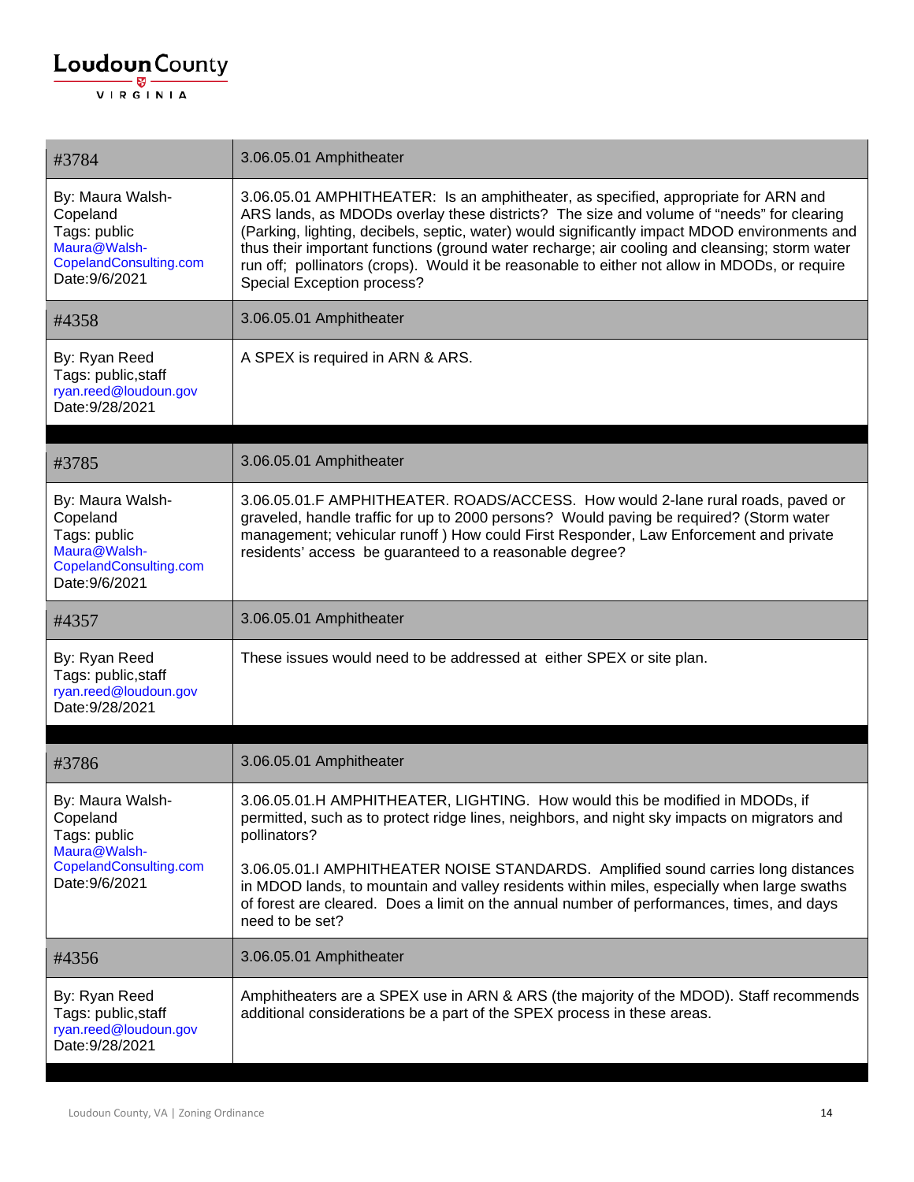| #3784 | 3.06.05.01 Amphitheater |
|---|---|
| By: Maura Walsh-Copeland<br>Tags: public<br>Maura@Walsh-CopelandConsulting.com<br>Date:9/6/2021 | 3.06.05.01 AMPHITHEATER: Is an amphitheater, as specified, appropriate for ARN and ARS lands, as MDODs overlay these districts? The size and volume of "needs" for clearing (Parking, lighting, decibels, septic, water) would significantly impact MDOD environments and thus their important functions (ground water recharge; air cooling and cleansing; storm water run off; pollinators (crops). Would it be reasonable to either not allow in MDODs, or require Special Exception process? |
| #4358 | 3.06.05.01 Amphitheater |
| By: Ryan Reed<br>Tags: public,staff<br>ryan.reed@loudoun.gov<br>Date:9/28/2021 | A SPEX is required in ARN & ARS. |

| #3785 | 3.06.05.01 Amphitheater |
|---|---|
| By: Maura Walsh-Copeland<br>Tags: public<br>Maura@Walsh-CopelandConsulting.com<br>Date:9/6/2021 | 3.06.05.01.F AMPHITHEATER. ROADS/ACCESS. How would 2-lane rural roads, paved or graveled, handle traffic for up to 2000 persons? Would paving be required? (Storm water management; vehicular runoff ) How could First Responder, Law Enforcement and private residents' access be guaranteed to a reasonable degree? |
| #4357 | 3.06.05.01 Amphitheater |
| By: Ryan Reed<br>Tags: public,staff<br>ryan.reed@loudoun.gov<br>Date:9/28/2021 | These issues would need to be addressed at either SPEX or site plan. |

| #3786 | 3.06.05.01 Amphitheater |
|---|---|
| By: Maura Walsh-Copeland<br>Tags: public<br>Maura@Walsh-CopelandConsulting.com<br>Date:9/6/2021 | 3.06.05.01.H AMPHITHEATER, LIGHTING. How would this be modified in MDODs, if permitted, such as to protect ridge lines, neighbors, and night sky impacts on migrators and pollinators?<br><br>3.06.05.01.I AMPHITHEATER NOISE STANDARDS. Amplified sound carries long distances in MDOD lands, to mountain and valley residents within miles, especially when large swaths of forest are cleared. Does a limit on the annual number of performances, times, and days need to be set? |
| #4356 | 3.06.05.01 Amphitheater |
| By: Ryan Reed<br>Tags: public,staff<br>ryan.reed@loudoun.gov<br>Date:9/28/2021 | Amphitheaters are a SPEX use in ARN & ARS (the majority of the MDOD). Staff recommends additional considerations be a part of the SPEX process in these areas. |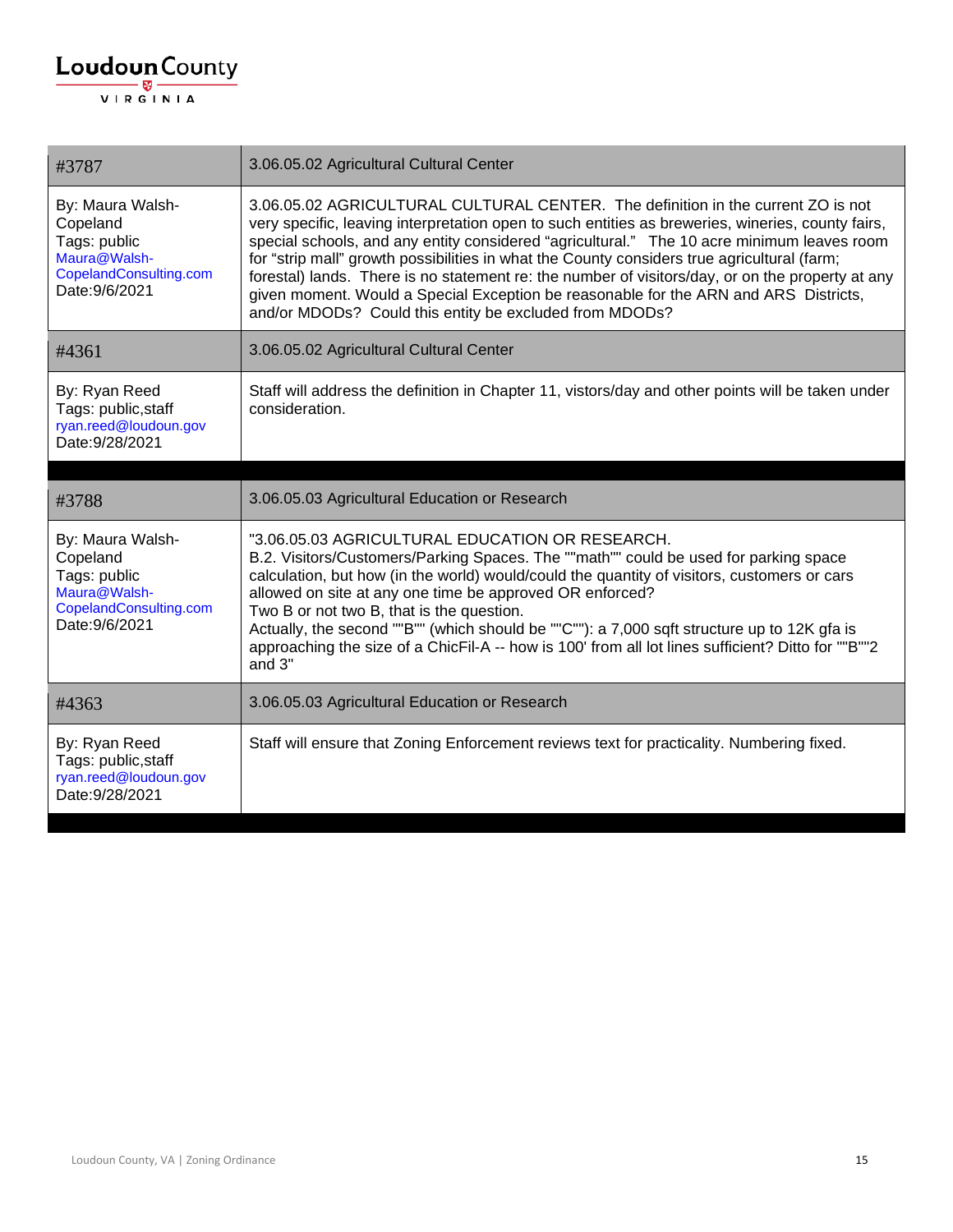| #3787 | 3.06.05.02 Agricultural Cultural Center |
|---|---|
| By: Maura Walsh-Copeland<br>Tags: public<br>Maura@Walsh-CopelandConsulting.com<br>Date:9/6/2021 | 3.06.05.02 AGRICULTURAL CULTURAL CENTER. The definition in the current ZO is not very specific, leaving interpretation open to such entities as breweries, wineries, county fairs, special schools, and any entity considered "agricultural." The 10 acre minimum leaves room for "strip mall" growth possibilities in what the County considers true agricultural (farm; forestal) lands. There is no statement re: the number of visitors/day, or on the property at any given moment. Would a Special Exception be reasonable for the ARN and ARS Districts, and/or MDODs? Could this entity be excluded from MDODs? |
| #4361 | 3.06.05.02 Agricultural Cultural Center |
| By: Ryan Reed<br>Tags: public,staff<br>ryan.reed@loudoun.gov<br>Date:9/28/2021 | Staff will address the definition in Chapter 11, vistors/day and other points will be taken under consideration. |

| #3788 | 3.06.05.03 Agricultural Education or Research |
|---|---|
| By: Maura Walsh-Copeland<br>Tags: public<br>Maura@Walsh-CopelandConsulting.com<br>Date:9/6/2021 | "3.06.05.03 AGRICULTURAL EDUCATION OR RESEARCH.<br>B.2. Visitors/Customers/Parking Spaces. The ""math"" could be used for parking space calculation, but how (in the world) would/could the quantity of visitors, customers or cars allowed on site at any one time be approved OR enforced?<br>Two B or not two B, that is the question.<br>Actually, the second ""B"" (which should be ""C""): a 7,000 sqft structure up to 12K gfa is approaching the size of a ChicFil-A -- how is 100' from all lot lines sufficient? Ditto for ""B""2 and 3" |
| #4363 | 3.06.05.03 Agricultural Education or Research |
| By: Ryan Reed<br>Tags: public,staff<br>ryan.reed@loudoun.gov<br>Date:9/28/2021 | Staff will ensure that Zoning Enforcement reviews text for practicality. Numbering fixed. |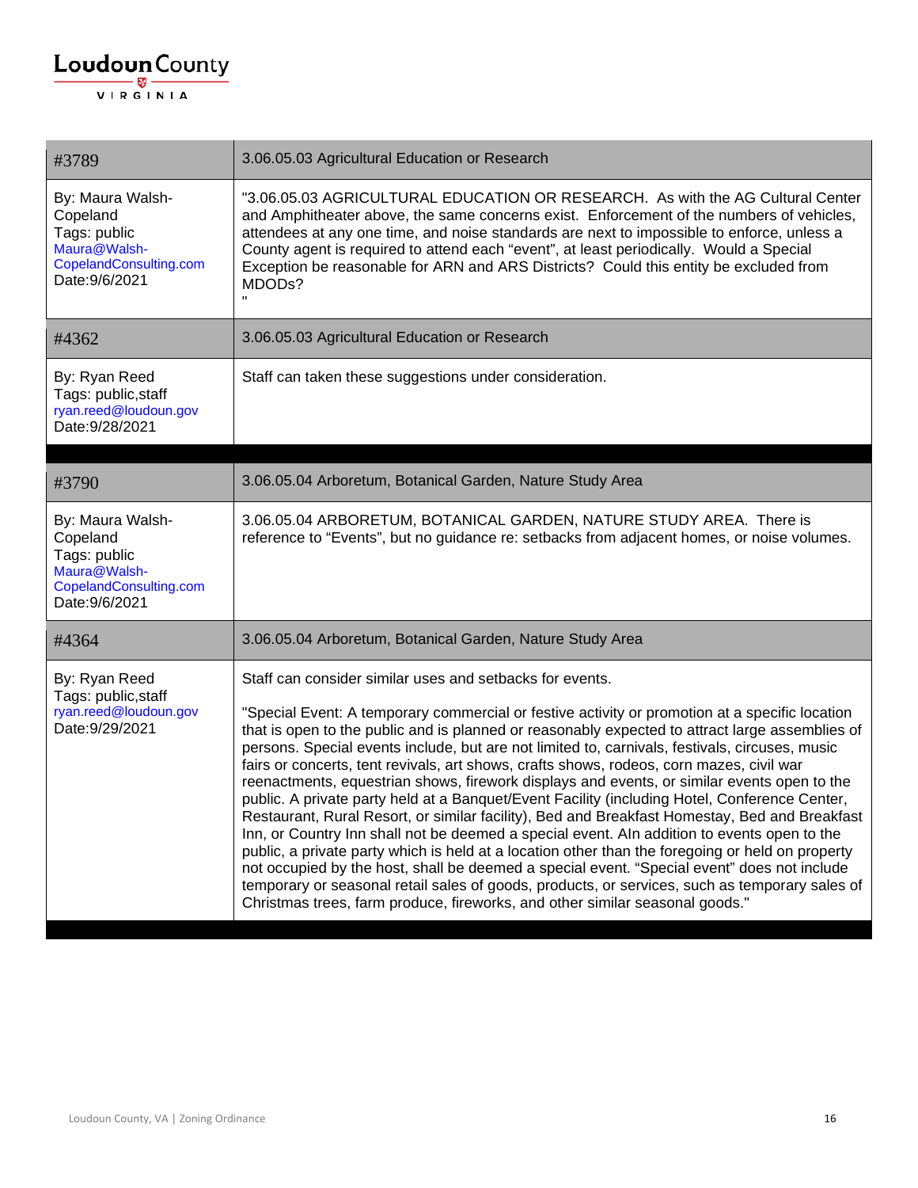| #3789 | 3.06.05.03 Agricultural Education or Research |
|---|---|
| By: Maura Walsh-Copeland<br>Tags: public<br>Maura@Walsh-CopelandConsulting.com<br>Date:9/6/2021 | "3.06.05.03 AGRICULTURAL EDUCATION OR RESEARCH. As with the AG Cultural Center and Amphitheater above, the same concerns exist. Enforcement of the numbers of vehicles, attendees at any one time, and noise standards are next to impossible to enforce, unless a County agent is required to attend each "event", at least periodically. Would a Special Exception be reasonable for ARN and ARS Districts? Could this entity be excluded from MDODs?<br>" |

| #4362 | 3.06.05.03 Agricultural Education or Research |
|---|---|
| By: Ryan Reed<br>Tags: public,staff<br>ryan.reed@loudoun.gov<br>Date:9/28/2021 | Staff can taken these suggestions under consideration. |

| #3790 | 3.06.05.04 Arboretum, Botanical Garden, Nature Study Area |
|---|---|
| By: Maura Walsh-Copeland<br>Tags: public<br>Maura@Walsh-CopelandConsulting.com<br>Date:9/6/2021 | 3.06.05.04 ARBORETUM, BOTANICAL GARDEN, NATURE STUDY AREA. There is reference to "Events", but no guidance re: setbacks from adjacent homes, or noise volumes. |

| #4364 | 3.06.05.04 Arboretum, Botanical Garden, Nature Study Area |
|---|---|
| By: Ryan Reed<br>Tags: public,staff<br>ryan.reed@loudoun.gov<br>Date:9/29/2021 | Staff can consider similar uses and setbacks for events.<br><br>"Special Event: A temporary commercial or festive activity or promotion at a specific location that is open to the public and is planned or reasonably expected to attract large assemblies of persons. Special events include, but are not limited to, carnivals, festivals, circuses, music fairs or concerts, tent revivals, art shows, crafts shows, rodeos, corn mazes, civil war reenactments, equestrian shows, firework displays and events, or similar events open to the public. A private party held at a Banquet/Event Facility (including Hotel, Conference Center, Restaurant, Rural Resort, or similar facility), Bed and Breakfast Homestay, Bed and Breakfast Inn, or Country Inn shall not be deemed a special event. AIn addition to events open to the public, a private party which is held at a location other than the foregoing or held on property not occupied by the host, shall be deemed a special event. "Special event" does not include temporary or seasonal retail sales of goods, products, or services, such as temporary sales of Christmas trees, farm produce, fireworks, and other similar seasonal goods." |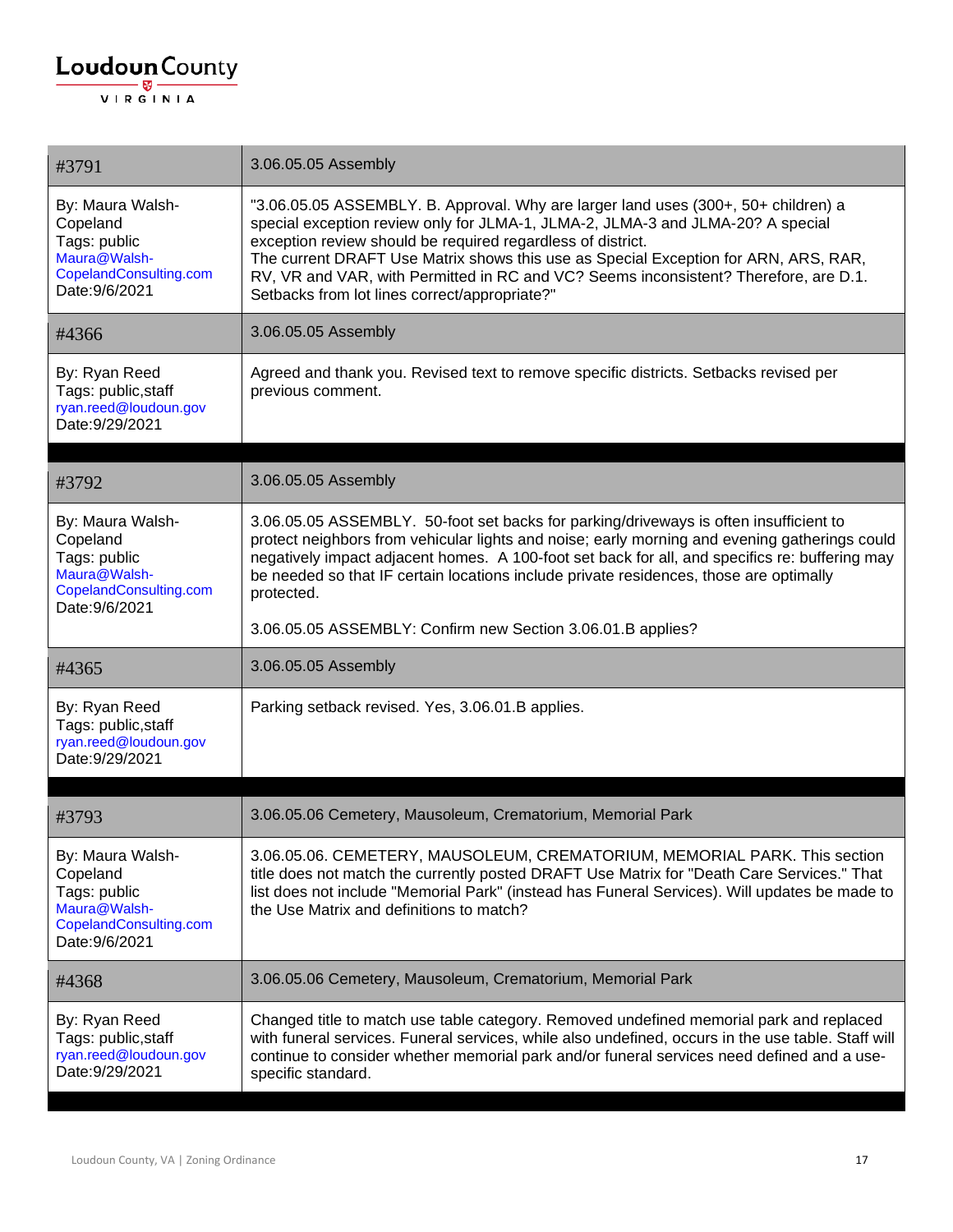| #3791 | 3.06.05.05 Assembly |
|---|---|
| By: Maura Walsh-Copeland<br>Tags: public<br>Maura@Walsh-CopelandConsulting.com<br>Date:9/6/2021 | "3.06.05.05 ASSEMBLY. B. Approval. Why are larger land uses (300+, 50+ children) a special exception review only for JLMA-1, JLMA-2, JLMA-3 and JLMA-20? A special exception review should be required regardless of district.<br>The current DRAFT Use Matrix shows this use as Special Exception for ARN, ARS, RAR, RV, VR and VAR, with Permitted in RC and VC? Seems inconsistent? Therefore, are D.1. Setbacks from lot lines correct/appropriate?" |
| #4366 | 3.06.05.05 Assembly |
| By: Ryan Reed<br>Tags: public,staff<br>ryan.reed@loudoun.gov<br>Date:9/29/2021 | Agreed and thank you. Revised text to remove specific districts. Setbacks revised per previous comment. |

| #3792 | 3.06.05.05 Assembly |
|---|---|
| By: Maura Walsh-Copeland<br>Tags: public<br>Maura@Walsh-CopelandConsulting.com<br>Date:9/6/2021 | 3.06.05.05 ASSEMBLY. 50-foot set backs for parking/driveways is often insufficient to protect neighbors from vehicular lights and noise; early morning and evening gatherings could negatively impact adjacent homes. A 100-foot set back for all, and specifics re: buffering may be needed so that IF certain locations include private residences, those are optimally protected.<br><br>3.06.05.05 ASSEMBLY: Confirm new Section 3.06.01.B applies? |
| #4365 | 3.06.05.05 Assembly |
| By: Ryan Reed<br>Tags: public,staff<br>ryan.reed@loudoun.gov<br>Date:9/29/2021 | Parking setback revised. Yes, 3.06.01.B applies. |

| #3793 | 3.06.05.06 Cemetery, Mausoleum, Crematorium, Memorial Park |
|---|---|
| By: Maura Walsh-Copeland<br>Tags: public<br>Maura@Walsh-CopelandConsulting.com<br>Date:9/6/2021 | 3.06.05.06. CEMETERY, MAUSOLEUM, CREMATORIUM, MEMORIAL PARK. This section title does not match the currently posted DRAFT Use Matrix for "Death Care Services." That list does not include "Memorial Park" (instead has Funeral Services). Will updates be made to the Use Matrix and definitions to match? |
| #4368 | 3.06.05.06 Cemetery, Mausoleum, Crematorium, Memorial Park |
| By: Ryan Reed<br>Tags: public,staff<br>ryan.reed@loudoun.gov<br>Date:9/29/2021 | Changed title to match use table category. Removed undefined memorial park and replaced with funeral services. Funeral services, while also undefined, occurs in the use table. Staff will continue to consider whether memorial park and/or funeral services need defined and a use-specific standard. |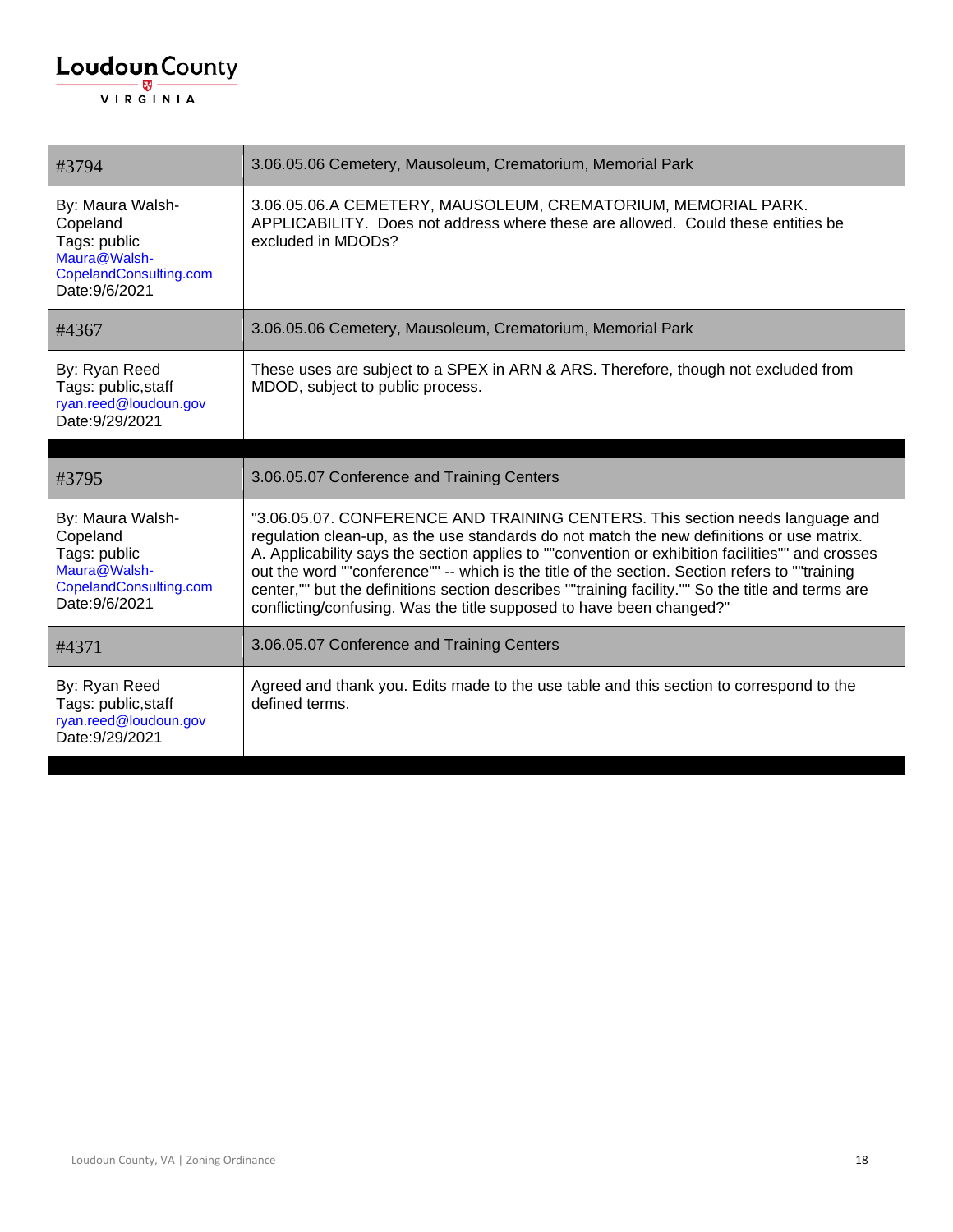| #3794 | 3.06.05.06 Cemetery, Mausoleum, Crematorium, Memorial Park |
|---|---|
| By: Maura Walsh-Copeland<br>Tags: public<br>Maura@Walsh-CopelandConsulting.com<br>Date:9/6/2021 | 3.06.05.06.A CEMETERY, MAUSOLEUM, CREMATORIUM, MEMORIAL PARK. APPLICABILITY. Does not address where these are allowed. Could these entities be excluded in MDODs? |
| #4367 | 3.06.05.06 Cemetery, Mausoleum, Crematorium, Memorial Park |
| By: Ryan Reed<br>Tags: public,staff<br>ryan.reed@loudoun.gov<br>Date:9/29/2021 | These uses are subject to a SPEX in ARN & ARS. Therefore, though not excluded from MDOD, subject to public process. |

| #3795 | 3.06.05.07 Conference and Training Centers |
|---|---|
| By: Maura Walsh-Copeland<br>Tags: public<br>Maura@Walsh-CopelandConsulting.com<br>Date:9/6/2021 | "3.06.05.07. CONFERENCE AND TRAINING CENTERS. This section needs language and regulation clean-up, as the use standards do not match the new definitions or use matrix. A. Applicability says the section applies to ""convention or exhibition facilities"" and crosses out the word ""conference"" -- which is the title of the section. Section refers to ""training center,"" but the definitions section describes ""training facility."" So the title and terms are conflicting/confusing. Was the title supposed to have been changed?" |
| #4371 | 3.06.05.07 Conference and Training Centers |
| By: Ryan Reed<br>Tags: public,staff<br>ryan.reed@loudoun.gov<br>Date:9/29/2021 | Agreed and thank you. Edits made to the use table and this section to correspond to the defined terms. |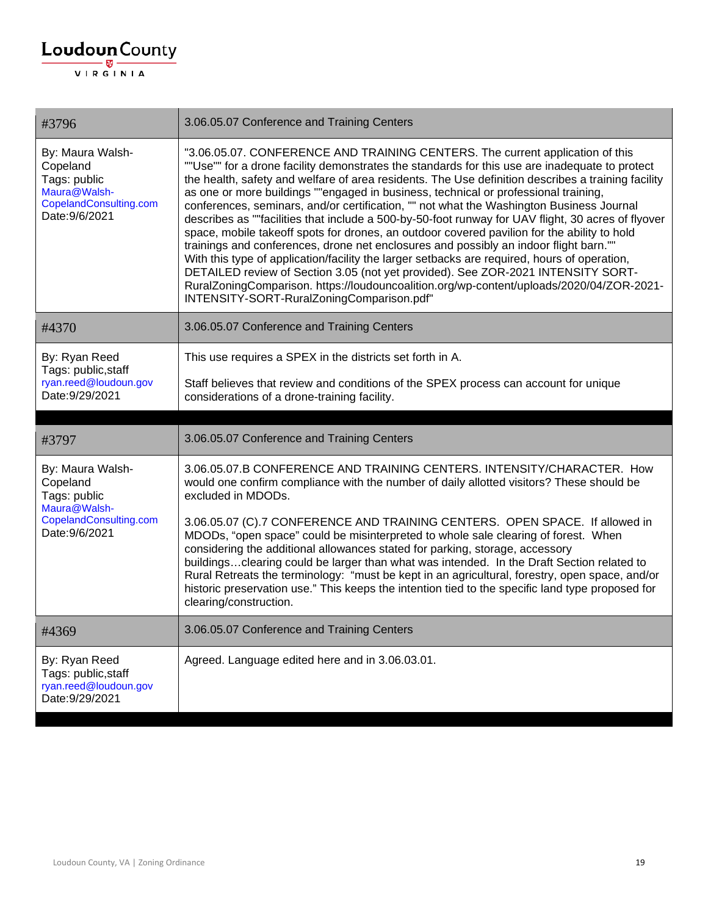| #3796 | 3.06.05.07 Conference and Training Centers |
|---|---|
| By: Maura Walsh-Copeland<br>Tags: public<br>Maura@Walsh-CopelandConsulting.com<br>Date:9/6/2021 | "3.06.05.07. CONFERENCE AND TRAINING CENTERS. The current application of this ""Use"" for a drone facility demonstrates the standards for this use are inadequate to protect the health, safety and welfare of area residents. The Use definition describes a training facility as one or more buildings ""engaged in business, technical or professional training, conferences, seminars, and/or certification, "" not what the Washington Business Journal describes as ""facilities that include a 500-by-50-foot runway for UAV flight, 30 acres of flyover space, mobile takeoff spots for drones, an outdoor covered pavilion for the ability to hold trainings and conferences, drone net enclosures and possibly an indoor flight barn."" With this type of application/facility the larger setbacks are required, hours of operation, DETAILED review of Section 3.05 (not yet provided). See ZOR-2021 INTENSITY SORT-RuralZoningComparison. https://loudouncoalition.org/wp-content/uploads/2020/04/ZOR-2021-INTENSITY-SORT-RuralZoningComparison.pdf" |
| #4370 | 3.06.05.07 Conference and Training Centers |
| By: Ryan Reed<br>Tags: public,staff<br>ryan.reed@loudoun.gov<br>Date:9/29/2021 | This use requires a SPEX in the districts set forth in A.<br><br>Staff believes that review and conditions of the SPEX process can account for unique considerations of a drone-training facility. |

| #3797 | 3.06.05.07 Conference and Training Centers |
|---|---|
| By: Maura Walsh-Copeland<br>Tags: public<br>Maura@Walsh-CopelandConsulting.com<br>Date:9/6/2021 | 3.06.05.07.B CONFERENCE AND TRAINING CENTERS. INTENSITY/CHARACTER. How would one confirm compliance with the number of daily allotted visitors? These should be excluded in MDODs.<br><br>3.06.05.07 (C).7 CONFERENCE AND TRAINING CENTERS. OPEN SPACE. If allowed in MDODs, "open space" could be misinterpreted to whole sale clearing of forest. When considering the additional allowances stated for parking, storage, accessory buildings…clearing could be larger than what was intended. In the Draft Section related to Rural Retreats the terminology: "must be kept in an agricultural, forestry, open space, and/or historic preservation use." This keeps the intention tied to the specific land type proposed for clearing/construction. |
| #4369 | 3.06.05.07 Conference and Training Centers |
| By: Ryan Reed<br>Tags: public,staff<br>ryan.reed@loudoun.gov<br>Date:9/29/2021 | Agreed. Language edited here and in 3.06.03.01. |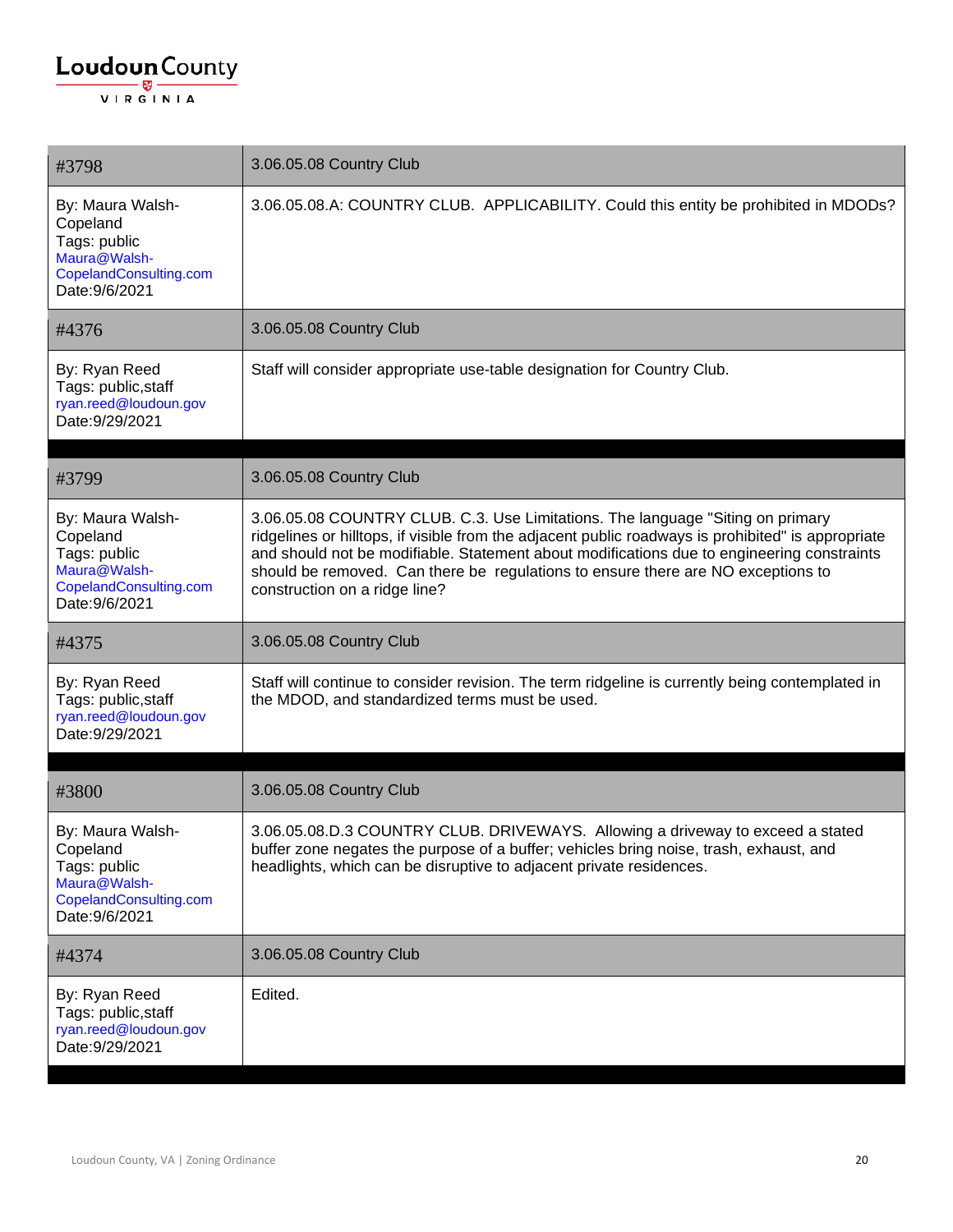| #3798 | 3.06.05.08 Country Club |
|---|---|
| By: Maura Walsh-Copeland<br>Tags: public<br>Maura@Walsh-CopelandConsulting.com<br>Date:9/6/2021 | 3.06.05.08.A: COUNTRY CLUB. APPLICABILITY. Could this entity be prohibited in MDODs? |
| #4376 | 3.06.05.08 Country Club |
| By: Ryan Reed<br>Tags: public,staff<br>ryan.reed@loudoun.gov<br>Date:9/29/2021 | Staff will consider appropriate use-table designation for Country Club. |

| #3799 | 3.06.05.08 Country Club |
|---|---|
| By: Maura Walsh-Copeland<br>Tags: public<br>Maura@Walsh-CopelandConsulting.com<br>Date:9/6/2021 | 3.06.05.08 COUNTRY CLUB. C.3. Use Limitations. The language "Siting on primary ridgelines or hilltops, if visible from the adjacent public roadways is prohibited" is appropriate and should not be modifiable. Statement about modifications due to engineering constraints should be removed. Can there be regulations to ensure there are NO exceptions to construction on a ridge line? |
| #4375 | 3.06.05.08 Country Club |
| By: Ryan Reed<br>Tags: public,staff<br>ryan.reed@loudoun.gov<br>Date:9/29/2021 | Staff will continue to consider revision. The term ridgeline is currently being contemplated in the MDOD, and standardized terms must be used. |

| #3800 | 3.06.05.08 Country Club |
|---|---|
| By: Maura Walsh-Copeland<br>Tags: public<br>Maura@Walsh-CopelandConsulting.com<br>Date:9/6/2021 | 3.06.05.08.D.3 COUNTRY CLUB. DRIVEWAYS. Allowing a driveway to exceed a stated buffer zone negates the purpose of a buffer; vehicles bring noise, trash, exhaust, and headlights, which can be disruptive to adjacent private residences. |
| #4374 | 3.06.05.08 Country Club |
| By: Ryan Reed<br>Tags: public,staff<br>ryan.reed@loudoun.gov<br>Date:9/29/2021 | Edited. |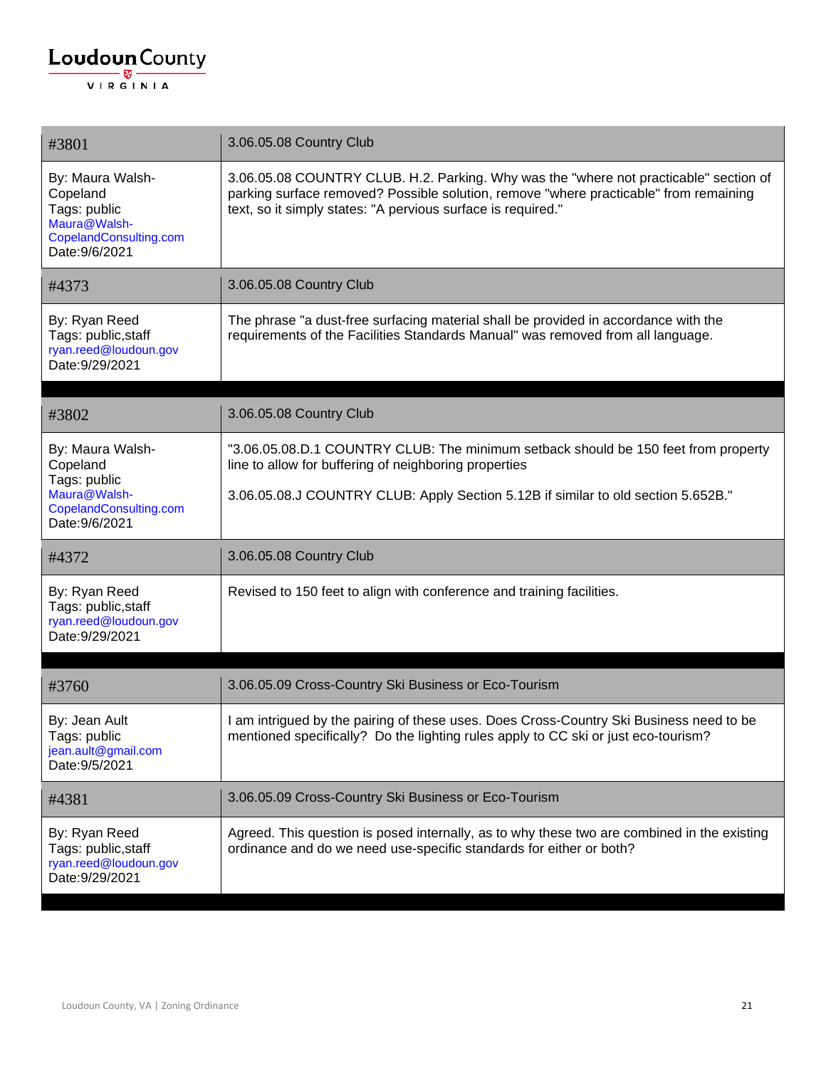| #3801 | 3.06.05.08 Country Club |
|---|---|
| By: Maura Walsh-Copeland<br>Tags: public<br>Maura@Walsh-CopelandConsulting.com<br>Date:9/6/2021 | 3.06.05.08 COUNTRY CLUB. H.2. Parking. Why was the "where not practicable" section of parking surface removed? Possible solution, remove "where practicable" from remaining text, so it simply states: "A pervious surface is required." |
| #4373 | 3.06.05.08 Country Club |
| By: Ryan Reed<br>Tags: public,staff<br>ryan.reed@loudoun.gov<br>Date:9/29/2021 | The phrase "a dust-free surfacing material shall be provided in accordance with the requirements of the Facilities Standards Manual" was removed from all language. |

| #3802 | 3.06.05.08 Country Club |
|---|---|
| By: Maura Walsh-Copeland<br>Tags: public<br>Maura@Walsh-CopelandConsulting.com<br>Date:9/6/2021 | "3.06.05.08.D.1 COUNTRY CLUB: The minimum setback should be 150 feet from property line to allow for buffering of neighboring properties<br><br>3.06.05.08.J COUNTRY CLUB: Apply Section 5.12B if similar to old section 5.652B." |
| #4372 | 3.06.05.08 Country Club |
| By: Ryan Reed<br>Tags: public,staff<br>ryan.reed@loudoun.gov<br>Date:9/29/2021 | Revised to 150 feet to align with conference and training facilities. |

| #3760 | 3.06.05.09 Cross-Country Ski Business or Eco-Tourism |
|---|---|
| By: Jean Ault<br>Tags: public<br>jean.ault@gmail.com<br>Date:9/5/2021 | I am intrigued by the pairing of these uses. Does Cross-Country Ski Business need to be mentioned specifically? Do the lighting rules apply to CC ski or just eco-tourism? |
| #4381 | 3.06.05.09 Cross-Country Ski Business or Eco-Tourism |
| By: Ryan Reed<br>Tags: public,staff<br>ryan.reed@loudoun.gov<br>Date:9/29/2021 | Agreed. This question is posed internally, as to why these two are combined in the existing ordinance and do we need use-specific standards for either or both? |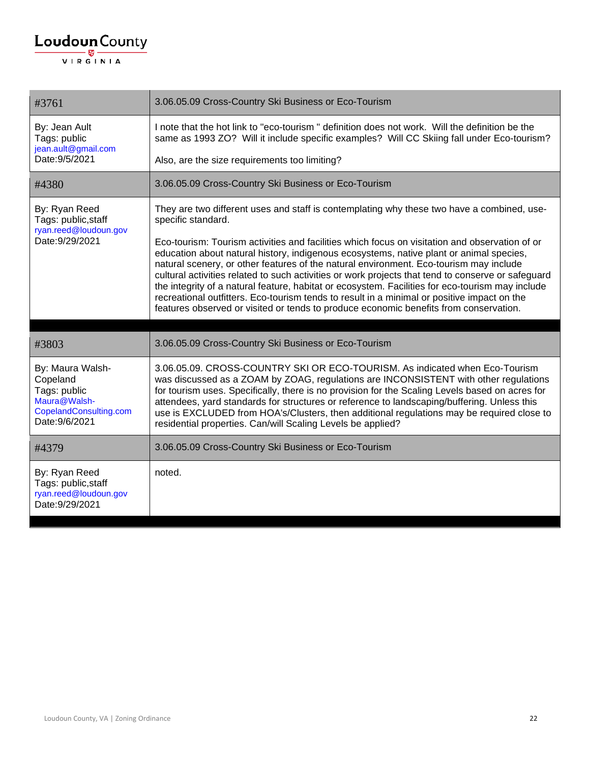| #3761 | 3.06.05.09 Cross-Country Ski Business or Eco-Tourism |
|---|---|
| By: Jean Ault<br>Tags: public<br>jean.ault@gmail.com<br>Date:9/5/2021 | I note that the hot link to "eco-tourism " definition does not work. Will the definition be the same as 1993 ZO? Will it include specific examples? Will CC Skiing fall under Eco-tourism?<br><br>Also, are the size requirements too limiting? |
| #4380 | 3.06.05.09 Cross-Country Ski Business or Eco-Tourism |
| By: Ryan Reed<br>Tags: public,staff<br>ryan.reed@loudoun.gov<br>Date:9/29/2021 | They are two different uses and staff is contemplating why these two have a combined, use-specific standard.<br><br>Eco-tourism: Tourism activities and facilities which focus on visitation and observation of or education about natural history, indigenous ecosystems, native plant or animal species, natural scenery, or other features of the natural environment. Eco-tourism may include cultural activities related to such activities or work projects that tend to conserve or safeguard the integrity of a natural feature, habitat or ecosystem. Facilities for eco-tourism may include recreational outfitters. Eco-tourism tends to result in a minimal or positive impact on the features observed or visited or tends to produce economic benefits from conservation. |

| #3803 | 3.06.05.09 Cross-Country Ski Business or Eco-Tourism |
|---|---|
| By: Maura Walsh-Copeland<br>Tags: public<br>Maura@Walsh-CopelandConsulting.com<br>Date:9/6/2021 | 3.06.05.09. CROSS-COUNTRY SKI OR ECO-TOURISM. As indicated when Eco-Tourism was discussed as a ZOAM by ZOAG, regulations are INCONSISTENT with other regulations for tourism uses. Specifically, there is no provision for the Scaling Levels based on acres for attendees, yard standards for structures or reference to landscaping/buffering. Unless this use is EXCLUDED from HOA's/Clusters, then additional regulations may be required close to residential properties. Can/will Scaling Levels be applied? |
| #4379 | 3.06.05.09 Cross-Country Ski Business or Eco-Tourism |
| By: Ryan Reed<br>Tags: public,staff<br>ryan.reed@loudoun.gov<br>Date:9/29/2021 | noted. |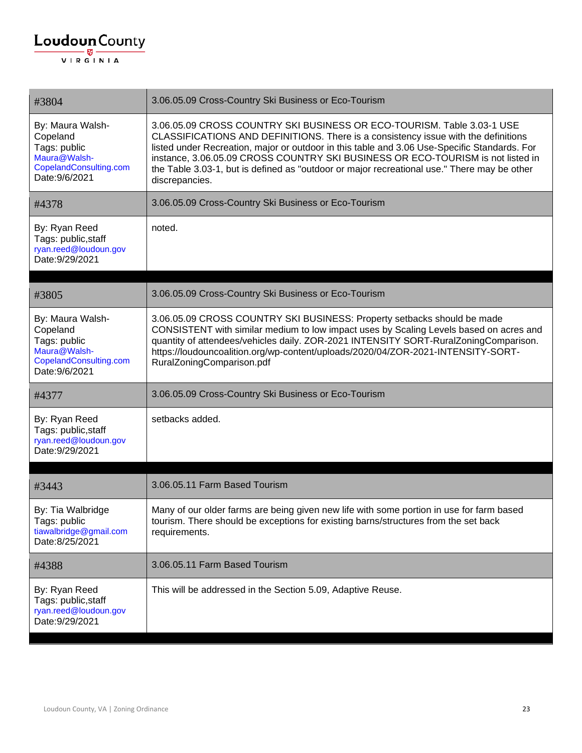| #3804 | 3.06.05.09 Cross-Country Ski Business or Eco-Tourism |
|---|---|
| By: Maura Walsh-Copeland<br>Tags: public<br>Maura@Walsh-CopelandConsulting.com<br>Date:9/6/2021 | 3.06.05.09 CROSS COUNTRY SKI BUSINESS OR ECO-TOURISM. Table 3.03-1 USE CLASSIFICATIONS AND DEFINITIONS. There is a consistency issue with the definitions listed under Recreation, major or outdoor in this table and 3.06 Use-Specific Standards. For instance, 3.06.05.09 CROSS COUNTRY SKI BUSINESS OR ECO-TOURISM is not listed in the Table 3.03-1, but is defined as "outdoor or major recreational use." There may be other discrepancies. |
| #4378 | 3.06.05.09 Cross-Country Ski Business or Eco-Tourism |
| By: Ryan Reed<br>Tags: public,staff<br>ryan.reed@loudoun.gov<br>Date:9/29/2021 | noted. |

| #3805 | 3.06.05.09 Cross-Country Ski Business or Eco-Tourism |
|---|---|
| By: Maura Walsh-Copeland<br>Tags: public<br>Maura@Walsh-CopelandConsulting.com<br>Date:9/6/2021 | 3.06.05.09 CROSS COUNTRY SKI BUSINESS: Property setbacks should be made CONSISTENT with similar medium to low impact uses by Scaling Levels based on acres and quantity of attendees/vehicles daily. ZOR-2021 INTENSITY SORT-RuralZoningComparison. https://loudouncoalition.org/wp-content/uploads/2020/04/ZOR-2021-INTENSITY-SORT-RuralZoningComparison.pdf |
| #4377 | 3.06.05.09 Cross-Country Ski Business or Eco-Tourism |
| By: Ryan Reed<br>Tags: public,staff<br>ryan.reed@loudoun.gov<br>Date:9/29/2021 | setbacks added. |

| #3443 | 3.06.05.11 Farm Based Tourism |
|---|---|
| By: Tia Walbridge<br>Tags: public<br>tiawalbridge@gmail.com<br>Date:8/25/2021 | Many of our older farms are being given new life with some portion in use for farm based tourism. There should be exceptions for existing barns/structures from the set back requirements. |
| #4388 | 3.06.05.11 Farm Based Tourism |
| By: Ryan Reed<br>Tags: public,staff<br>ryan.reed@loudoun.gov<br>Date:9/29/2021 | This will be addressed in the Section 5.09, Adaptive Reuse. |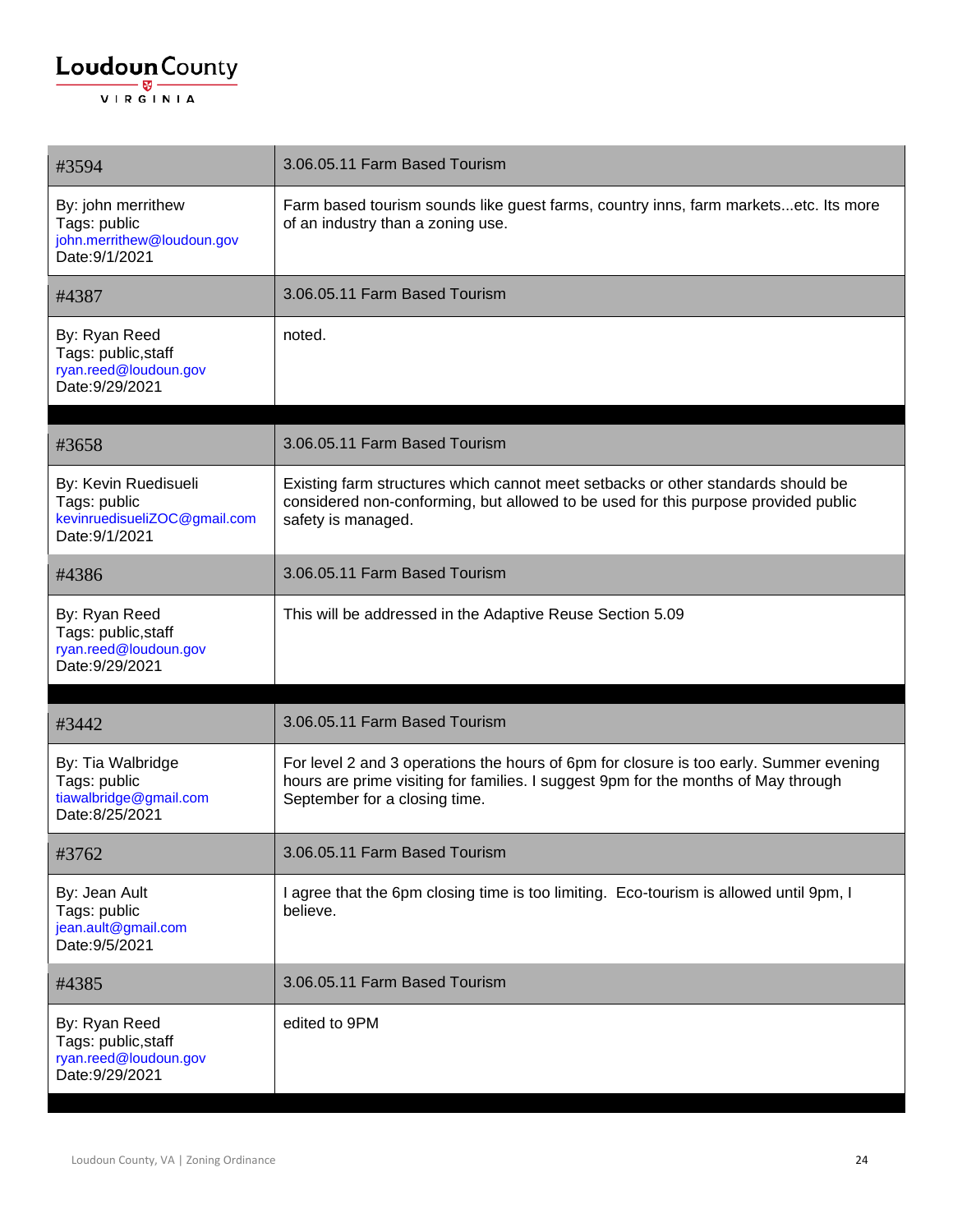| #3594 | 3.06.05.11 Farm Based Tourism |
|---|---|
| By: john merrithew<br>Tags: public<br>john.merrithew@loudoun.gov<br>Date:9/1/2021 | Farm based tourism sounds like guest farms, country inns, farm markets...etc. Its more of an industry than a zoning use. |
| #4387 | 3.06.05.11 Farm Based Tourism |
| By: Ryan Reed<br>Tags: public,staff<br>ryan.reed@loudoun.gov<br>Date:9/29/2021 | noted. |

| #3658 | 3.06.05.11 Farm Based Tourism |
|---|---|
| By: Kevin Ruedisueli<br>Tags: public<br>kevinruedisueliZOC@gmail.com<br>Date:9/1/2021 | Existing farm structures which cannot meet setbacks or other standards should be considered non-conforming, but allowed to be used for this purpose provided public safety is managed. |
| #4386 | 3.06.05.11 Farm Based Tourism |
| By: Ryan Reed<br>Tags: public,staff<br>ryan.reed@loudoun.gov<br>Date:9/29/2021 | This will be addressed in the Adaptive Reuse Section 5.09 |

| #3442 | 3.06.05.11 Farm Based Tourism |
|---|---|
| By: Tia Walbridge<br>Tags: public<br>tiawalbridge@gmail.com<br>Date:8/25/2021 | For level 2 and 3 operations the hours of 6pm for closure is too early. Summer evening hours are prime visiting for families. I suggest 9pm for the months of May through September for a closing time. |
| #3762 | 3.06.05.11 Farm Based Tourism |
| By: Jean Ault<br>Tags: public<br>jean.ault@gmail.com<br>Date:9/5/2021 | I agree that the 6pm closing time is too limiting. Eco-tourism is allowed until 9pm, I believe. |
| #4385 | 3.06.05.11 Farm Based Tourism |
| By: Ryan Reed<br>Tags: public,staff<br>ryan.reed@loudoun.gov<br>Date:9/29/2021 | edited to 9PM |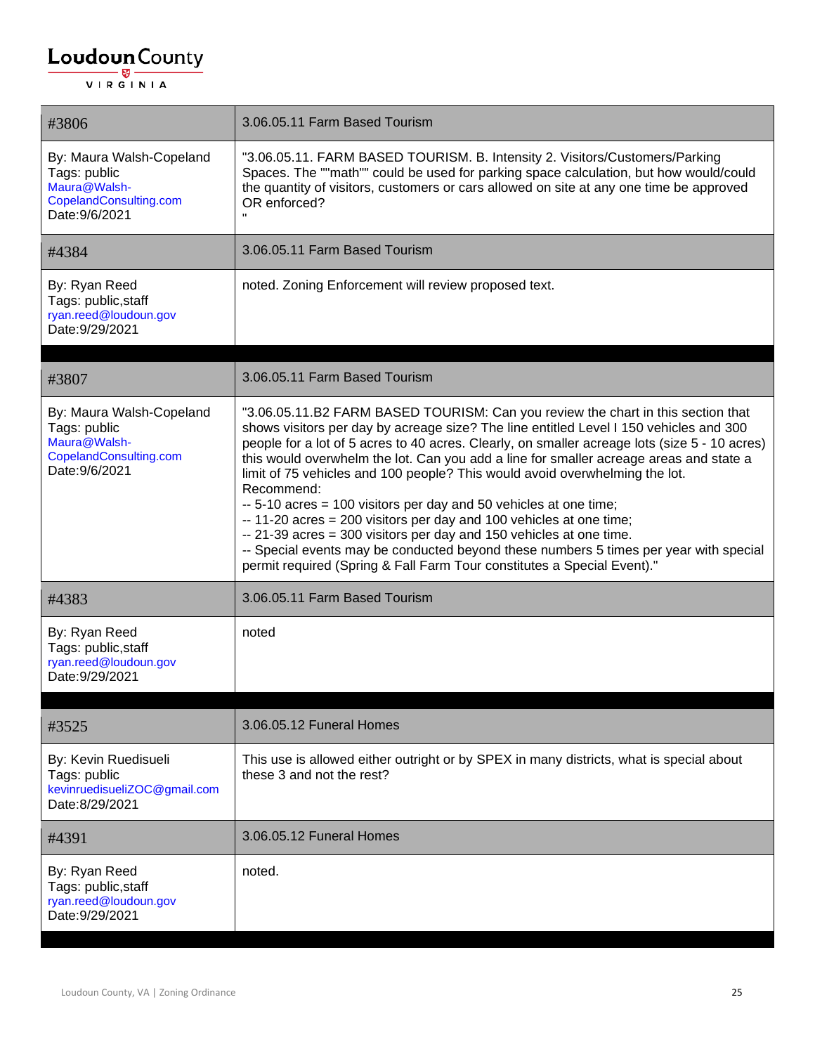| #3806 | 3.06.05.11 Farm Based Tourism |
|---|---|
| By: Maura Walsh-Copeland<br>Tags: public<br>Maura@Walsh-CopelandConsulting.com<br>Date:9/6/2021 | "3.06.05.11. FARM BASED TOURISM. B. Intensity 2. Visitors/Customers/Parking Spaces. The ""math"" could be used for parking space calculation, but how would/could the quantity of visitors, customers or cars allowed on site at any one time be approved OR enforced?<br>" |
| #4384 | 3.06.05.11 Farm Based Tourism |
| By: Ryan Reed<br>Tags: public,staff<br>ryan.reed@loudoun.gov<br>Date:9/29/2021 | noted. Zoning Enforcement will review proposed text. |

| #3807 | 3.06.05.11 Farm Based Tourism |
|---|---|
| By: Maura Walsh-Copeland<br>Tags: public<br>Maura@Walsh-CopelandConsulting.com<br>Date:9/6/2021 | "3.06.05.11.B2 FARM BASED TOURISM: Can you review the chart in this section that shows visitors per day by acreage size? The line entitled Level I 150 vehicles and 300 people for a lot of 5 acres to 40 acres. Clearly, on smaller acreage lots (size 5 - 10 acres) this would overwhelm the lot. Can you add a line for smaller acreage areas and state a limit of 75 vehicles and 100 people? This would avoid overwhelming the lot.<br>Recommend:<br>-- 5-10 acres = 100 visitors per day and 50 vehicles at one time;<br>-- 11-20 acres = 200 visitors per day and 100 vehicles at one time;<br>-- 21-39 acres = 300 visitors per day and 150 vehicles at one time.<br>-- Special events may be conducted beyond these numbers 5 times per year with special permit required (Spring & Fall Farm Tour constitutes a Special Event)." |
| #4383 | 3.06.05.11 Farm Based Tourism |
| By: Ryan Reed<br>Tags: public,staff<br>ryan.reed@loudoun.gov<br>Date:9/29/2021 | noted |

| #3525 | 3.06.05.12 Funeral Homes |
|---|---|
| By: Kevin Ruedisueli<br>Tags: public<br>kevinruedisueliZOC@gmail.com<br>Date:8/29/2021 | This use is allowed either outright or by SPEX in many districts, what is special about these 3 and not the rest? |
| #4391 | 3.06.05.12 Funeral Homes |
| By: Ryan Reed<br>Tags: public,staff<br>ryan.reed@loudoun.gov<br>Date:9/29/2021 | noted. |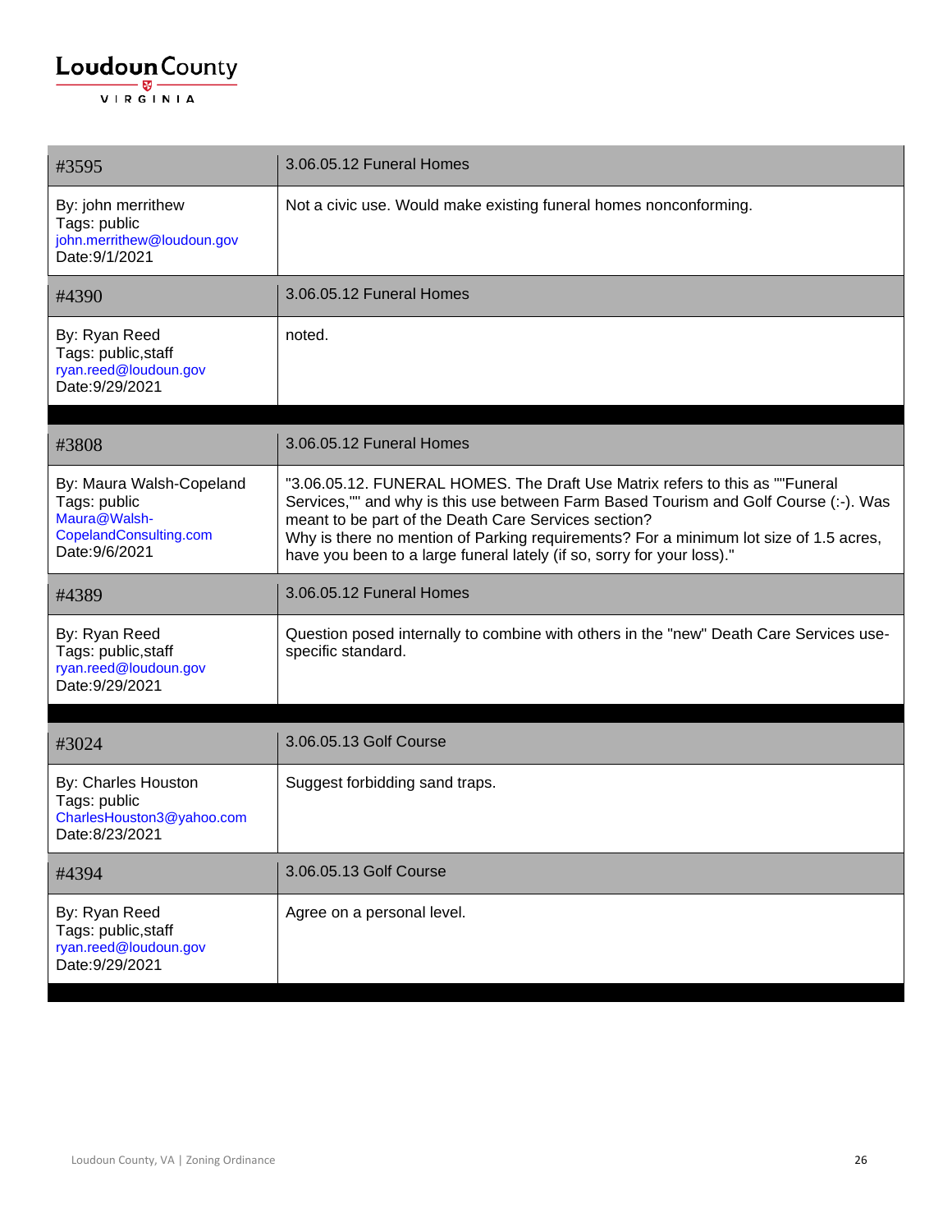| #3595 | 3.06.05.12 Funeral Homes |
|---|---|
| By: john merrithew<br>Tags: public<br>john.merrithew@loudoun.gov<br>Date:9/1/2021 | Not a civic use. Would make existing funeral homes nonconforming. |
| #4390 | 3.06.05.12 Funeral Homes |
| By: Ryan Reed<br>Tags: public,staff<br>ryan.reed@loudoun.gov<br>Date:9/29/2021 | noted. |

| #3808 | 3.06.05.12 Funeral Homes |
|---|---|
| By: Maura Walsh-Copeland<br>Tags: public<br>Maura@Walsh-CopelandConsulting.com<br>Date:9/6/2021 | "3.06.05.12. FUNERAL HOMES. The Draft Use Matrix refers to this as ""Funeral Services,"" and why is this use between Farm Based Tourism and Golf Course (:-). Was meant to be part of the Death Care Services section?<br>Why is there no mention of Parking requirements? For a minimum lot size of 1.5 acres, have you been to a large funeral lately (if so, sorry for your loss)." |
| #4389 | 3.06.05.12 Funeral Homes |
| By: Ryan Reed<br>Tags: public,staff<br>ryan.reed@loudoun.gov<br>Date:9/29/2021 | Question posed internally to combine with others in the "new" Death Care Services use-specific standard. |

| #3024 | 3.06.05.13 Golf Course |
|---|---|
| By: Charles Houston<br>Tags: public<br>CharlesHouston3@yahoo.com<br>Date:8/23/2021 | Suggest forbidding sand traps. |
| #4394 | 3.06.05.13 Golf Course |
| By: Ryan Reed<br>Tags: public,staff<br>ryan.reed@loudoun.gov<br>Date:9/29/2021 | Agree on a personal level. |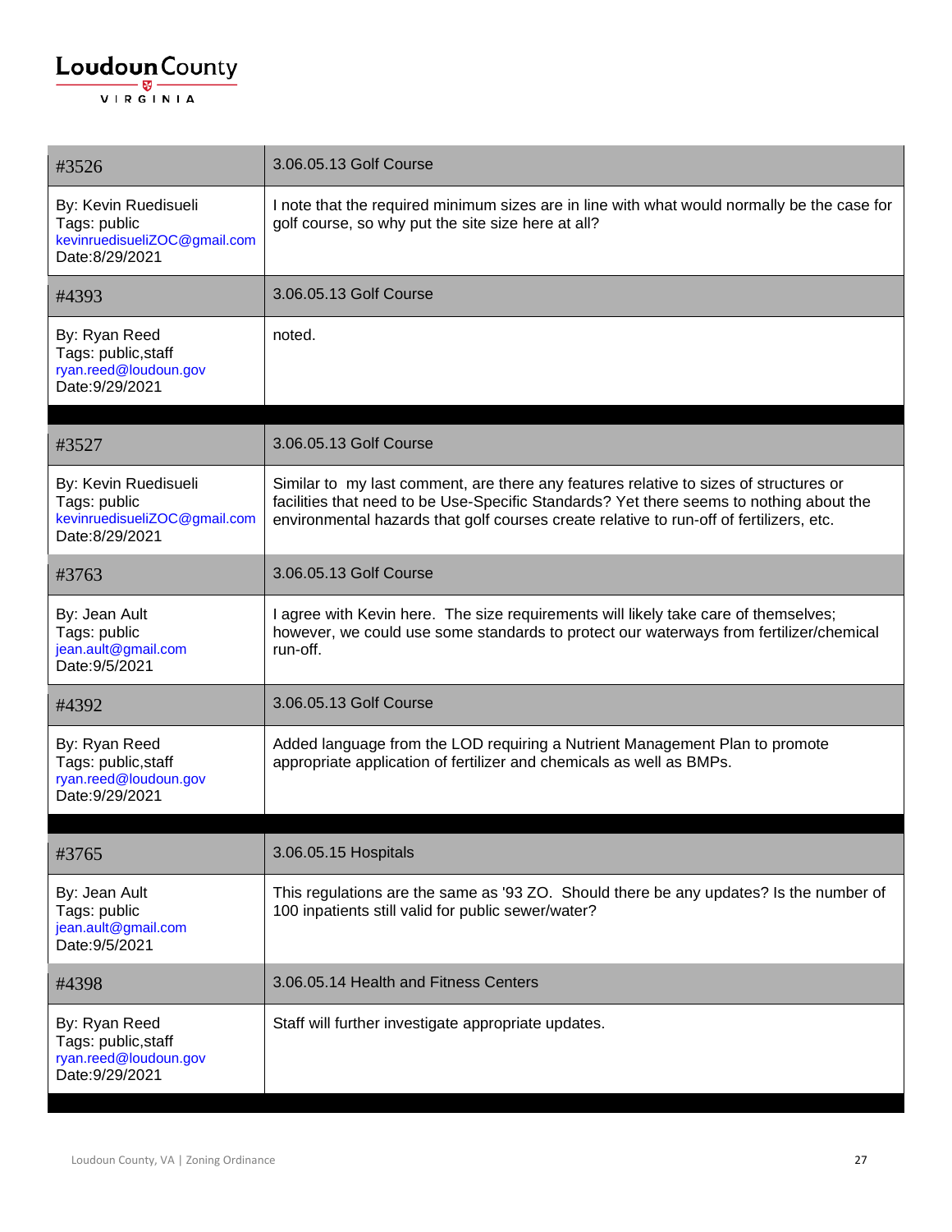| #3526 | 3.06.05.13 Golf Course |
|---|---|
| By: Kevin Ruedisueli<br>Tags: public<br>kevinruedisueliZOC@gmail.com<br>Date:8/29/2021 | I note that the required minimum sizes are in line with what would normally be the case for golf course, so why put the site size here at all? |
| #4393 | 3.06.05.13 Golf Course |
| By: Ryan Reed<br>Tags: public,staff<br>ryan.reed@loudoun.gov<br>Date:9/29/2021 | noted. |

| #3527 | 3.06.05.13 Golf Course |
|---|---|
| By: Kevin Ruedisueli<br>Tags: public<br>kevinruedisueliZOC@gmail.com<br>Date:8/29/2021 | Similar to my last comment, are there any features relative to sizes of structures or facilities that need to be Use-Specific Standards? Yet there seems to nothing about the environmental hazards that golf courses create relative to run-off of fertilizers, etc. |
| #3763 | 3.06.05.13 Golf Course |
| By: Jean Ault<br>Tags: public<br>jean.ault@gmail.com<br>Date:9/5/2021 | I agree with Kevin here. The size requirements will likely take care of themselves; however, we could use some standards to protect our waterways from fertilizer/chemical run-off. |
| #4392 | 3.06.05.13 Golf Course |
| By: Ryan Reed<br>Tags: public,staff<br>ryan.reed@loudoun.gov<br>Date:9/29/2021 | Added language from the LOD requiring a Nutrient Management Plan to promote appropriate application of fertilizer and chemicals as well as BMPs. |

| #3765 | 3.06.05.15 Hospitals |
|---|---|
| By: Jean Ault<br>Tags: public<br>jean.ault@gmail.com<br>Date:9/5/2021 | This regulations are the same as '93 ZO. Should there be any updates? Is the number of 100 inpatients still valid for public sewer/water? |
| #4398 | 3.06.05.14 Health and Fitness Centers |
| By: Ryan Reed<br>Tags: public,staff<br>ryan.reed@loudoun.gov<br>Date:9/29/2021 | Staff will further investigate appropriate updates. |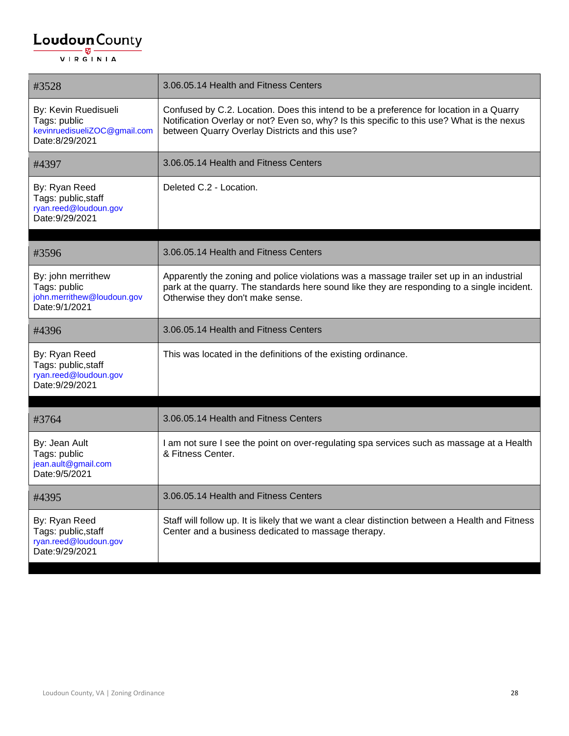| #3528 | 3.06.05.14 Health and Fitness Centers |
| --- | --- |
| By: Kevin Ruedisueli<br>Tags: public<br>kevinruedisueliZOC@gmail.com<br>Date:8/29/2021 | Confused by C.2. Location. Does this intend to be a preference for location in a Quarry Notification Overlay or not? Even so, why? Is this specific to this use? What is the nexus between Quarry Overlay Districts and this use? |
| #4397 | 3.06.05.14 Health and Fitness Centers |
| By: Ryan Reed<br>Tags: public,staff<br>ryan.reed@loudoun.gov<br>Date:9/29/2021 | Deleted C.2 - Location. |

| #3596 | 3.06.05.14 Health and Fitness Centers |
| --- | --- |
| By: john merrithew<br>Tags: public<br>john.merrithew@loudoun.gov<br>Date:9/1/2021 | Apparently the zoning and police violations was a massage trailer set up in an industrial park at the quarry. The standards here sound like they are responding to a single incident. Otherwise they don't make sense. |
| #4396 | 3.06.05.14 Health and Fitness Centers |
| By: Ryan Reed<br>Tags: public,staff<br>ryan.reed@loudoun.gov<br>Date:9/29/2021 | This was located in the definitions of the existing ordinance. |

| #3764 | 3.06.05.14 Health and Fitness Centers |
| --- | --- |
| By: Jean Ault<br>Tags: public<br>jean.ault@gmail.com<br>Date:9/5/2021 | I am not sure I see the point on over-regulating spa services such as massage at a Health & Fitness Center. |
| #4395 | 3.06.05.14 Health and Fitness Centers |
| By: Ryan Reed<br>Tags: public,staff<br>ryan.reed@loudoun.gov<br>Date:9/29/2021 | Staff will follow up. It is likely that we want a clear distinction between a Health and Fitness Center and a business dedicated to massage therapy. |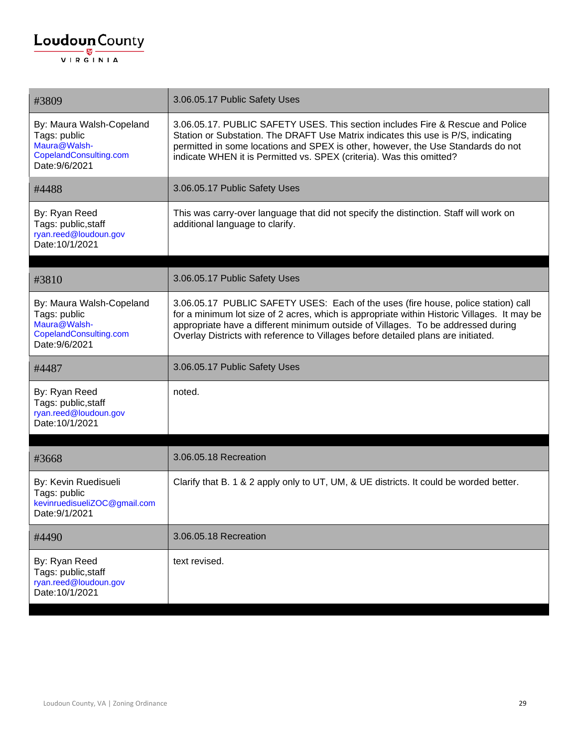| #3809 | 3.06.05.17 Public Safety Uses |
| --- | --- |
| By: Maura Walsh-Copeland<br>Tags: public<br>Maura@Walsh-CopelandConsulting.com<br>Date:9/6/2021 | 3.06.05.17. PUBLIC SAFETY USES. This section includes Fire & Rescue and Police Station or Substation. The DRAFT Use Matrix indicates this use is P/S, indicating permitted in some locations and SPEX is other, however, the Use Standards do not indicate WHEN it is Permitted vs. SPEX (criteria). Was this omitted? |
| #4488 | 3.06.05.17 Public Safety Uses |
| By: Ryan Reed<br>Tags: public,staff<br>ryan.reed@loudoun.gov<br>Date:10/1/2021 | This was carry-over language that did not specify the distinction. Staff will work on additional language to clarify. |

| #3810 | 3.06.05.17 Public Safety Uses |
| --- | --- |
| By: Maura Walsh-Copeland<br>Tags: public<br>Maura@Walsh-CopelandConsulting.com<br>Date:9/6/2021 | 3.06.05.17 PUBLIC SAFETY USES: Each of the uses (fire house, police station) call for a minimum lot size of 2 acres, which is appropriate within Historic Villages. It may be appropriate have a different minimum outside of Villages. To be addressed during Overlay Districts with reference to Villages before detailed plans are initiated. |
| #4487 | 3.06.05.17 Public Safety Uses |
| By: Ryan Reed<br>Tags: public,staff<br>ryan.reed@loudoun.gov<br>Date:10/1/2021 | noted. |

| #3668 | 3.06.05.18 Recreation |
| --- | --- |
| By: Kevin Ruedisueli<br>Tags: public<br>kevinruedisueliZOC@gmail.com<br>Date:9/1/2021 | Clarify that B. 1 & 2 apply only to UT, UM, & UE districts. It could be worded better. |
| #4490 | 3.06.05.18 Recreation |
| By: Ryan Reed<br>Tags: public,staff<br>ryan.reed@loudoun.gov<br>Date:10/1/2021 | text revised. |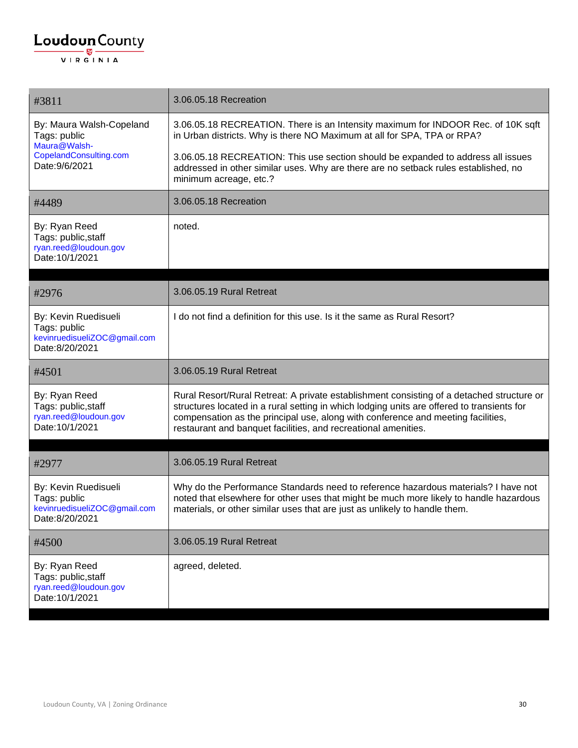| #3811 | 3.06.05.18 Recreation |
|---|---|
| By: Maura Walsh-Copeland<br>Tags: public<br>Maura@Walsh-CopelandConsulting.com<br>Date:9/6/2021 | 3.06.05.18 RECREATION. There is an Intensity maximum for INDOOR Rec. of 10K sqft in Urban districts. Why is there NO Maximum at all for SPA, TPA or RPA?<br><br>3.06.05.18 RECREATION: This use section should be expanded to address all issues addressed in other similar uses. Why are there are no setback rules established, no minimum acreage, etc.? |
| #4489 | 3.06.05.18 Recreation |
| By: Ryan Reed<br>Tags: public,staff<br>ryan.reed@loudoun.gov<br>Date:10/1/2021 | noted. |

| #2976 | 3.06.05.19 Rural Retreat |
|---|---|
| By: Kevin Ruedisueli<br>Tags: public<br>kevinruedisueliZOC@gmail.com<br>Date:8/20/2021 | I do not find a definition for this use. Is it the same as Rural Resort? |
| #4501 | 3.06.05.19 Rural Retreat |
| By: Ryan Reed<br>Tags: public,staff<br>ryan.reed@loudoun.gov<br>Date:10/1/2021 | Rural Resort/Rural Retreat: A private establishment consisting of a detached structure or structures located in a rural setting in which lodging units are offered to transients for compensation as the principal use, along with conference and meeting facilities, restaurant and banquet facilities, and recreational amenities. |

| #2977 | 3.06.05.19 Rural Retreat |
|---|---|
| By: Kevin Ruedisueli<br>Tags: public<br>kevinruedisueliZOC@gmail.com<br>Date:8/20/2021 | Why do the Performance Standards need to reference hazardous materials? I have not noted that elsewhere for other uses that might be much more likely to handle hazardous materials, or other similar uses that are just as unlikely to handle them. |
| #4500 | 3.06.05.19 Rural Retreat |
| By: Ryan Reed<br>Tags: public,staff<br>ryan.reed@loudoun.gov<br>Date:10/1/2021 | agreed, deleted. |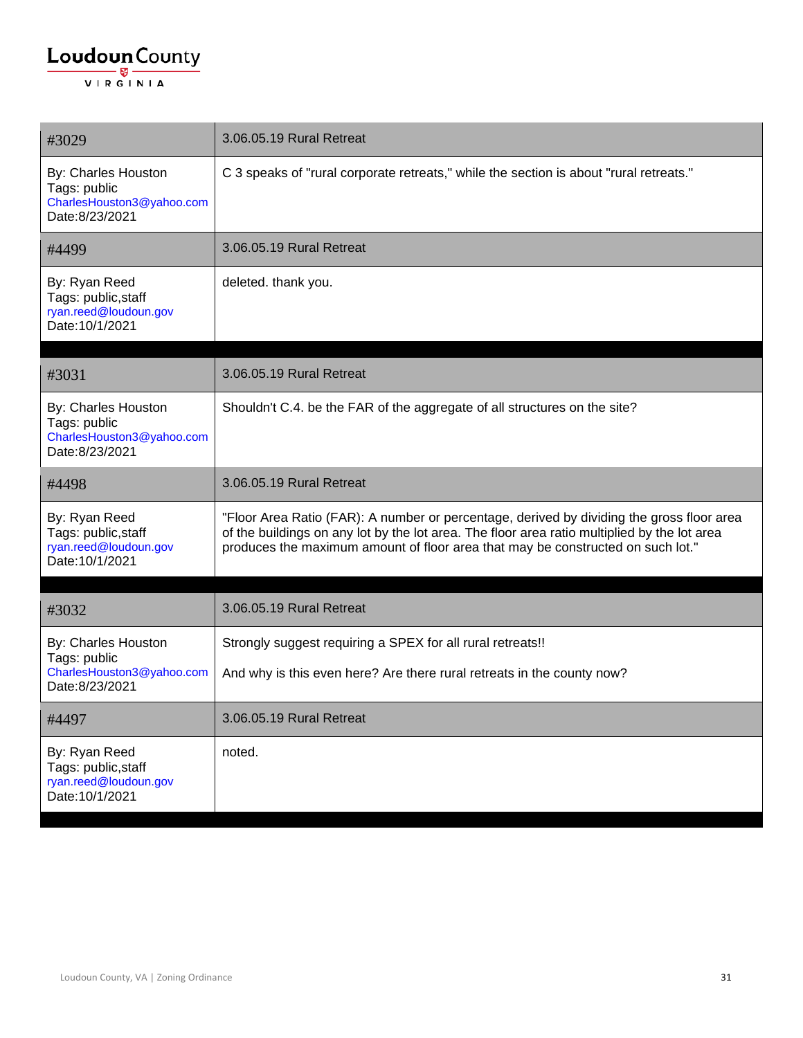| #3029 | 3.06.05.19 Rural Retreat |
|---|---|
| By: Charles Houston<br>Tags: public<br>CharlesHouston3@yahoo.com<br>Date:8/23/2021 | C 3 speaks of "rural corporate retreats," while the section is about "rural retreats." |
| #4499 | 3.06.05.19 Rural Retreat |
| By: Ryan Reed<br>Tags: public,staff<br>ryan.reed@loudoun.gov<br>Date:10/1/2021 | deleted. thank you. |

| #3031 | 3.06.05.19 Rural Retreat |
|---|---|
| By: Charles Houston<br>Tags: public<br>CharlesHouston3@yahoo.com<br>Date:8/23/2021 | Shouldn't C.4. be the FAR of the aggregate of all structures on the site? |
| #4498 | 3.06.05.19 Rural Retreat |
| By: Ryan Reed<br>Tags: public,staff<br>ryan.reed@loudoun.gov<br>Date:10/1/2021 | "Floor Area Ratio (FAR): A number or percentage, derived by dividing the gross floor area of the buildings on any lot by the lot area. The floor area ratio multiplied by the lot area produces the maximum amount of floor area that may be constructed on such lot." |

| #3032 | 3.06.05.19 Rural Retreat |
|---|---|
| By: Charles Houston<br>Tags: public<br>CharlesHouston3@yahoo.com<br>Date:8/23/2021 | Strongly suggest requiring a SPEX for all rural retreats!!<br><br>And why is this even here? Are there rural retreats in the county now? |
| #4497 | 3.06.05.19 Rural Retreat |
| By: Ryan Reed<br>Tags: public,staff<br>ryan.reed@loudoun.gov<br>Date:10/1/2021 | noted. |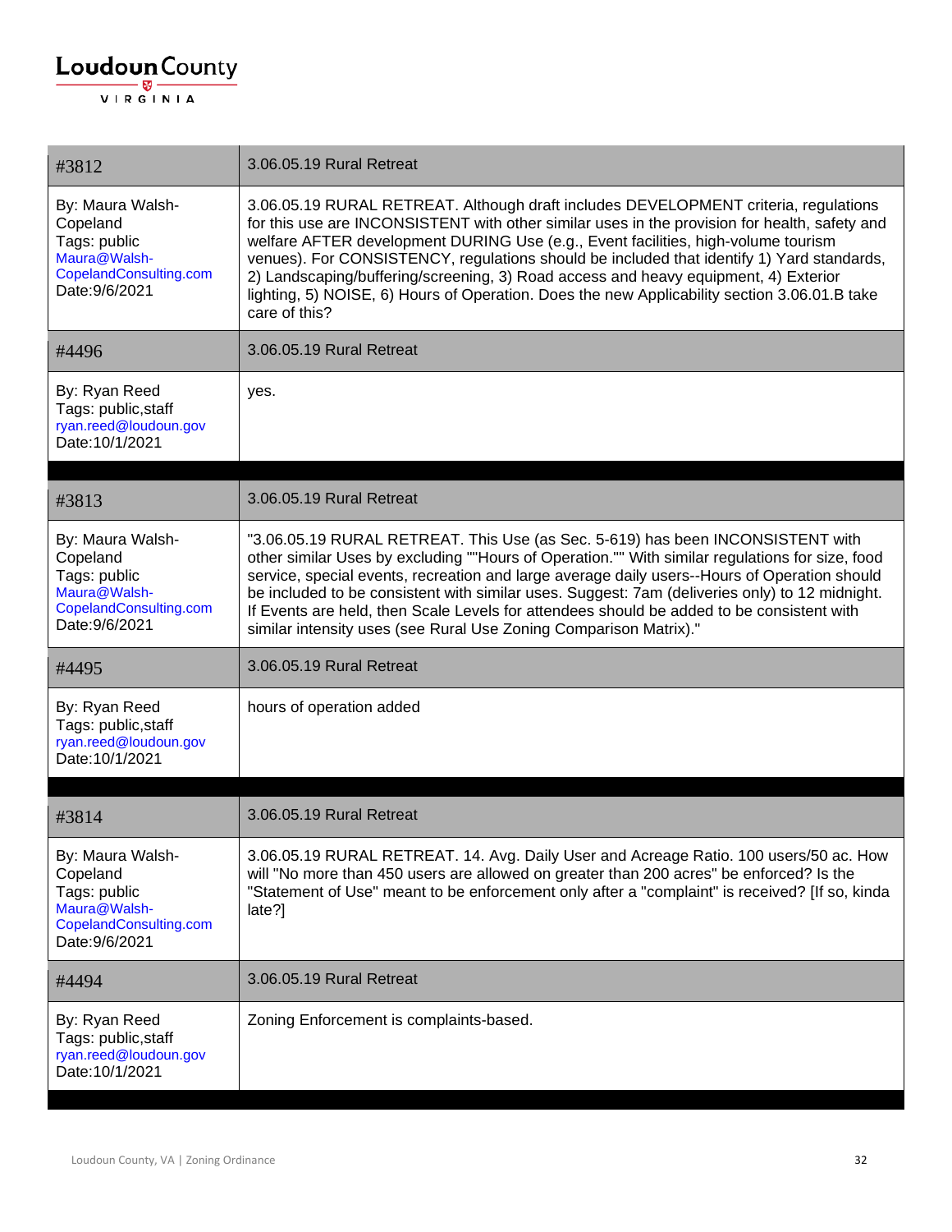| #3812 | 3.06.05.19 Rural Retreat |
|---|---|
| By: Maura Walsh-Copeland<br>Tags: public<br>Maura@Walsh-CopelandConsulting.com<br>Date:9/6/2021 | 3.06.05.19 RURAL RETREAT. Although draft includes DEVELOPMENT criteria, regulations for this use are INCONSISTENT with other similar uses in the provision for health, safety and welfare AFTER development DURING Use (e.g., Event facilities, high-volume tourism venues). For CONSISTENCY, regulations should be included that identify 1) Yard standards, 2) Landscaping/buffering/screening, 3) Road access and heavy equipment, 4) Exterior lighting, 5) NOISE, 6) Hours of Operation. Does the new Applicability section 3.06.01.B take care of this? |
| #4496 | 3.06.05.19 Rural Retreat |
| By: Ryan Reed<br>Tags: public,staff<br>ryan.reed@loudoun.gov<br>Date:10/1/2021 | yes. |

| #3813 | 3.06.05.19 Rural Retreat |
|---|---|
| By: Maura Walsh-Copeland<br>Tags: public<br>Maura@Walsh-CopelandConsulting.com<br>Date:9/6/2021 | "3.06.05.19 RURAL RETREAT. This Use (as Sec. 5-619) has been INCONSISTENT with other similar Uses by excluding ""Hours of Operation."" With similar regulations for size, food service, special events, recreation and large average daily users--Hours of Operation should be included to be consistent with similar uses. Suggest: 7am (deliveries only) to 12 midnight. If Events are held, then Scale Levels for attendees should be added to be consistent with similar intensity uses (see Rural Use Zoning Comparison Matrix)." |
| #4495 | 3.06.05.19 Rural Retreat |
| By: Ryan Reed<br>Tags: public,staff<br>ryan.reed@loudoun.gov<br>Date:10/1/2021 | hours of operation added |

| #3814 | 3.06.05.19 Rural Retreat |
|---|---|
| By: Maura Walsh-Copeland<br>Tags: public<br>Maura@Walsh-CopelandConsulting.com<br>Date:9/6/2021 | 3.06.05.19 RURAL RETREAT. 14. Avg. Daily User and Acreage Ratio. 100 users/50 ac. How will "No more than 450 users are allowed on greater than 200 acres" be enforced? Is the "Statement of Use" meant to be enforcement only after a "complaint" is received? [If so, kinda late?] |
| #4494 | 3.06.05.19 Rural Retreat |
| By: Ryan Reed<br>Tags: public,staff<br>ryan.reed@loudoun.gov<br>Date:10/1/2021 | Zoning Enforcement is complaints-based. |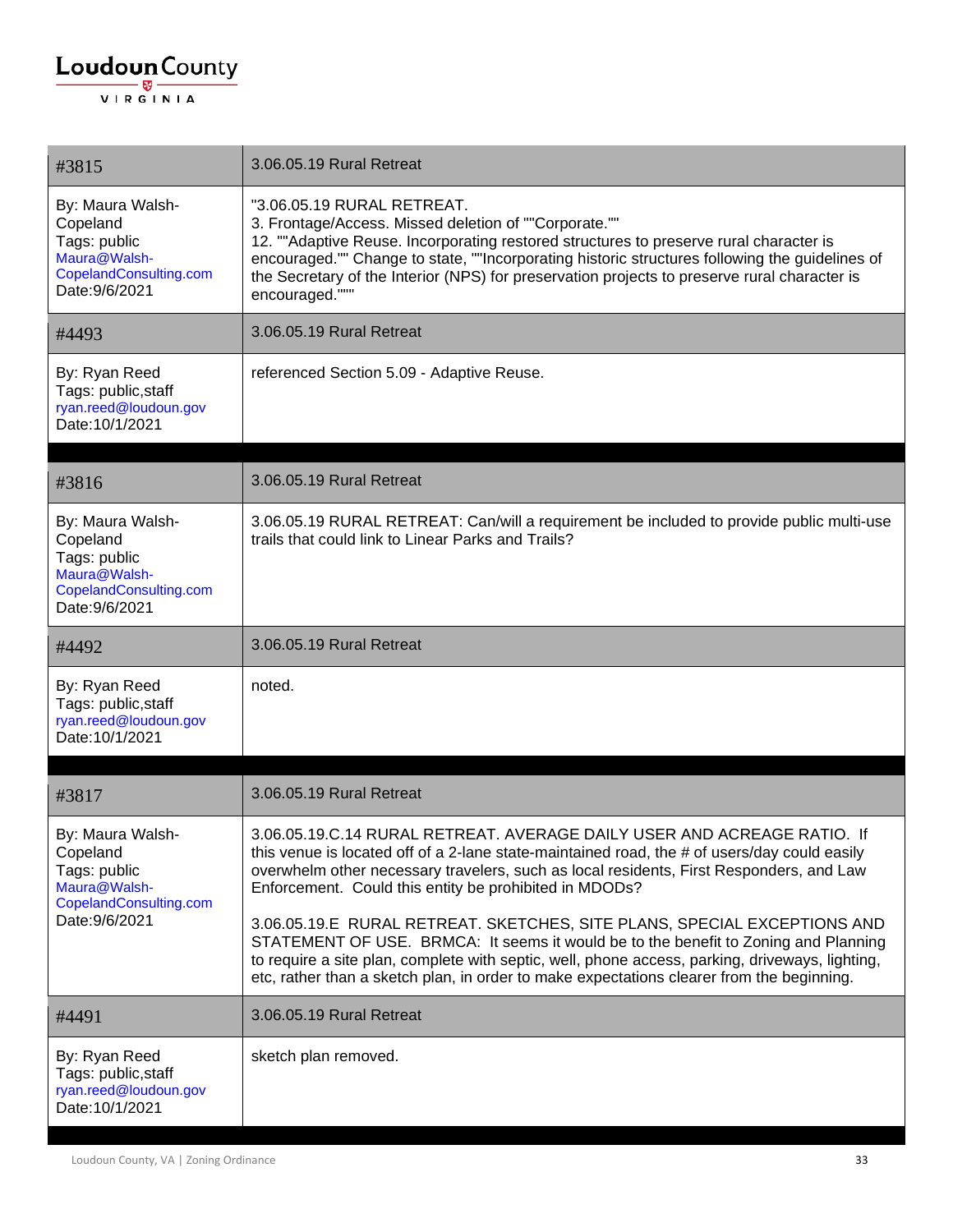| #3815 | 3.06.05.19 Rural Retreat |
|---|---|
| By: Maura Walsh-Copeland<br>Tags: public<br>Maura@Walsh-CopelandConsulting.com<br>Date:9/6/2021 | "3.06.05.19 RURAL RETREAT.<br>3. Frontage/Access. Missed deletion of ""Corporate.""<br>12. ""Adaptive Reuse. Incorporating restored structures to preserve rural character is encouraged."" Change to state, ""Incorporating historic structures following the guidelines of the Secretary of the Interior (NPS) for preservation projects to preserve rural character is encouraged.""" |
| #4493 | 3.06.05.19 Rural Retreat |
| By: Ryan Reed<br>Tags: public,staff<br>ryan.reed@loudoun.gov<br>Date:10/1/2021 | referenced Section 5.09 - Adaptive Reuse. |

| #3816 | 3.06.05.19 Rural Retreat |
|---|---|
| By: Maura Walsh-Copeland<br>Tags: public<br>Maura@Walsh-CopelandConsulting.com<br>Date:9/6/2021 | 3.06.05.19 RURAL RETREAT: Can/will a requirement be included to provide public multi-use trails that could link to Linear Parks and Trails? |
| #4492 | 3.06.05.19 Rural Retreat |
| By: Ryan Reed<br>Tags: public,staff<br>ryan.reed@loudoun.gov<br>Date:10/1/2021 | noted. |

| #3817 | 3.06.05.19 Rural Retreat |
|---|---|
| By: Maura Walsh-Copeland<br>Tags: public<br>Maura@Walsh-CopelandConsulting.com<br>Date:9/6/2021 | 3.06.05.19.C.14 RURAL RETREAT. AVERAGE DAILY USER AND ACREAGE RATIO. If this venue is located off of a 2-lane state-maintained road, the # of users/day could easily overwhelm other necessary travelers, such as local residents, First Responders, and Law Enforcement. Could this entity be prohibited in MDODs?<br><br>3.06.05.19.E RURAL RETREAT. SKETCHES, SITE PLANS, SPECIAL EXCEPTIONS AND STATEMENT OF USE. BRMCA: It seems it would be to the benefit to Zoning and Planning to require a site plan, complete with septic, well, phone access, parking, driveways, lighting, etc, rather than a sketch plan, in order to make expectations clearer from the beginning. |
| #4491 | 3.06.05.19 Rural Retreat |
| By: Ryan Reed<br>Tags: public,staff<br>ryan.reed@loudoun.gov<br>Date:10/1/2021 | sketch plan removed. |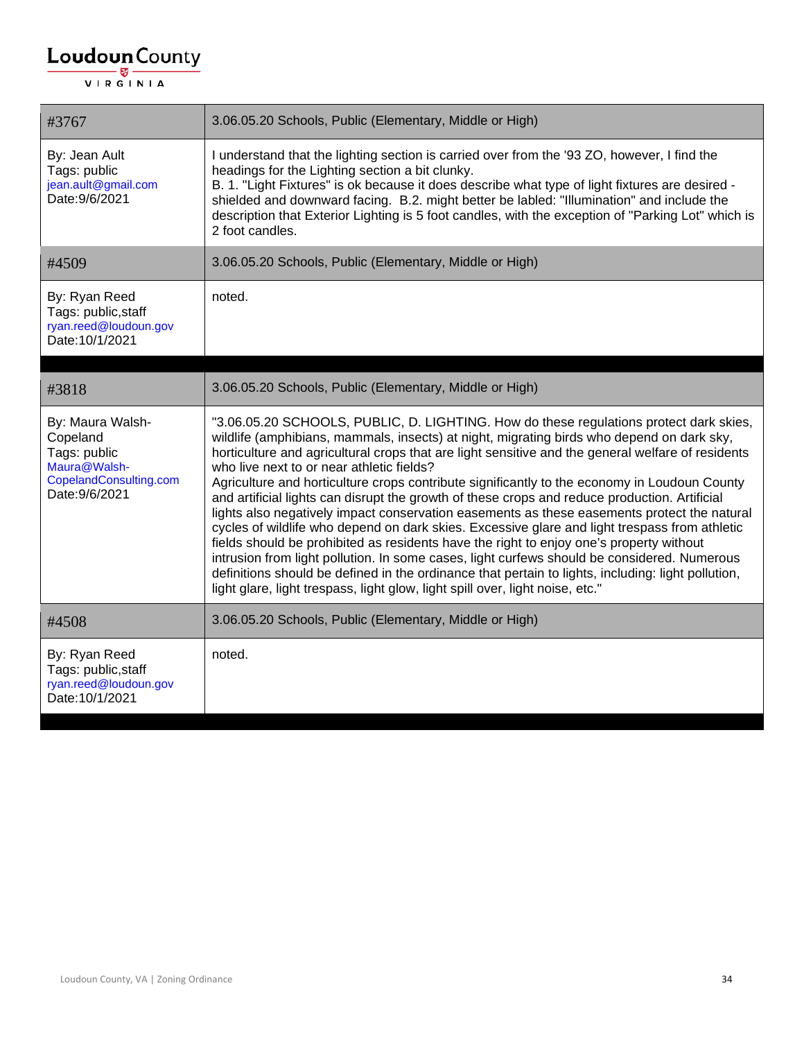| #3767 | 3.06.05.20 Schools, Public (Elementary, Middle or High) |
|---|---|
| By: Jean Ault<br>Tags: public<br>jean.ault@gmail.com<br>Date:9/6/2021 | I understand that the lighting section is carried over from the '93 ZO, however, I find the headings for the Lighting section a bit clunky.<br>B. 1. "Light Fixtures" is ok because it does describe what type of light fixtures are desired - shielded and downward facing. B.2. might better be labled: "Illumination" and include the description that Exterior Lighting is 5 foot candles, with the exception of "Parking Lot" which is 2 foot candles. |
| #4509 | 3.06.05.20 Schools, Public (Elementary, Middle or High) |
| By: Ryan Reed<br>Tags: public,staff<br>ryan.reed@loudoun.gov<br>Date:10/1/2021 | noted. |

| #3818 | 3.06.05.20 Schools, Public (Elementary, Middle or High) |
|---|---|
| By: Maura Walsh-Copeland<br>Tags: public<br>Maura@Walsh-CopelandConsulting.com<br>Date:9/6/2021 | "3.06.05.20 SCHOOLS, PUBLIC, D. LIGHTING. How do these regulations protect dark skies, wildlife (amphibians, mammals, insects) at night, migrating birds who depend on dark sky, horticulture and agricultural crops that are light sensitive and the general welfare of residents who live next to or near athletic fields?<br>Agriculture and horticulture crops contribute significantly to the economy in Loudoun County and artificial lights can disrupt the growth of these crops and reduce production. Artificial lights also negatively impact conservation easements as these easements protect the natural cycles of wildlife who depend on dark skies. Excessive glare and light trespass from athletic fields should be prohibited as residents have the right to enjoy one's property without intrusion from light pollution. In some cases, light curfews should be considered. Numerous definitions should be defined in the ordinance that pertain to lights, including: light pollution, light glare, light trespass, light glow, light spill over, light noise, etc." |
| #4508 | 3.06.05.20 Schools, Public (Elementary, Middle or High) |
| By: Ryan Reed<br>Tags: public,staff<br>ryan.reed@loudoun.gov<br>Date:10/1/2021 | noted. |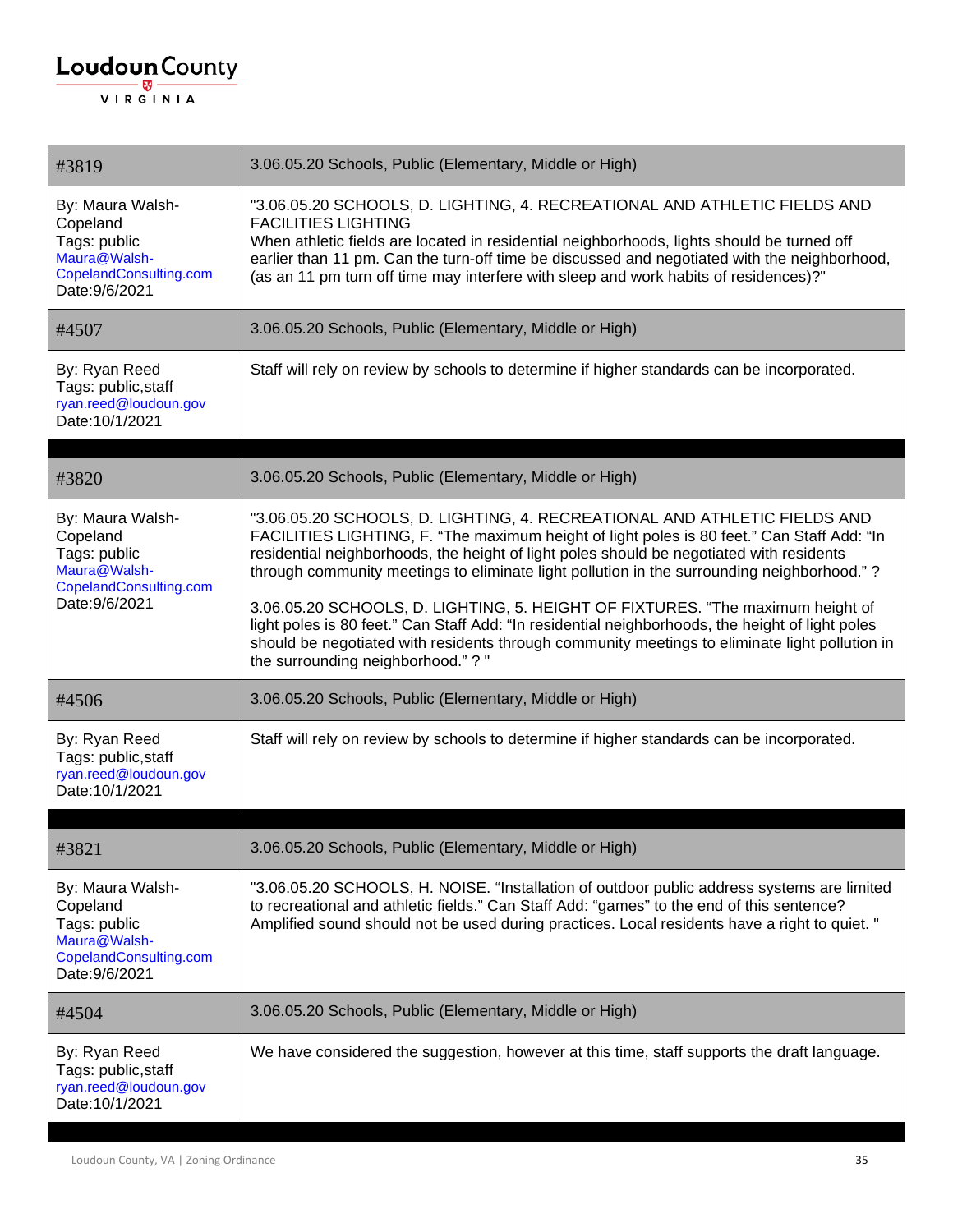| #3819 | 3.06.05.20 Schools, Public (Elementary, Middle or High) |
|---|---|
| By: Maura Walsh-Copeland<br>Tags: public<br>Maura@Walsh-CopelandConsulting.com<br>Date:9/6/2021 | "3.06.05.20 SCHOOLS, D. LIGHTING, 4. RECREATIONAL AND ATHLETIC FIELDS AND FACILITIES LIGHTING<br>When athletic fields are located in residential neighborhoods, lights should be turned off earlier than 11 pm. Can the turn-off time be discussed and negotiated with the neighborhood, (as an 11 pm turn off time may interfere with sleep and work habits of residences)?" |
| #4507 | 3.06.05.20 Schools, Public (Elementary, Middle or High) |
| By: Ryan Reed<br>Tags: public,staff<br>ryan.reed@loudoun.gov<br>Date:10/1/2021 | Staff will rely on review by schools to determine if higher standards can be incorporated. |

| #3820 | 3.06.05.20 Schools, Public (Elementary, Middle or High) |
|---|---|
| By: Maura Walsh-Copeland<br>Tags: public<br>Maura@Walsh-CopelandConsulting.com<br>Date:9/6/2021 | "3.06.05.20 SCHOOLS, D. LIGHTING, 4. RECREATIONAL AND ATHLETIC FIELDS AND FACILITIES LIGHTING, F. "The maximum height of light poles is 80 feet." Can Staff Add: "In residential neighborhoods, the height of light poles should be negotiated with residents through community meetings to eliminate light pollution in the surrounding neighborhood." ?<br><br>3.06.05.20 SCHOOLS, D. LIGHTING, 5. HEIGHT OF FIXTURES. "The maximum height of light poles is 80 feet." Can Staff Add: "In residential neighborhoods, the height of light poles should be negotiated with residents through community meetings to eliminate light pollution in the surrounding neighborhood." ? " |
| #4506 | 3.06.05.20 Schools, Public (Elementary, Middle or High) |
| By: Ryan Reed<br>Tags: public,staff<br>ryan.reed@loudoun.gov<br>Date:10/1/2021 | Staff will rely on review by schools to determine if higher standards can be incorporated. |

| #3821 | 3.06.05.20 Schools, Public (Elementary, Middle or High) |
|---|---|
| By: Maura Walsh-Copeland<br>Tags: public<br>Maura@Walsh-CopelandConsulting.com<br>Date:9/6/2021 | "3.06.05.20 SCHOOLS, H. NOISE. "Installation of outdoor public address systems are limited to recreational and athletic fields." Can Staff Add: "games" to the end of this sentence? Amplified sound should not be used during practices. Local residents have a right to quiet. " |
| #4504 | 3.06.05.20 Schools, Public (Elementary, Middle or High) |
| By: Ryan Reed<br>Tags: public,staff<br>ryan.reed@loudoun.gov<br>Date:10/1/2021 | We have considered the suggestion, however at this time, staff supports the draft language. |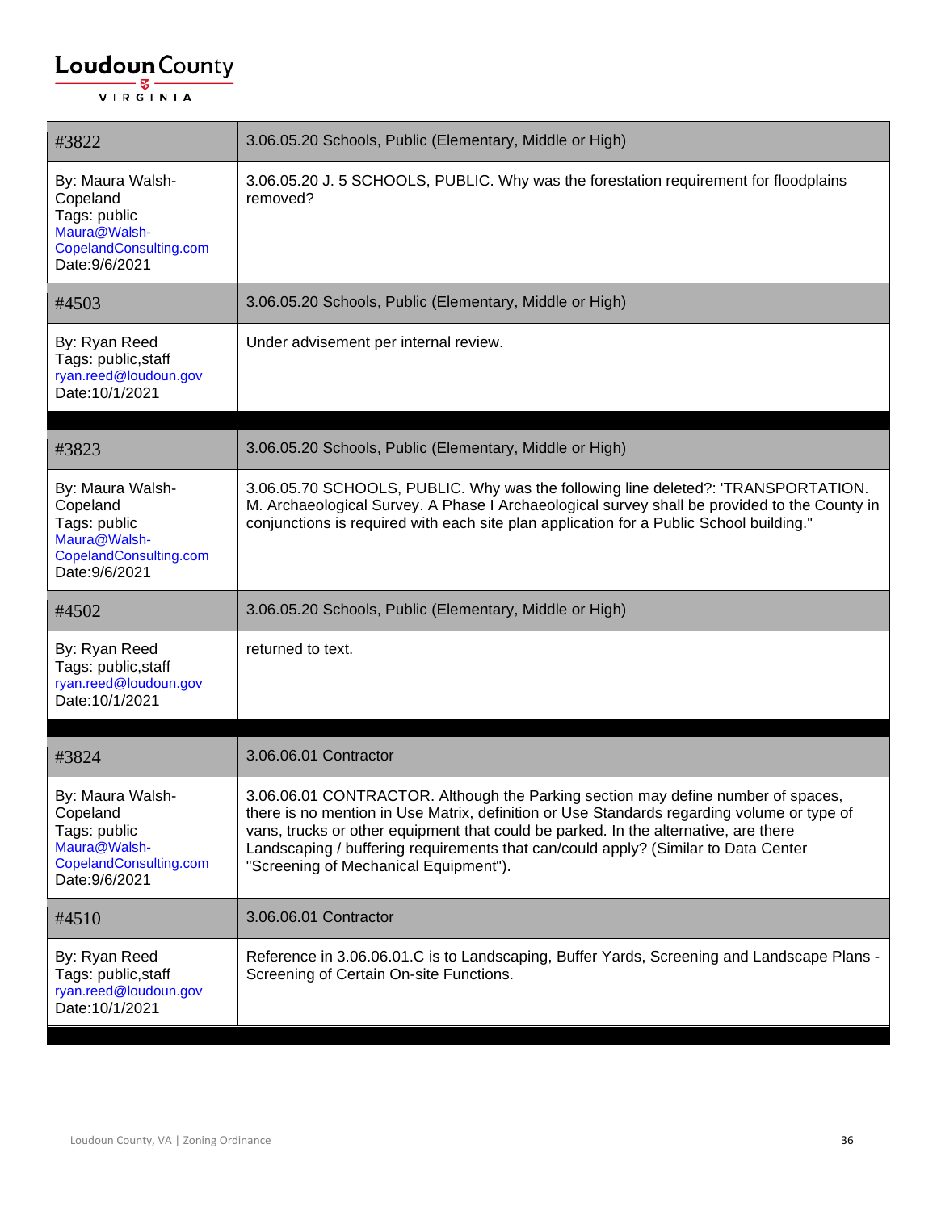| #3822 | 3.06.05.20 Schools, Public (Elementary, Middle or High) |
|---|---|
| By: Maura Walsh-Copeland<br>Tags: public<br>Maura@Walsh-CopelandConsulting.com<br>Date:9/6/2021 | 3.06.05.20 J. 5 SCHOOLS, PUBLIC. Why was the forestation requirement for floodplains removed? |
| #4503 | 3.06.05.20 Schools, Public (Elementary, Middle or High) |
| By: Ryan Reed<br>Tags: public,staff<br>ryan.reed@loudoun.gov<br>Date:10/1/2021 | Under advisement per internal review. |

| #3823 | 3.06.05.20 Schools, Public (Elementary, Middle or High) |
|---|---|
| By: Maura Walsh-Copeland<br>Tags: public<br>Maura@Walsh-CopelandConsulting.com<br>Date:9/6/2021 | 3.06.05.70 SCHOOLS, PUBLIC. Why was the following line deleted?: 'TRANSPORTATION. M. Archaeological Survey. A Phase I Archaeological survey shall be provided to the County in conjunctions is required with each site plan application for a Public School building." |
| #4502 | 3.06.05.20 Schools, Public (Elementary, Middle or High) |
| By: Ryan Reed<br>Tags: public,staff<br>ryan.reed@loudoun.gov<br>Date:10/1/2021 | returned to text. |

| #3824 | 3.06.06.01 Contractor |
|---|---|
| By: Maura Walsh-Copeland<br>Tags: public<br>Maura@Walsh-CopelandConsulting.com<br>Date:9/6/2021 | 3.06.06.01 CONTRACTOR. Although the Parking section may define number of spaces, there is no mention in Use Matrix, definition or Use Standards regarding volume or type of vans, trucks or other equipment that could be parked. In the alternative, are there Landscaping / buffering requirements that can/could apply? (Similar to Data Center "Screening of Mechanical Equipment"). |
| #4510 | 3.06.06.01 Contractor |
| By: Ryan Reed<br>Tags: public,staff<br>ryan.reed@loudoun.gov<br>Date:10/1/2021 | Reference in 3.06.06.01.C is to Landscaping, Buffer Yards, Screening and Landscape Plans - Screening of Certain On-site Functions. |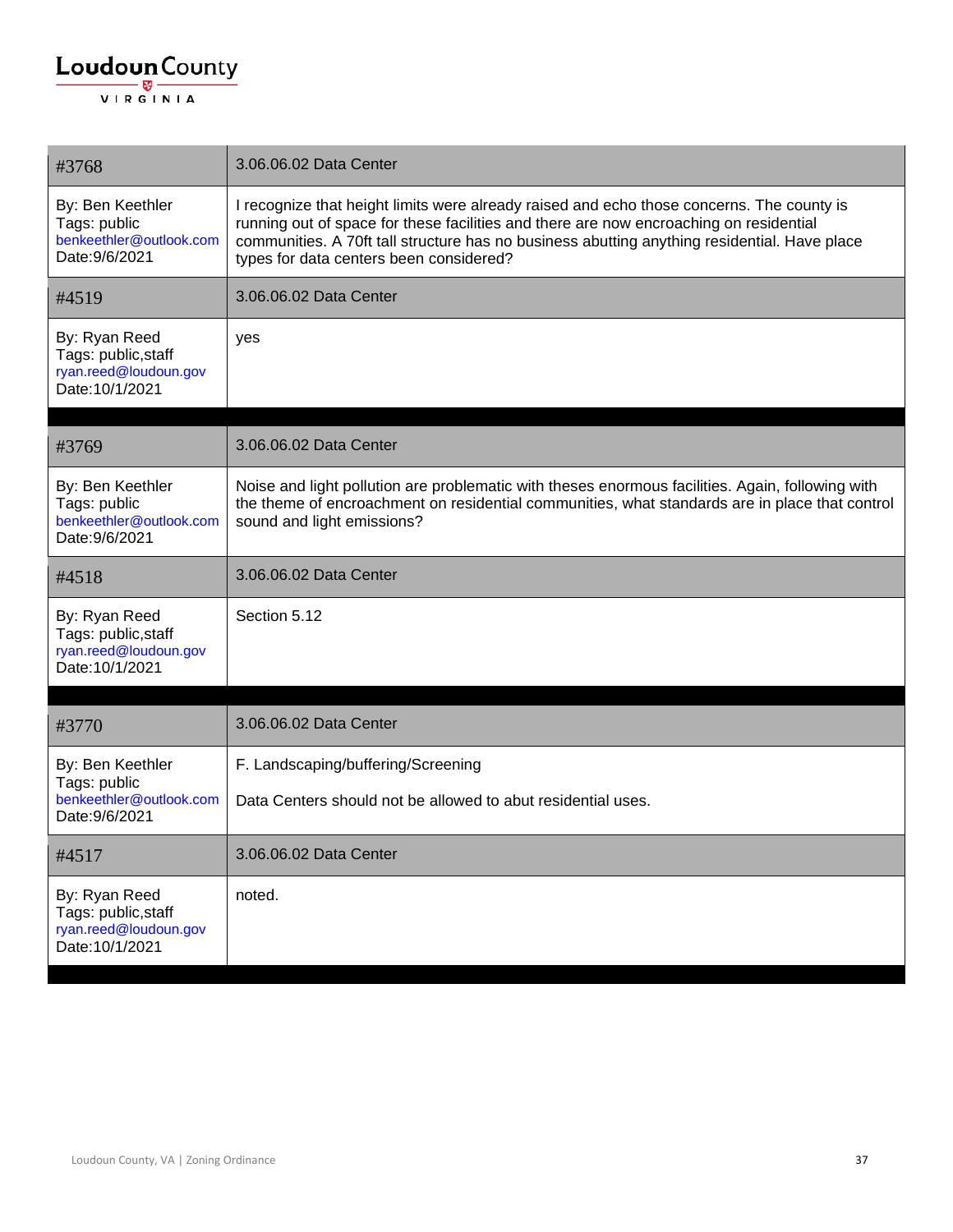| #3768 | 3.06.06.02 Data Center |
|---|---|
| By: Ben Keethler<br>Tags: public<br>benkeethler@outlook.com<br>Date:9/6/2021 | I recognize that height limits were already raised and echo those concerns. The county is running out of space for these facilities and there are now encroaching on residential communities. A 70ft tall structure has no business abutting anything residential. Have place types for data centers been considered? |
| #4519 | 3.06.06.02 Data Center |
| By: Ryan Reed<br>Tags: public,staff<br>ryan.reed@loudoun.gov<br>Date:10/1/2021 | yes |

| #3769 | 3.06.06.02 Data Center |
|---|---|
| By: Ben Keethler<br>Tags: public<br>benkeethler@outlook.com<br>Date:9/6/2021 | Noise and light pollution are problematic with theses enormous facilities. Again, following with the theme of encroachment on residential communities, what standards are in place that control sound and light emissions? |
| #4518 | 3.06.06.02 Data Center |
| By: Ryan Reed<br>Tags: public,staff<br>ryan.reed@loudoun.gov<br>Date:10/1/2021 | Section 5.12 |

| #3770 | 3.06.06.02 Data Center |
|---|---|
| By: Ben Keethler<br>Tags: public<br>benkeethler@outlook.com<br>Date:9/6/2021 | F. Landscaping/buffering/Screening<br><br>Data Centers should not be allowed to abut residential uses. |
| #4517 | 3.06.06.02 Data Center |
| By: Ryan Reed<br>Tags: public,staff<br>ryan.reed@loudoun.gov<br>Date:10/1/2021 | noted. |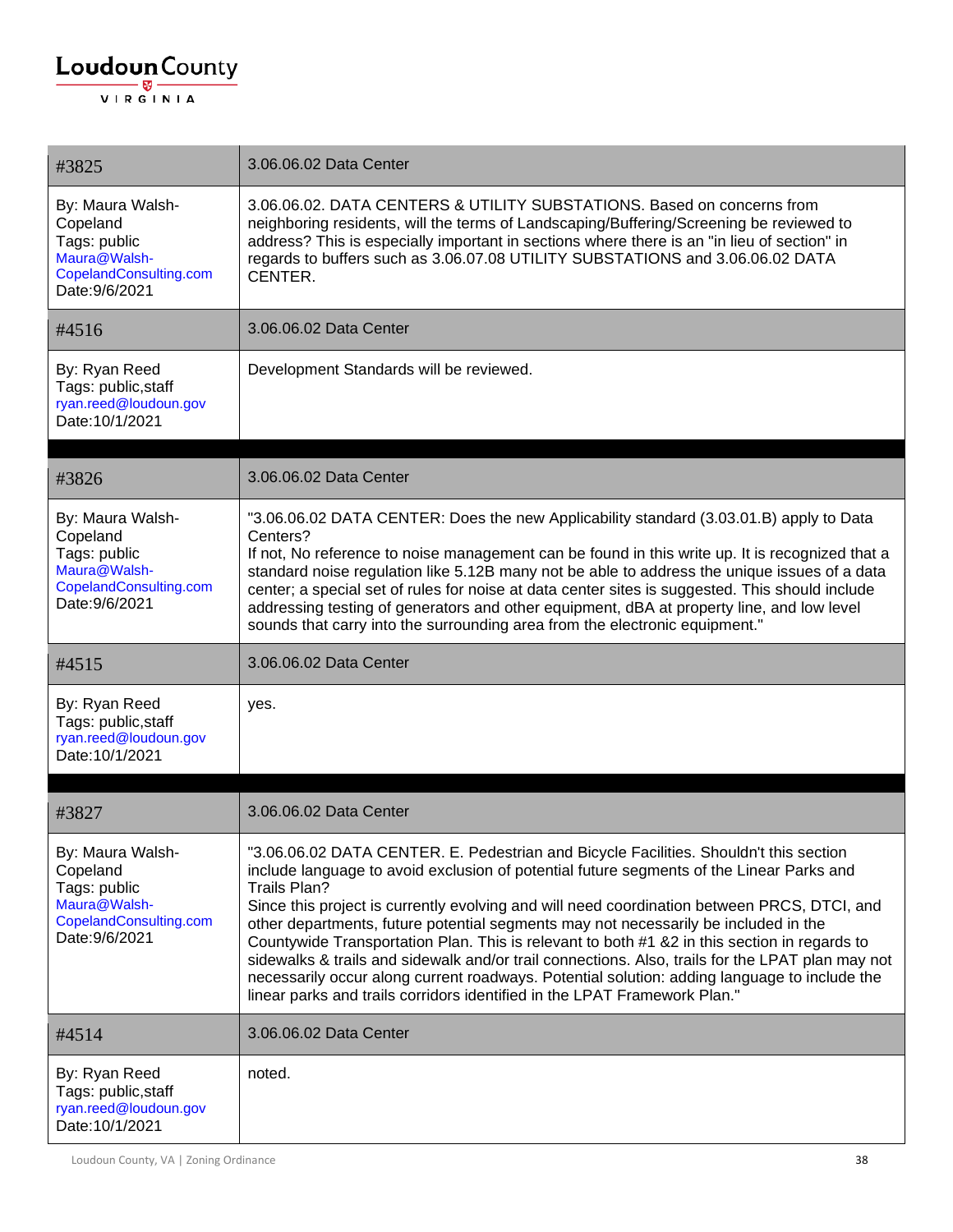| #3825 | 3.06.06.02 Data Center |
|---|---|
| By: Maura Walsh-Copeland<br>Tags: public<br>Maura@Walsh-CopelandConsulting.com<br>Date:9/6/2021 | 3.06.06.02. DATA CENTERS & UTILITY SUBSTATIONS. Based on concerns from neighboring residents, will the terms of Landscaping/Buffering/Screening be reviewed to address? This is especially important in sections where there is an "in lieu of section" in regards to buffers such as 3.06.07.08 UTILITY SUBSTATIONS and 3.06.06.02 DATA CENTER. |
| #4516 | 3.06.06.02 Data Center |
| By: Ryan Reed<br>Tags: public,staff<br>ryan.reed@loudoun.gov<br>Date:10/1/2021 | Development Standards will be reviewed. |

| #3826 | 3.06.06.02 Data Center |
|---|---|
| By: Maura Walsh-Copeland<br>Tags: public<br>Maura@Walsh-CopelandConsulting.com<br>Date:9/6/2021 | "3.06.06.02 DATA CENTER: Does the new Applicability standard (3.03.01.B) apply to Data Centers?<br>If not, No reference to noise management can be found in this write up. It is recognized that a standard noise regulation like 5.12B many not be able to address the unique issues of a data center; a special set of rules for noise at data center sites is suggested. This should include addressing testing of generators and other equipment, dBA at property line, and low level sounds that carry into the surrounding area from the electronic equipment." |
| #4515 | 3.06.06.02 Data Center |
| By: Ryan Reed<br>Tags: public,staff<br>ryan.reed@loudoun.gov<br>Date:10/1/2021 | yes. |

| #3827 | 3.06.06.02 Data Center |
|---|---|
| By: Maura Walsh-Copeland<br>Tags: public<br>Maura@Walsh-CopelandConsulting.com<br>Date:9/6/2021 | "3.06.06.02 DATA CENTER. E. Pedestrian and Bicycle Facilities. Shouldn't this section include language to avoid exclusion of potential future segments of the Linear Parks and Trails Plan?<br>Since this project is currently evolving and will need coordination between PRCS, DTCI, and other departments, future potential segments may not necessarily be included in the Countywide Transportation Plan. This is relevant to both #1 &2 in this section in regards to sidewalks & trails and sidewalk and/or trail connections. Also, trails for the LPAT plan may not necessarily occur along current roadways. Potential solution: adding language to include the linear parks and trails corridors identified in the LPAT Framework Plan." |
| #4514 | 3.06.06.02 Data Center |
| By: Ryan Reed<br>Tags: public,staff<br>ryan.reed@loudoun.gov<br>Date:10/1/2021 | noted. |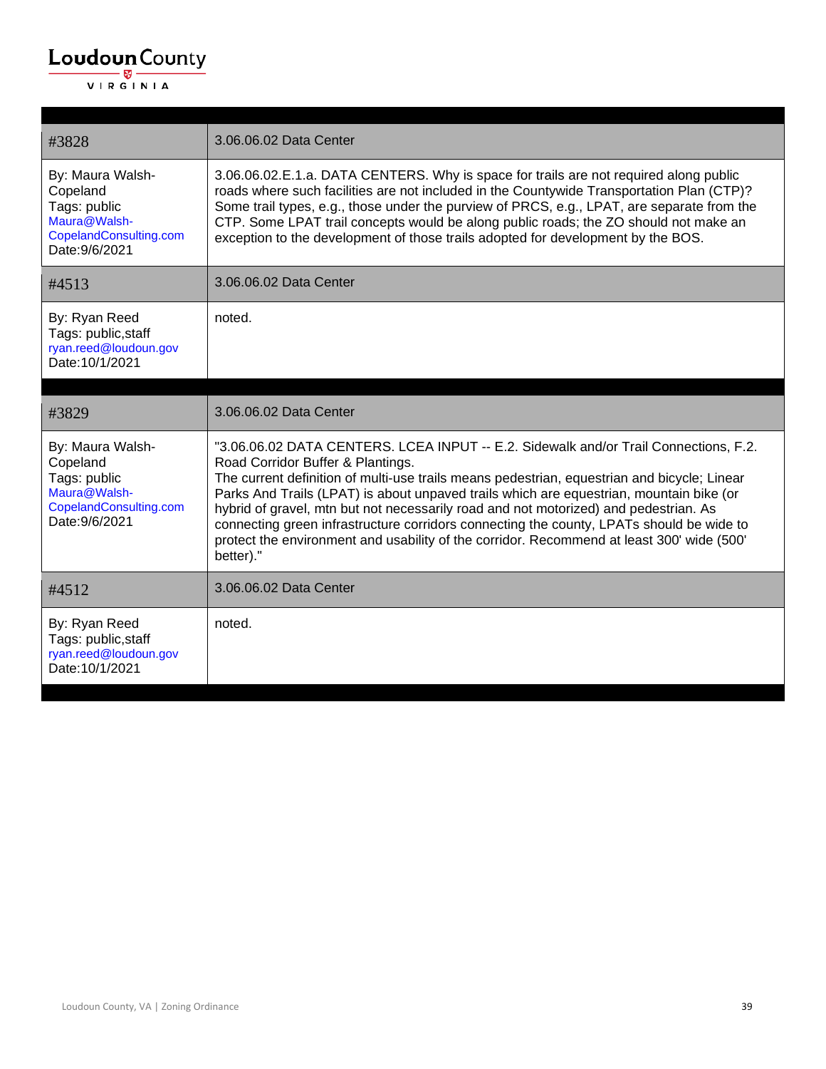| #3828 | 3.06.06.02 Data Center |
|---|---|
| By: Maura Walsh-Copeland<br>Tags: public<br>Maura@Walsh-CopelandConsulting.com<br>Date:9/6/2021 | 3.06.06.02.E.1.a. DATA CENTERS. Why is space for trails are not required along public roads where such facilities are not included in the Countywide Transportation Plan (CTP)? Some trail types, e.g., those under the purview of PRCS, e.g., LPAT, are separate from the CTP. Some LPAT trail concepts would be along public roads; the ZO should not make an exception to the development of those trails adopted for development by the BOS. |
| #4513 | 3.06.06.02 Data Center |
| By: Ryan Reed<br>Tags: public,staff<br>ryan.reed@loudoun.gov<br>Date:10/1/2021 | noted. |

| #3829 | 3.06.06.02 Data Center |
|---|---|
| By: Maura Walsh-Copeland<br>Tags: public<br>Maura@Walsh-CopelandConsulting.com<br>Date:9/6/2021 | "3.06.06.02 DATA CENTERS. LCEA INPUT -- E.2. Sidewalk and/or Trail Connections, F.2. Road Corridor Buffer & Plantings.<br>The current definition of multi-use trails means pedestrian, equestrian and bicycle; Linear Parks And Trails (LPAT) is about unpaved trails which are equestrian, mountain bike (or hybrid of gravel, mtn but not necessarily road and not motorized) and pedestrian. As connecting green infrastructure corridors connecting the county, LPATs should be wide to protect the environment and usability of the corridor. Recommend at least 300' wide (500' better)." |
| #4512 | 3.06.06.02 Data Center |
| By: Ryan Reed<br>Tags: public,staff<br>ryan.reed@loudoun.gov<br>Date:10/1/2021 | noted. |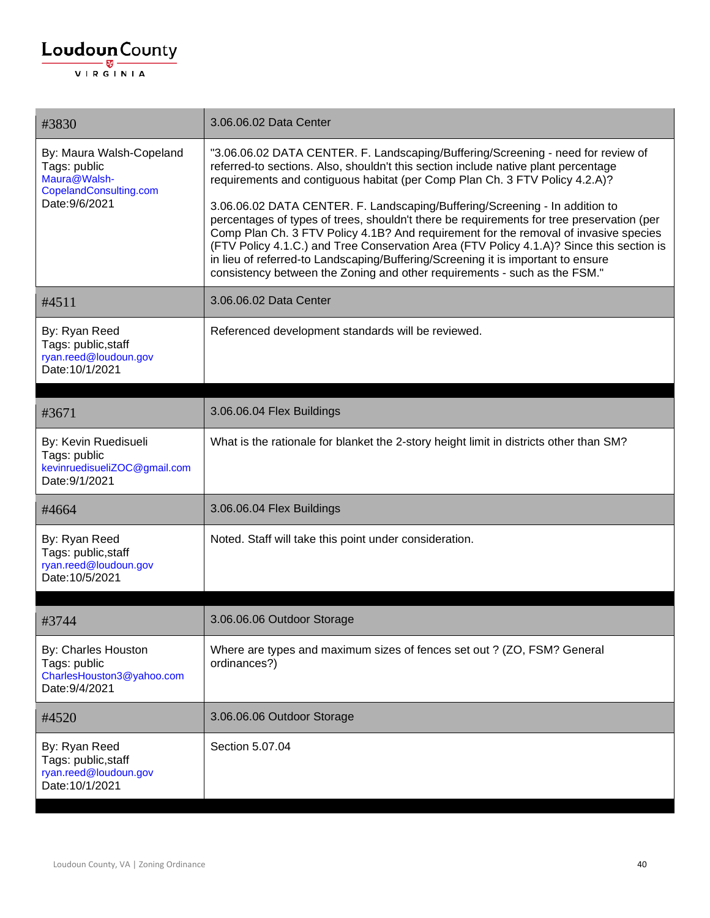| #3830 | 3.06.06.02 Data Center |
|---|---|
| By: Maura Walsh-Copeland<br>Tags: public<br>Maura@Walsh-CopelandConsulting.com<br>Date:9/6/2021 | "3.06.06.02 DATA CENTER. F. Landscaping/Buffering/Screening - need for review of referred-to sections. Also, shouldn't this section include native plant percentage requirements and contiguous habitat (per Comp Plan Ch. 3 FTV Policy 4.2.A)?<br><br>3.06.06.02 DATA CENTER. F. Landscaping/Buffering/Screening - In addition to percentages of types of trees, shouldn't there be requirements for tree preservation (per Comp Plan Ch. 3 FTV Policy 4.1B? And requirement for the removal of invasive species (FTV Policy 4.1.C.) and Tree Conservation Area (FTV Policy 4.1.A)? Since this section is in lieu of referred-to Landscaping/Buffering/Screening it is important to ensure consistency between the Zoning and other requirements - such as the FSM." |
| #4511 | 3.06.06.02 Data Center |
| By: Ryan Reed<br>Tags: public,staff<br>ryan.reed@loudoun.gov<br>Date:10/1/2021 | Referenced development standards will be reviewed. |

| #3671 | 3.06.06.04 Flex Buildings |
|---|---|
| By: Kevin Ruedisueli<br>Tags: public<br>kevinruedisueliZOC@gmail.com<br>Date:9/1/2021 | What is the rationale for blanket the 2-story height limit in districts other than SM? |
| #4664 | 3.06.06.04 Flex Buildings |
| By: Ryan Reed<br>Tags: public,staff<br>ryan.reed@loudoun.gov<br>Date:10/5/2021 | Noted. Staff will take this point under consideration. |

| #3744 | 3.06.06.06 Outdoor Storage |
|---|---|
| By: Charles Houston<br>Tags: public<br>CharlesHouston3@yahoo.com<br>Date:9/4/2021 | Where are types and maximum sizes of fences set out ? (ZO, FSM? General ordinances?) |
| #4520 | 3.06.06.06 Outdoor Storage |
| By: Ryan Reed<br>Tags: public,staff<br>ryan.reed@loudoun.gov<br>Date:10/1/2021 | Section 5.07.04 |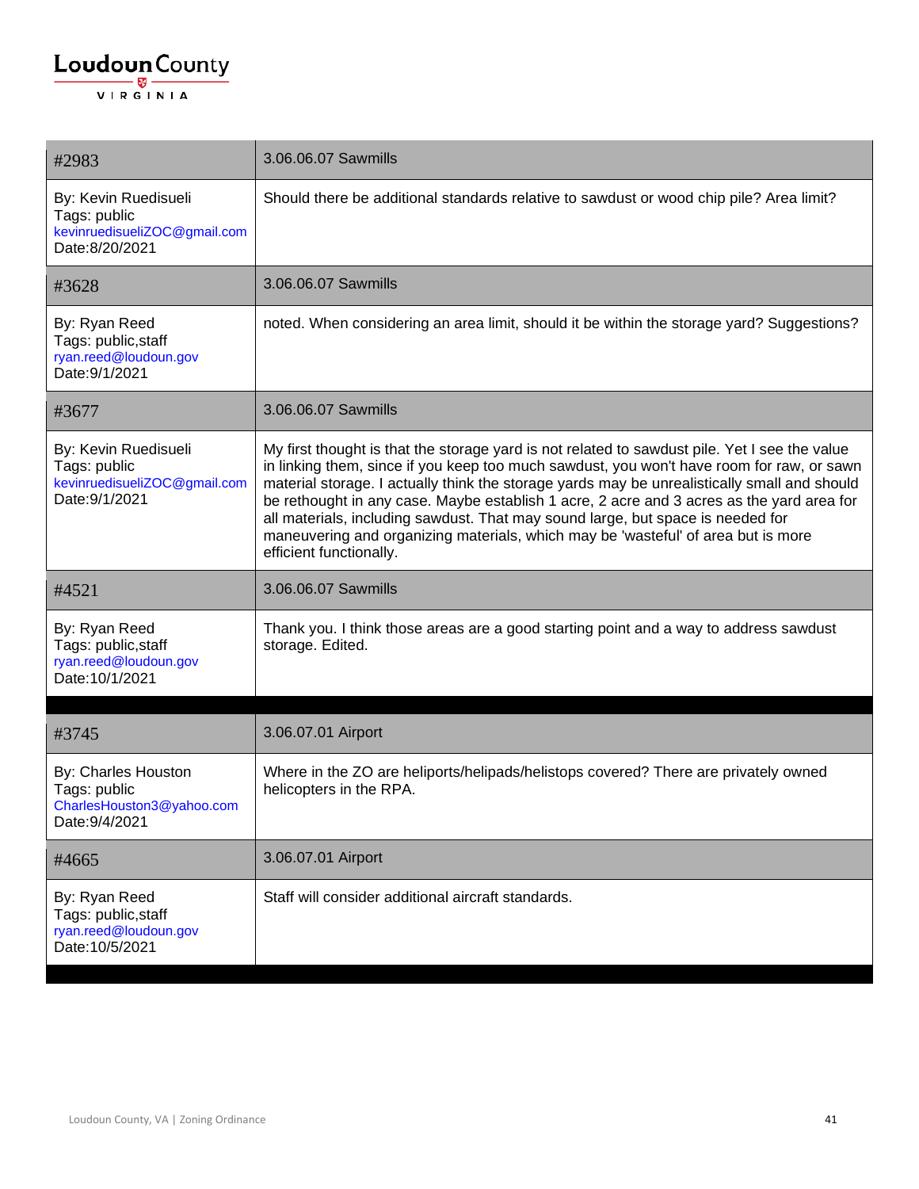| #2983 | 3.06.06.07 Sawmills |
|---|---|
| By: Kevin Ruedisueli<br>Tags: public<br>kevinruedisueliZOC@gmail.com<br>Date:8/20/2021 | Should there be additional standards relative to sawdust or wood chip pile? Area limit? |
| #3628 | 3.06.06.07 Sawmills |
| By: Ryan Reed<br>Tags: public,staff<br>ryan.reed@loudoun.gov<br>Date:9/1/2021 | noted. When considering an area limit, should it be within the storage yard? Suggestions? |
| #3677 | 3.06.06.07 Sawmills |
| By: Kevin Ruedisueli<br>Tags: public<br>kevinruedisueliZOC@gmail.com<br>Date:9/1/2021 | My first thought is that the storage yard is not related to sawdust pile. Yet I see the value in linking them, since if you keep too much sawdust, you won't have room for raw, or sawn material storage. I actually think the storage yards may be unrealistically small and should be rethought in any case. Maybe establish 1 acre, 2 acre and 3 acres as the yard area for all materials, including sawdust. That may sound large, but space is needed for maneuvering and organizing materials, which may be 'wasteful' of area but is more efficient functionally. |
| #4521 | 3.06.06.07 Sawmills |
| By: Ryan Reed<br>Tags: public,staff<br>ryan.reed@loudoun.gov<br>Date:10/1/2021 | Thank you. I think those areas are a good starting point and a way to address sawdust storage. Edited. |

| #3745 | 3.06.07.01 Airport |
|---|---|
| By: Charles Houston<br>Tags: public<br>CharlesHouston3@yahoo.com<br>Date:9/4/2021 | Where in the ZO are heliports/helipads/helistops covered? There are privately owned helicopters in the RPA. |
| #4665 | 3.06.07.01 Airport |
| By: Ryan Reed<br>Tags: public,staff<br>ryan.reed@loudoun.gov<br>Date:10/5/2021 | Staff will consider additional aircraft standards. |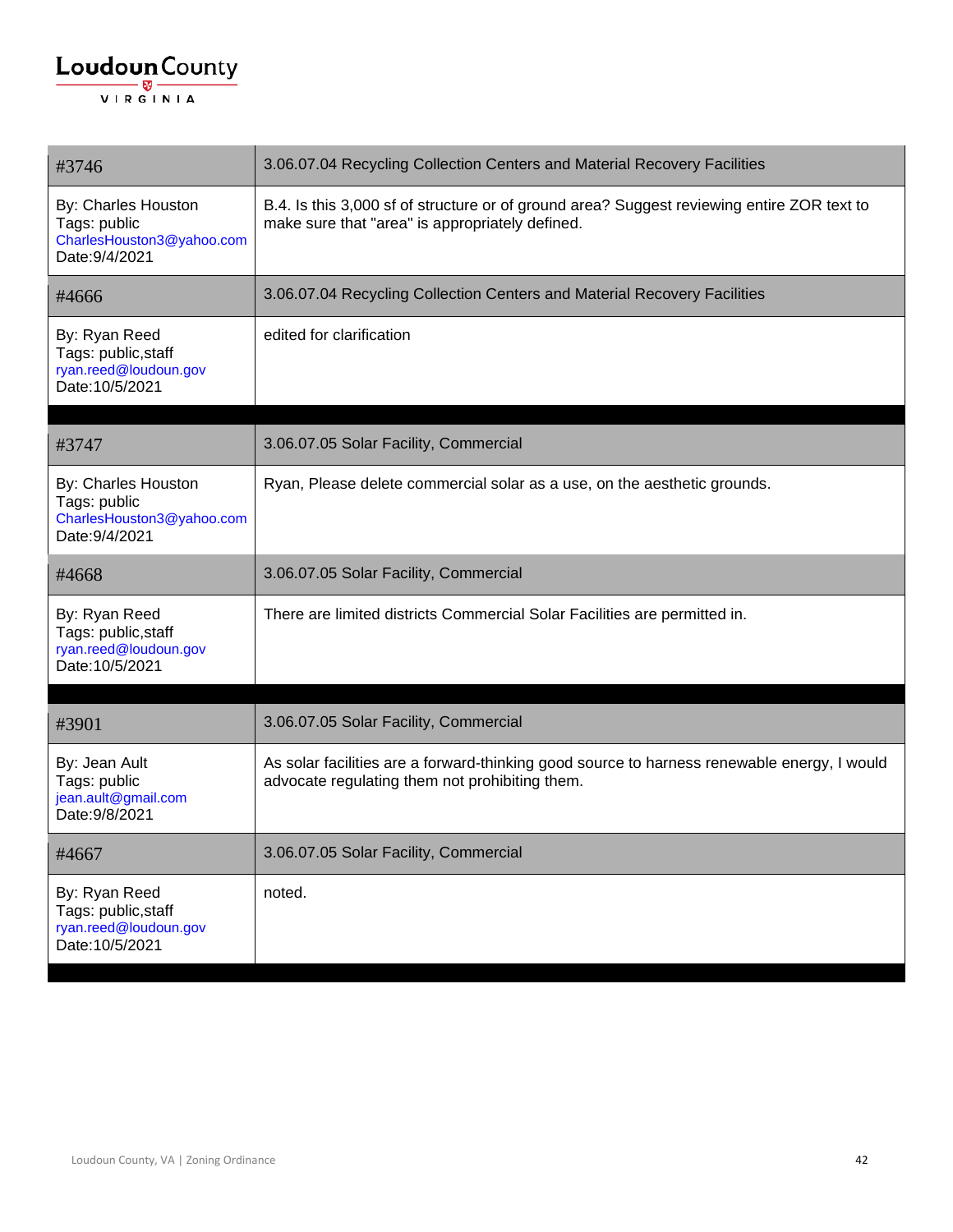| #3746 | 3.06.07.04 Recycling Collection Centers and Material Recovery Facilities |
|---|---|
| By: Charles Houston<br>Tags: public<br>CharlesHouston3@yahoo.com<br>Date:9/4/2021 | B.4. Is this 3,000 sf of structure or of ground area? Suggest reviewing entire ZOR text to make sure that "area" is appropriately defined. |
| #4666 | 3.06.07.04 Recycling Collection Centers and Material Recovery Facilities |
| By: Ryan Reed<br>Tags: public,staff<br>ryan.reed@loudoun.gov<br>Date:10/5/2021 | edited for clarification |

| #3747 | 3.06.07.05 Solar Facility, Commercial |
|---|---|
| By: Charles Houston<br>Tags: public<br>CharlesHouston3@yahoo.com<br>Date:9/4/2021 | Ryan, Please delete commercial solar as a use, on the aesthetic grounds. |
| #4668 | 3.06.07.05 Solar Facility, Commercial |
| By: Ryan Reed<br>Tags: public,staff<br>ryan.reed@loudoun.gov<br>Date:10/5/2021 | There are limited districts Commercial Solar Facilities are permitted in. |

| #3901 | 3.06.07.05 Solar Facility, Commercial |
|---|---|
| By: Jean Ault<br>Tags: public<br>jean.ault@gmail.com<br>Date:9/8/2021 | As solar facilities are a forward-thinking good source to harness renewable energy, I would advocate regulating them not prohibiting them. |
| #4667 | 3.06.07.05 Solar Facility, Commercial |
| By: Ryan Reed<br>Tags: public,staff<br>ryan.reed@loudoun.gov<br>Date:10/5/2021 | noted. |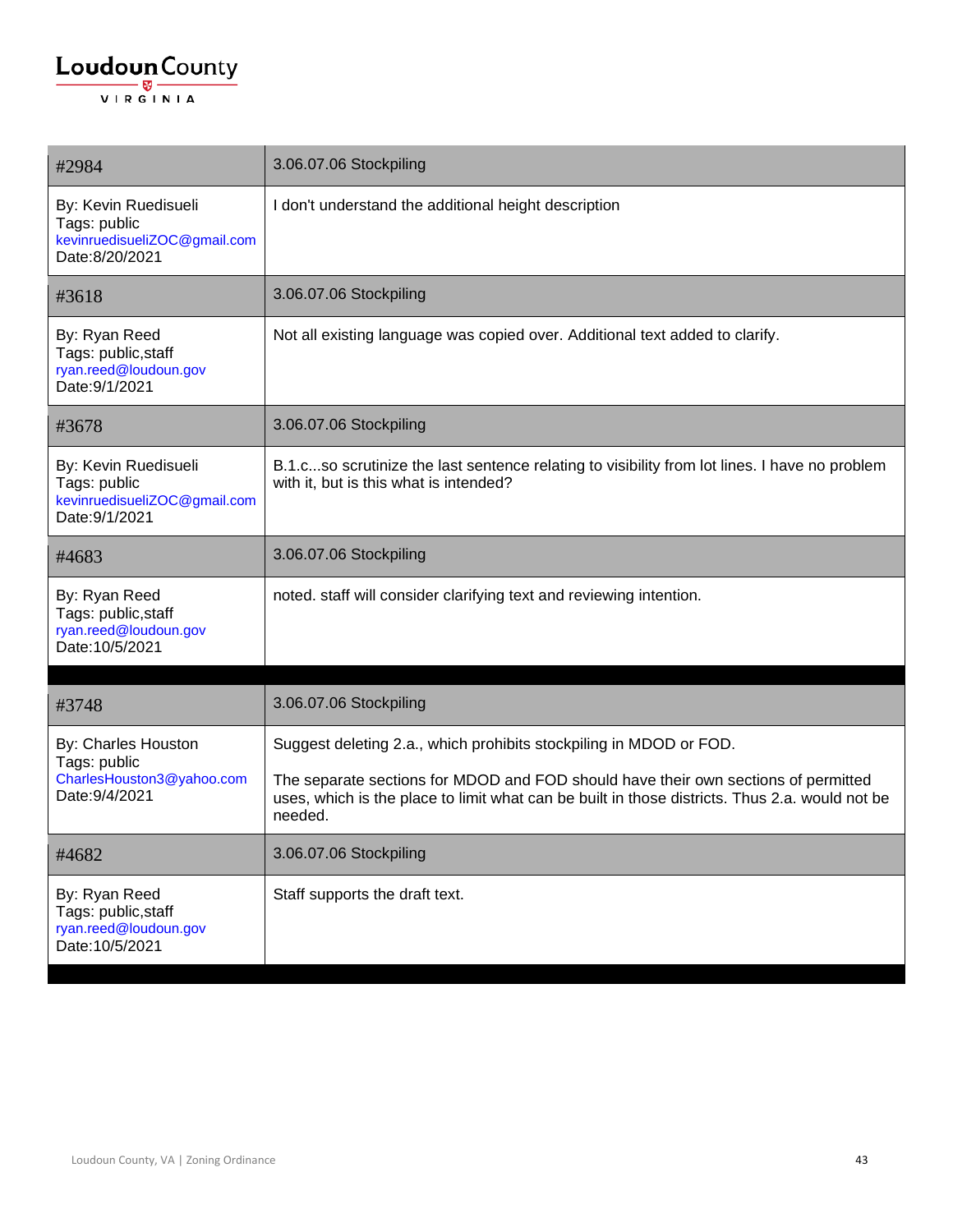| #2984 | 3.06.07.06 Stockpiling |
| --- | --- |
| By: Kevin Ruedisueli<br>Tags: public<br>kevinruedisueliZOC@gmail.com<br>Date:8/20/2021 | I don't understand the additional height description |
| #3618 | 3.06.07.06 Stockpiling |
| By: Ryan Reed<br>Tags: public,staff<br>ryan.reed@loudoun.gov<br>Date:9/1/2021 | Not all existing language was copied over. Additional text added to clarify. |
| #3678 | 3.06.07.06 Stockpiling |
| By: Kevin Ruedisueli<br>Tags: public<br>kevinruedisueliZOC@gmail.com<br>Date:9/1/2021 | B.1.c...so scrutinize the last sentence relating to visibility from lot lines. I have no problem with it, but is this what is intended? |
| #4683 | 3.06.07.06 Stockpiling |
| By: Ryan Reed<br>Tags: public,staff<br>ryan.reed@loudoun.gov<br>Date:10/5/2021 | noted. staff will consider clarifying text and reviewing intention. |

| #3748 | 3.06.07.06 Stockpiling |
| --- | --- |
| By: Charles Houston<br>Tags: public<br>CharlesHouston3@yahoo.com<br>Date:9/4/2021 | Suggest deleting 2.a., which prohibits stockpiling in MDOD or FOD.<br><br>The separate sections for MDOD and FOD should have their own sections of permitted uses, which is the place to limit what can be built in those districts. Thus 2.a. would not be needed. |
| #4682 | 3.06.07.06 Stockpiling |
| By: Ryan Reed<br>Tags: public,staff<br>ryan.reed@loudoun.gov<br>Date:10/5/2021 | Staff supports the draft text. |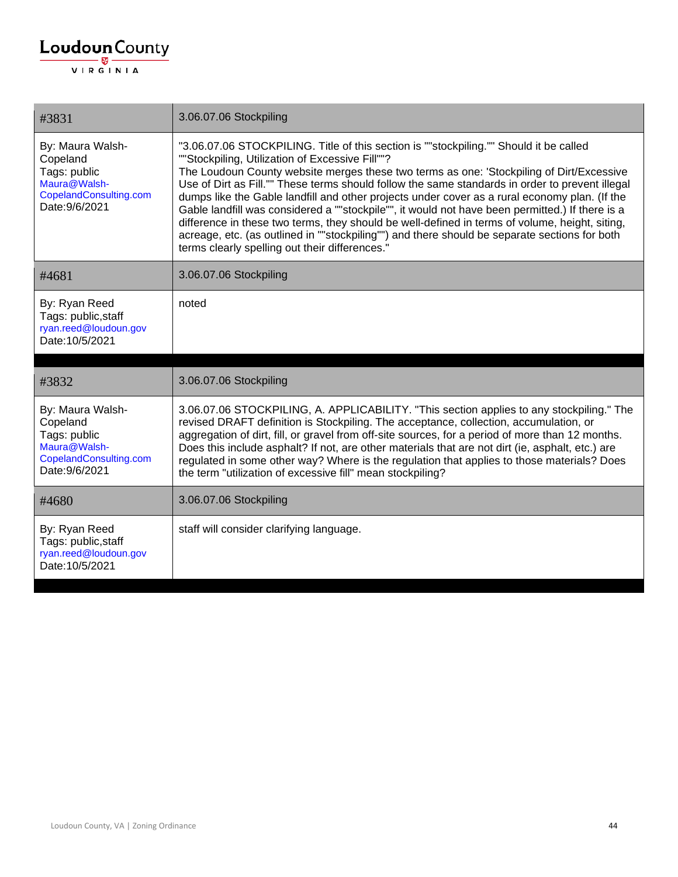| #3831 | 3.06.07.06 Stockpiling |
|---|---|
| By: Maura Walsh-Copeland<br>Tags: public<br>Maura@Walsh-CopelandConsulting.com<br>Date:9/6/2021 | "3.06.07.06 STOCKPILING. Title of this section is ""stockpiling."" Should it be called ""Stockpiling, Utilization of Excessive Fill""?<br>The Loudoun County website merges these two terms as one: 'Stockpiling of Dirt/Excessive Use of Dirt as Fill."" These terms should follow the same standards in order to prevent illegal dumps like the Gable landfill and other projects under cover as a rural economy plan. (If the Gable landfill was considered a ""stockpile"", it would not have been permitted.) If there is a difference in these two terms, they should be well-defined in terms of volume, height, siting, acreage, etc. (as outlined in ""stockpiling"") and there should be separate sections for both terms clearly spelling out their differences." |
| #4681 | 3.06.07.06 Stockpiling |
| By: Ryan Reed<br>Tags: public,staff<br>ryan.reed@loudoun.gov<br>Date:10/5/2021 | noted |

| #3832 | 3.06.07.06 Stockpiling |
|---|---|
| By: Maura Walsh-Copeland<br>Tags: public<br>Maura@Walsh-CopelandConsulting.com<br>Date:9/6/2021 | 3.06.07.06 STOCKPILING, A. APPLICABILITY. "This section applies to any stockpiling." The revised DRAFT definition is Stockpiling. The acceptance, collection, accumulation, or aggregation of dirt, fill, or gravel from off-site sources, for a period of more than 12 months. Does this include asphalt? If not, are other materials that are not dirt (ie, asphalt, etc.) are regulated in some other way? Where is the regulation that applies to those materials? Does the term "utilization of excessive fill" mean stockpiling? |
| #4680 | 3.06.07.06 Stockpiling |
| By: Ryan Reed<br>Tags: public,staff<br>ryan.reed@loudoun.gov<br>Date:10/5/2021 | staff will consider clarifying language. |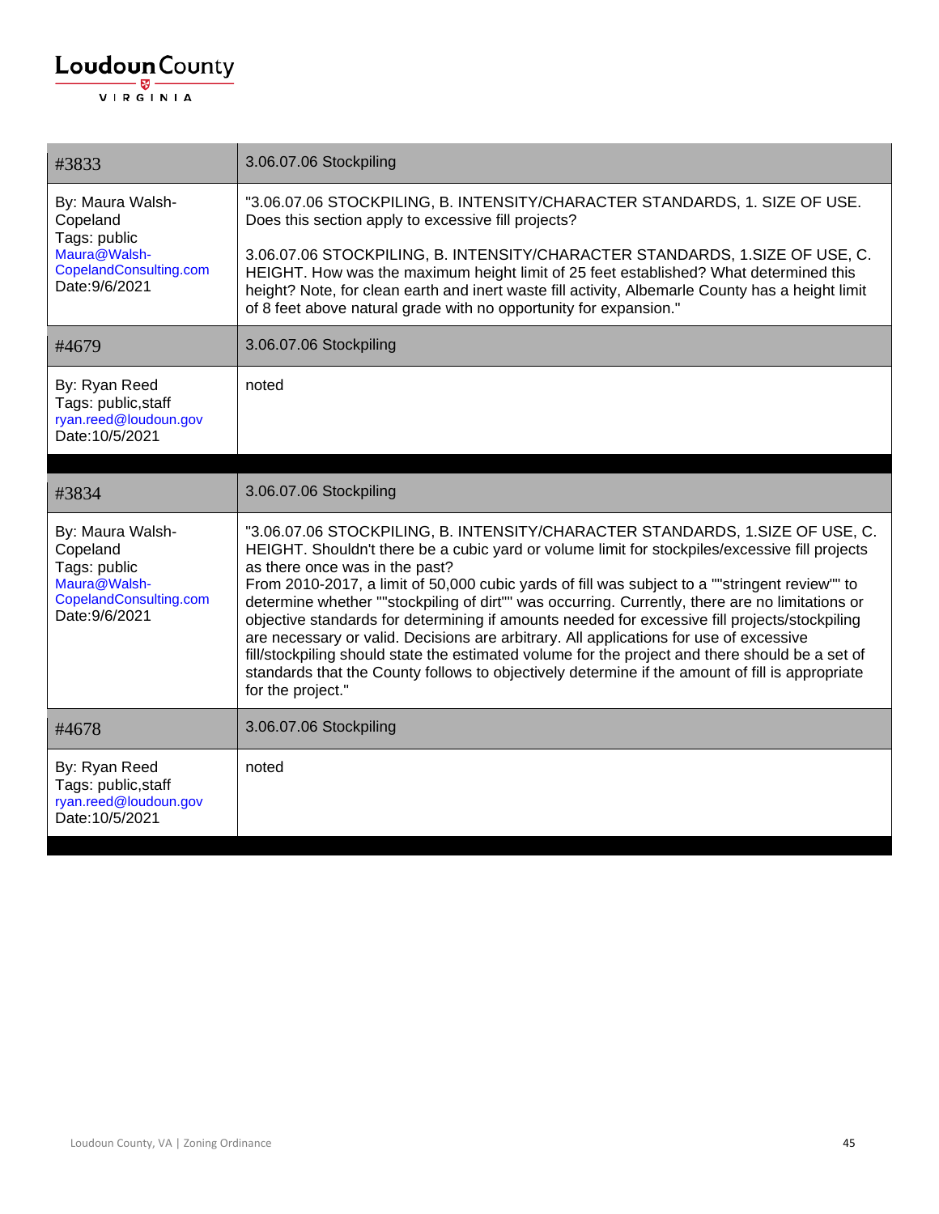| #3833 | 3.06.07.06 Stockpiling |
|---|---|
| By: Maura Walsh-Copeland<br>Tags: public<br>Maura@Walsh-CopelandConsulting.com<br>Date:9/6/2021 | "3.06.07.06 STOCKPILING, B. INTENSITY/CHARACTER STANDARDS, 1. SIZE OF USE. Does this section apply to excessive fill projects?<br><br>3.06.07.06 STOCKPILING, B. INTENSITY/CHARACTER STANDARDS, 1.SIZE OF USE, C. HEIGHT. How was the maximum height limit of 25 feet established? What determined this height? Note, for clean earth and inert waste fill activity, Albemarle County has a height limit of 8 feet above natural grade with no opportunity for expansion." |
| #4679 | 3.06.07.06 Stockpiling |
| By: Ryan Reed<br>Tags: public,staff<br>ryan.reed@loudoun.gov<br>Date:10/5/2021 | noted |

| #3834 | 3.06.07.06 Stockpiling |
|---|---|
| By: Maura Walsh-Copeland<br>Tags: public<br>Maura@Walsh-CopelandConsulting.com<br>Date:9/6/2021 | "3.06.07.06 STOCKPILING, B. INTENSITY/CHARACTER STANDARDS, 1.SIZE OF USE, C. HEIGHT. Shouldn't there be a cubic yard or volume limit for stockpiles/excessive fill projects as there once was in the past?<br>From 2010-2017, a limit of 50,000 cubic yards of fill was subject to a ""stringent review"" to determine whether ""stockpiling of dirt"" was occurring. Currently, there are no limitations or objective standards for determining if amounts needed for excessive fill projects/stockpiling are necessary or valid. Decisions are arbitrary. All applications for use of excessive fill/stockpiling should state the estimated volume for the project and there should be a set of standards that the County follows to objectively determine if the amount of fill is appropriate for the project." |
| #4678 | 3.06.07.06 Stockpiling |
| By: Ryan Reed<br>Tags: public,staff<br>ryan.reed@loudoun.gov<br>Date:10/5/2021 | noted |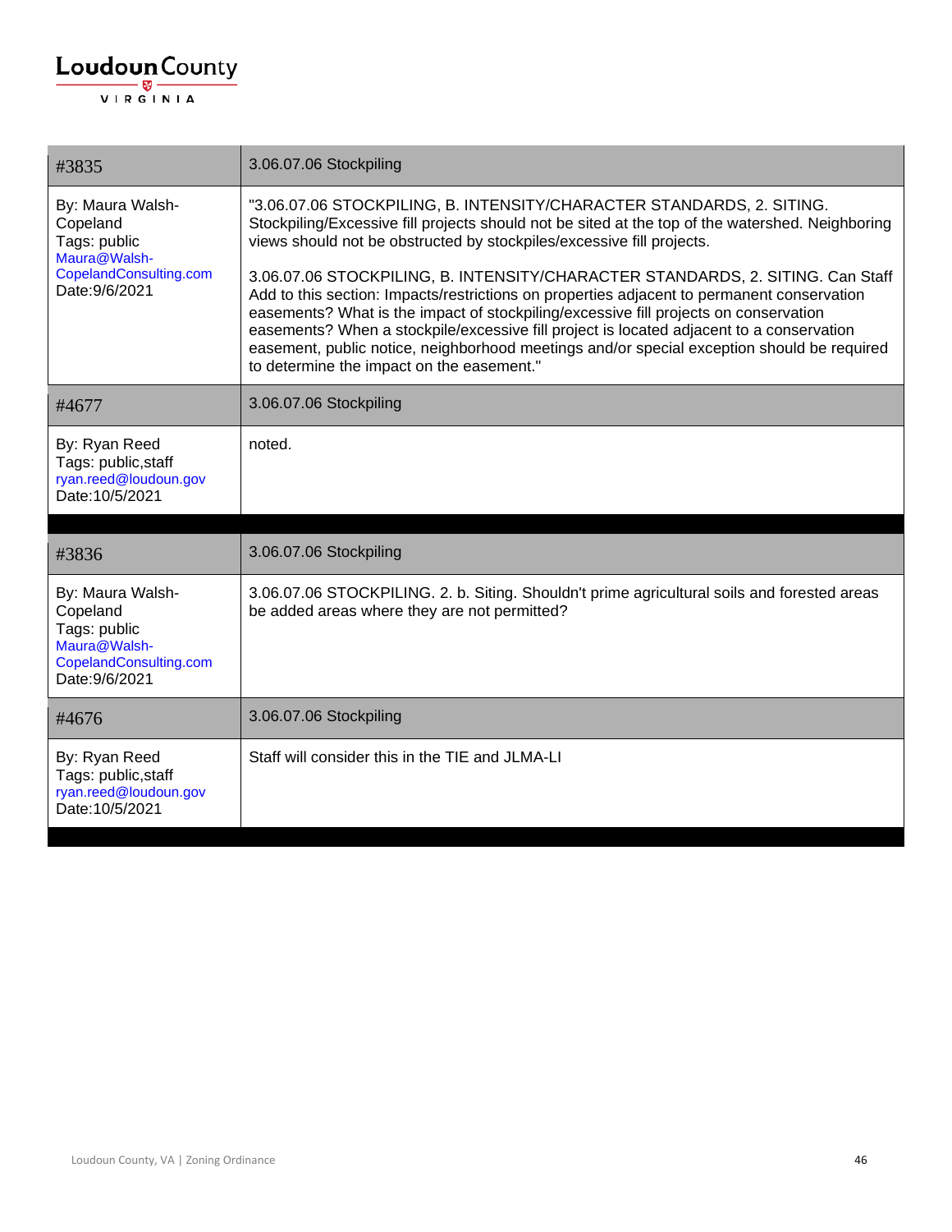| #3835 | 3.06.07.06 Stockpiling |
|---|---|
| By: Maura Walsh-Copeland<br>Tags: public<br>Maura@Walsh-CopelandConsulting.com<br>Date:9/6/2021 | "3.06.07.06 STOCKPILING, B. INTENSITY/CHARACTER STANDARDS, 2. SITING. Stockpiling/Excessive fill projects should not be sited at the top of the watershed. Neighboring views should not be obstructed by stockpiles/excessive fill projects.<br><br>3.06.07.06 STOCKPILING, B. INTENSITY/CHARACTER STANDARDS, 2. SITING. Can Staff Add to this section: Impacts/restrictions on properties adjacent to permanent conservation easements? What is the impact of stockpiling/excessive fill projects on conservation easements? When a stockpile/excessive fill project is located adjacent to a conservation easement, public notice, neighborhood meetings and/or special exception should be required to determine the impact on the easement." |
| #4677 | 3.06.07.06 Stockpiling |
| By: Ryan Reed<br>Tags: public,staff<br>ryan.reed@loudoun.gov<br>Date:10/5/2021 | noted. |

| #3836 | 3.06.07.06 Stockpiling |
|---|---|
| By: Maura Walsh-Copeland<br>Tags: public<br>Maura@Walsh-CopelandConsulting.com<br>Date:9/6/2021 | 3.06.07.06 STOCKPILING. 2. b. Siting. Shouldn't prime agricultural soils and forested areas be added areas where they are not permitted? |
| #4676 | 3.06.07.06 Stockpiling |
| By: Ryan Reed<br>Tags: public,staff<br>ryan.reed@loudoun.gov<br>Date:10/5/2021 | Staff will consider this in the TIE and JLMA-LI |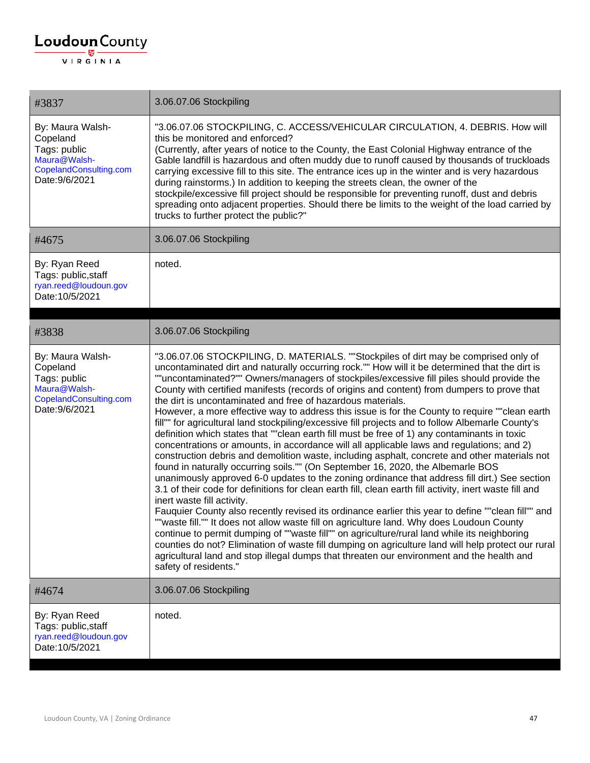| #3837 | 3.06.07.06 Stockpiling |
|---|---|
| By: Maura Walsh-Copeland<br>Tags: public<br>Maura@Walsh-CopelandConsulting.com<br>Date:9/6/2021 | "3.06.07.06 STOCKPILING, C. ACCESS/VEHICULAR CIRCULATION, 4. DEBRIS. How will this be monitored and enforced?<br>(Currently, after years of notice to the County, the East Colonial Highway entrance of the Gable landfill is hazardous and often muddy due to runoff caused by thousands of truckloads carrying excessive fill to this site. The entrance ices up in the winter and is very hazardous during rainstorms.) In addition to keeping the streets clean, the owner of the stockpile/excessive fill project should be responsible for preventing runoff, dust and debris spreading onto adjacent properties. Should there be limits to the weight of the load carried by trucks to further protect the public?" |
| #4675 | 3.06.07.06 Stockpiling |
| By: Ryan Reed<br>Tags: public,staff<br>ryan.reed@loudoun.gov<br>Date:10/5/2021 | noted. |

| #3838 | 3.06.07.06 Stockpiling |
|---|---|
| By: Maura Walsh-Copeland<br>Tags: public<br>Maura@Walsh-CopelandConsulting.com<br>Date:9/6/2021 | "3.06.07.06 STOCKPILING, D. MATERIALS. ""Stockpiles of dirt may be comprised only of uncontaminated dirt and naturally occurring rock."" How will it be determined that the dirt is ""uncontaminated?"" Owners/managers of stockpiles/excessive fill piles should provide the County with certified manifests (records of origins and content) from dumpers to prove that the dirt is uncontaminated and free of hazardous materials.<br>However, a more effective way to address this issue is for the County to require ""clean earth fill"" for agricultural land stockpiling/excessive fill projects and to follow Albemarle County's definition which states that ""clean earth fill must be free of 1) any contaminants in toxic concentrations or amounts, in accordance will all applicable laws and regulations; and 2) construction debris and demolition waste, including asphalt, concrete and other materials not found in naturally occurring soils."" (On September 16, 2020, the Albemarle BOS unanimously approved 6-0 updates to the zoning ordinance that address fill dirt.) See section 3.1 of their code for definitions for clean earth fill, clean earth fill activity, inert waste fill and inert waste fill activity.<br>Fauquier County also recently revised its ordinance earlier this year to define ""clean fill"" and ""waste fill."" It does not allow waste fill on agriculture land. Why does Loudoun County continue to permit dumping of ""waste fill"" on agriculture/rural land while its neighboring counties do not? Elimination of waste fill dumping on agriculture land will help protect our rural agricultural land and stop illegal dumps that threaten our environment and the health and safety of residents." |
| #4674 | 3.06.07.06 Stockpiling |
| By: Ryan Reed<br>Tags: public,staff<br>ryan.reed@loudoun.gov<br>Date:10/5/2021 | noted. |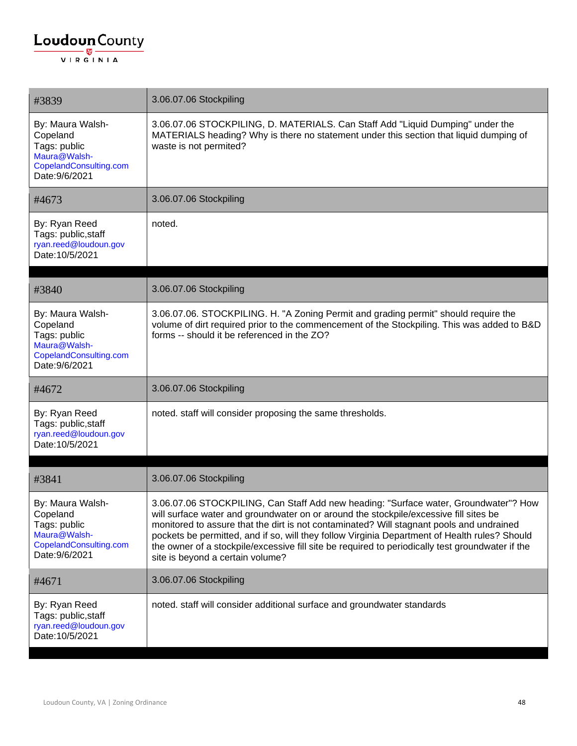| #3839 | 3.06.07.06 Stockpiling |
|---|---|
| By: Maura Walsh-Copeland<br>Tags: public<br>Maura@Walsh-CopelandConsulting.com<br>Date:9/6/2021 | 3.06.07.06 STOCKPILING, D. MATERIALS. Can Staff Add "Liquid Dumping" under the MATERIALS heading? Why is there no statement under this section that liquid dumping of waste is not permited? |
| #4673 | 3.06.07.06 Stockpiling |
| By: Ryan Reed<br>Tags: public,staff<br>ryan.reed@loudoun.gov<br>Date:10/5/2021 | noted. |

| #3840 | 3.06.07.06 Stockpiling |
|---|---|
| By: Maura Walsh-Copeland<br>Tags: public<br>Maura@Walsh-CopelandConsulting.com<br>Date:9/6/2021 | 3.06.07.06. STOCKPILING. H. "A Zoning Permit and grading permit" should require the volume of dirt required prior to the commencement of the Stockpiling. This was added to B&D forms -- should it be referenced in the ZO? |
| #4672 | 3.06.07.06 Stockpiling |
| By: Ryan Reed<br>Tags: public,staff<br>ryan.reed@loudoun.gov<br>Date:10/5/2021 | noted. staff will consider proposing the same thresholds. |

| #3841 | 3.06.07.06 Stockpiling |
|---|---|
| By: Maura Walsh-Copeland<br>Tags: public<br>Maura@Walsh-CopelandConsulting.com<br>Date:9/6/2021 | 3.06.07.06 STOCKPILING, Can Staff Add new heading: "Surface water, Groundwater"? How will surface water and groundwater on or around the stockpile/excessive fill sites be monitored to assure that the dirt is not contaminated? Will stagnant pools and undrained pockets be permitted, and if so, will they follow Virginia Department of Health rules? Should the owner of a stockpile/excessive fill site be required to periodically test groundwater if the site is beyond a certain volume? |
| #4671 | 3.06.07.06 Stockpiling |
| By: Ryan Reed<br>Tags: public,staff<br>ryan.reed@loudoun.gov<br>Date:10/5/2021 | noted. staff will consider additional surface and groundwater standards |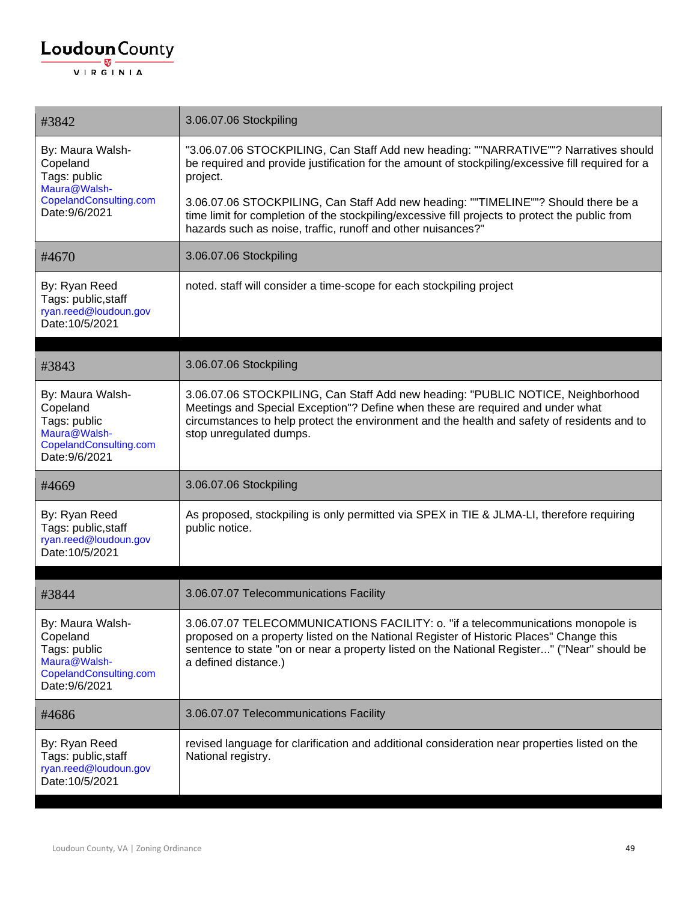| #3842 | 3.06.07.06 Stockpiling |
|---|---|
| By: Maura Walsh-Copeland<br>Tags: public<br>Maura@Walsh-CopelandConsulting.com<br>Date:9/6/2021 | "3.06.07.06 STOCKPILING, Can Staff Add new heading: ""NARRATIVE""? Narratives should be required and provide justification for the amount of stockpiling/excessive fill required for a project.<br><br>3.06.07.06 STOCKPILING, Can Staff Add new heading: ""TIMELINE""? Should there be a time limit for completion of the stockpiling/excessive fill projects to protect the public from hazards such as noise, traffic, runoff and other nuisances?" |
| #4670 | 3.06.07.06 Stockpiling |
| By: Ryan Reed<br>Tags: public,staff<br>ryan.reed@loudoun.gov<br>Date:10/5/2021 | noted. staff will consider a time-scope for each stockpiling project |

| #3843 | 3.06.07.06 Stockpiling |
|---|---|
| By: Maura Walsh-Copeland<br>Tags: public<br>Maura@Walsh-CopelandConsulting.com<br>Date:9/6/2021 | 3.06.07.06 STOCKPILING, Can Staff Add new heading: "PUBLIC NOTICE, Neighborhood Meetings and Special Exception"? Define when these are required and under what circumstances to help protect the environment and the health and safety of residents and to stop unregulated dumps. |
| #4669 | 3.06.07.06 Stockpiling |
| By: Ryan Reed<br>Tags: public,staff<br>ryan.reed@loudoun.gov<br>Date:10/5/2021 | As proposed, stockpiling is only permitted via SPEX in TIE & JLMA-LI, therefore requiring public notice. |

| #3844 | 3.06.07.07 Telecommunications Facility |
|---|---|
| By: Maura Walsh-Copeland<br>Tags: public<br>Maura@Walsh-CopelandConsulting.com<br>Date:9/6/2021 | 3.06.07.07 TELECOMMUNICATIONS FACILITY: o. "if a telecommunications monopole is proposed on a property listed on the National Register of Historic Places" Change this sentence to state "on or near a property listed on the National Register..." ("Near" should be a defined distance.) |
| #4686 | 3.06.07.07 Telecommunications Facility |
| By: Ryan Reed<br>Tags: public,staff<br>ryan.reed@loudoun.gov<br>Date:10/5/2021 | revised language for clarification and additional consideration near properties listed on the National registry. |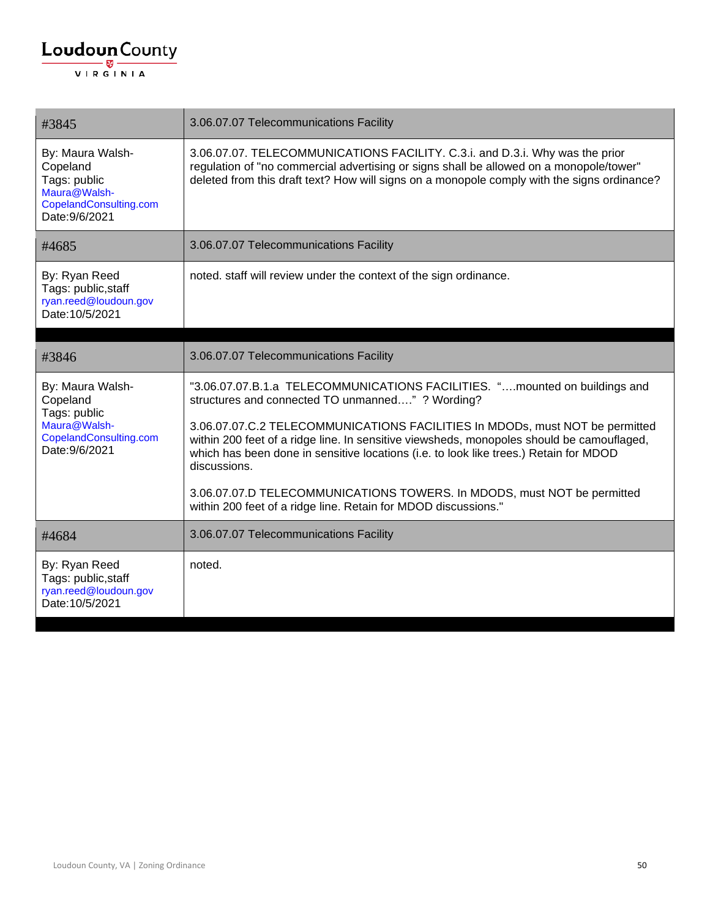| #3845 | 3.06.07.07 Telecommunications Facility |
|---|---|
| By: Maura Walsh-Copeland<br>Tags: public<br>Maura@Walsh-CopelandConsulting.com<br>Date:9/6/2021 | 3.06.07.07. TELECOMMUNICATIONS FACILITY. C.3.i. and D.3.i. Why was the prior regulation of "no commercial advertising or signs shall be allowed on a monopole/tower" deleted from this draft text? How will signs on a monopole comply with the signs ordinance? |
| #4685 | 3.06.07.07 Telecommunications Facility |
| By: Ryan Reed<br>Tags: public,staff<br>ryan.reed@loudoun.gov<br>Date:10/5/2021 | noted. staff will review under the context of the sign ordinance. |

| #3846 | 3.06.07.07 Telecommunications Facility |
|---|---|
| By: Maura Walsh-Copeland<br>Tags: public<br>Maura@Walsh-CopelandConsulting.com<br>Date:9/6/2021 | "3.06.07.07.B.1.a TELECOMMUNICATIONS FACILITIES. "….mounted on buildings and structures and connected TO unmanned…." ? Wording?<br><br>3.06.07.07.C.2 TELECOMMUNICATIONS FACILITIES In MDODs, must NOT be permitted within 200 feet of a ridge line. In sensitive viewsheds, monopoles should be camouflaged, which has been done in sensitive locations (i.e. to look like trees.) Retain for MDOD discussions.<br><br>3.06.07.07.D TELECOMMUNICATIONS TOWERS. In MDODS, must NOT be permitted within 200 feet of a ridge line. Retain for MDOD discussions." |
| #4684 | 3.06.07.07 Telecommunications Facility |
| By: Ryan Reed<br>Tags: public,staff<br>ryan.reed@loudoun.gov<br>Date:10/5/2021 | noted. |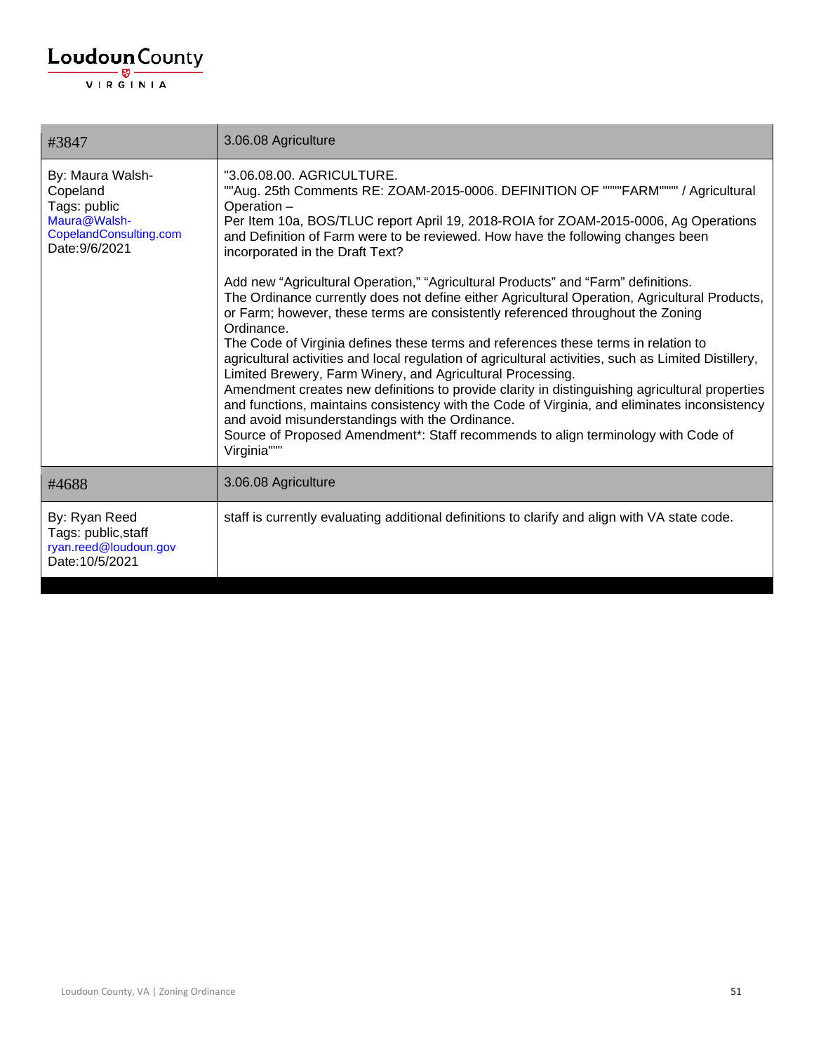| #3847 | 3.06.08 Agriculture |
| --- | --- |
| By: Maura Walsh-Copeland<br>Tags: public<br>Maura@Walsh-CopelandConsulting.com<br>Date:9/6/2021 | "3.06.08.00. AGRICULTURE.<br>""Aug. 25th Comments RE: ZOAM-2015-0006. DEFINITION OF """"FARM"""" / Agricultural Operation –<br>Per Item 10a, BOS/TLUC report April 19, 2018-ROIA for ZOAM-2015-0006, Ag Operations and Definition of Farm were to be reviewed. How have the following changes been incorporated in the Draft Text?<br><br>Add new “Agricultural Operation,” “Agricultural Products” and “Farm” definitions.<br>The Ordinance currently does not define either Agricultural Operation, Agricultural Products, or Farm; however, these terms are consistently referenced throughout the Zoning Ordinance.<br>The Code of Virginia defines these terms and references these terms in relation to agricultural activities and local regulation of agricultural activities, such as Limited Distillery, Limited Brewery, Farm Winery, and Agricultural Processing.<br>Amendment creates new definitions to provide clarity in distinguishing agricultural properties and functions, maintains consistency with the Code of Virginia, and eliminates inconsistency and avoid misunderstandings with the Ordinance.<br>Source of Proposed Amendment*: Staff recommends to align terminology with Code of Virginia""" |
| #4688 | 3.06.08 Agriculture |
| By: Ryan Reed<br>Tags: public,staff<br>ryan.reed@loudoun.gov<br>Date:10/5/2021 | staff is currently evaluating additional definitions to clarify and align with VA state code. |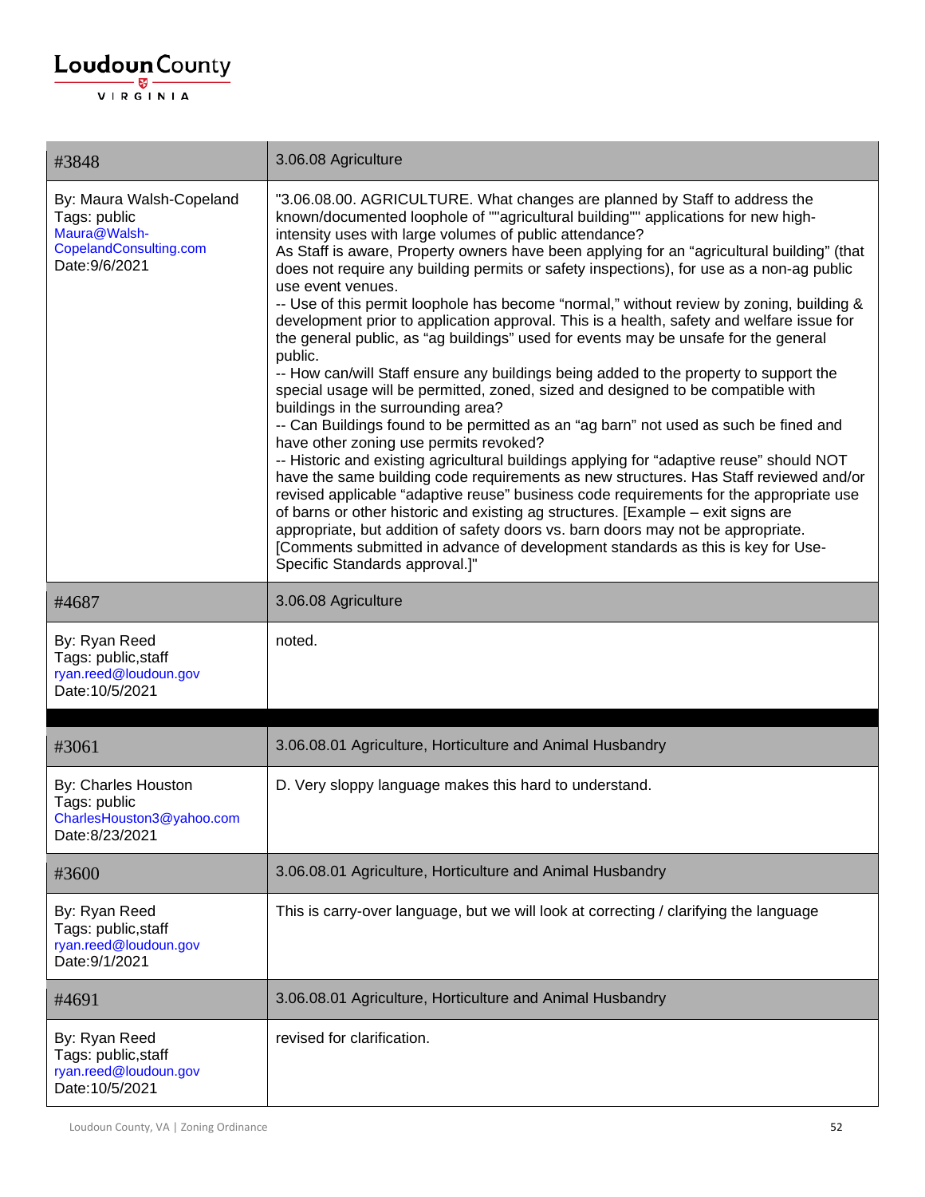| #3848 | 3.06.08 Agriculture |
|---|---|
| By: Maura Walsh-Copeland<br>Tags: public<br>Maura@Walsh-CopelandConsulting.com<br>Date:9/6/2021 | "3.06.08.00. AGRICULTURE. What changes are planned by Staff to address the known/documented loophole of ""agricultural building"" applications for new high-intensity uses with large volumes of public attendance?<br>As Staff is aware, Property owners have been applying for an "agricultural building" (that does not require any building permits or safety inspections), for use as a non-ag public use event venues.<br>-- Use of this permit loophole has become "normal," without review by zoning, building & development prior to application approval. This is a health, safety and welfare issue for the general public, as "ag buildings" used for events may be unsafe for the general public.<br>-- How can/will Staff ensure any buildings being added to the property to support the special usage will be permitted, zoned, sized and designed to be compatible with buildings in the surrounding area?<br>-- Can Buildings found to be permitted as an "ag barn" not used as such be fined and have other zoning use permits revoked?<br>-- Historic and existing agricultural buildings applying for "adaptive reuse" should NOT have the same building code requirements as new structures. Has Staff reviewed and/or revised applicable "adaptive reuse" business code requirements for the appropriate use of barns or other historic and existing ag structures. [Example – exit signs are appropriate, but addition of safety doors vs. barn doors may not be appropriate. [Comments submitted in advance of development standards as this is key for Use-Specific Standards approval.]" |
| #4687 | 3.06.08 Agriculture |
| By: Ryan Reed<br>Tags: public,staff<br>ryan.reed@loudoun.gov<br>Date:10/5/2021 | noted. |

| #3061 | 3.06.08.01 Agriculture, Horticulture and Animal Husbandry |
|---|---|
| By: Charles Houston<br>Tags: public<br>CharlesHouston3@yahoo.com<br>Date:8/23/2021 | D. Very sloppy language makes this hard to understand. |
| #3600 | 3.06.08.01 Agriculture, Horticulture and Animal Husbandry |
| By: Ryan Reed<br>Tags: public,staff<br>ryan.reed@loudoun.gov<br>Date:9/1/2021 | This is carry-over language, but we will look at correcting / clarifying the language |
| #4691 | 3.06.08.01 Agriculture, Horticulture and Animal Husbandry |
| By: Ryan Reed<br>Tags: public,staff<br>ryan.reed@loudoun.gov<br>Date:10/5/2021 | revised for clarification. |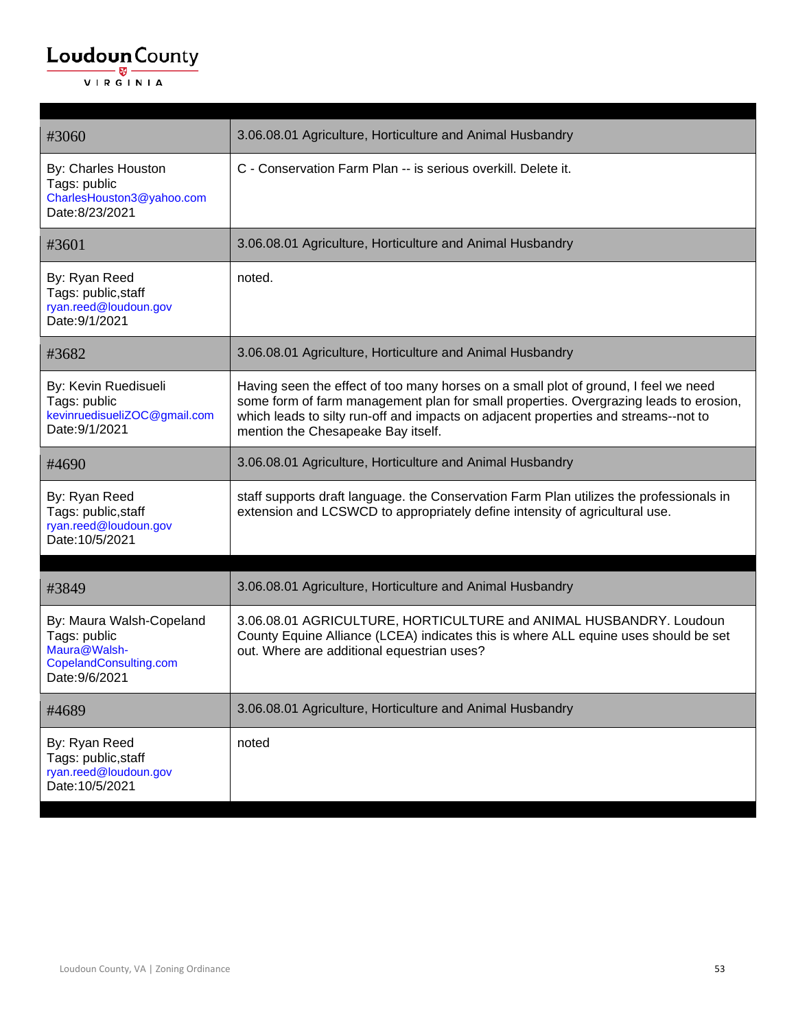| #3060 | 3.06.08.01 Agriculture, Horticulture and Animal Husbandry |
|---|---|
| By: Charles Houston<br>Tags: public<br>CharlesHouston3@yahoo.com<br>Date:8/23/2021 | C - Conservation Farm Plan -- is serious overkill. Delete it. |
| #3601 | 3.06.08.01 Agriculture, Horticulture and Animal Husbandry |
| By: Ryan Reed<br>Tags: public,staff<br>ryan.reed@loudoun.gov<br>Date:9/1/2021 | noted. |
| #3682 | 3.06.08.01 Agriculture, Horticulture and Animal Husbandry |
| By: Kevin Ruedisueli<br>Tags: public<br>kevinruedisueliZOC@gmail.com<br>Date:9/1/2021 | Having seen the effect of too many horses on a small plot of ground, I feel we need some form of farm management plan for small properties. Overgrazing leads to erosion, which leads to silty run-off and impacts on adjacent properties and streams--not to mention the Chesapeake Bay itself. |
| #4690 | 3.06.08.01 Agriculture, Horticulture and Animal Husbandry |
| By: Ryan Reed<br>Tags: public,staff<br>ryan.reed@loudoun.gov<br>Date:10/5/2021 | staff supports draft language. the Conservation Farm Plan utilizes the professionals in extension and LCSWCD to appropriately define intensity of agricultural use. |

| #3849 | 3.06.08.01 Agriculture, Horticulture and Animal Husbandry |
|---|---|
| By: Maura Walsh-Copeland<br>Tags: public<br>Maura@Walsh-CopelandConsulting.com<br>Date:9/6/2021 | 3.06.08.01 AGRICULTURE, HORTICULTURE and ANIMAL HUSBANDRY. Loudoun County Equine Alliance (LCEA) indicates this is where ALL equine uses should be set out. Where are additional equestrian uses? |
| #4689 | 3.06.08.01 Agriculture, Horticulture and Animal Husbandry |
| By: Ryan Reed<br>Tags: public,staff<br>ryan.reed@loudoun.gov<br>Date:10/5/2021 | noted |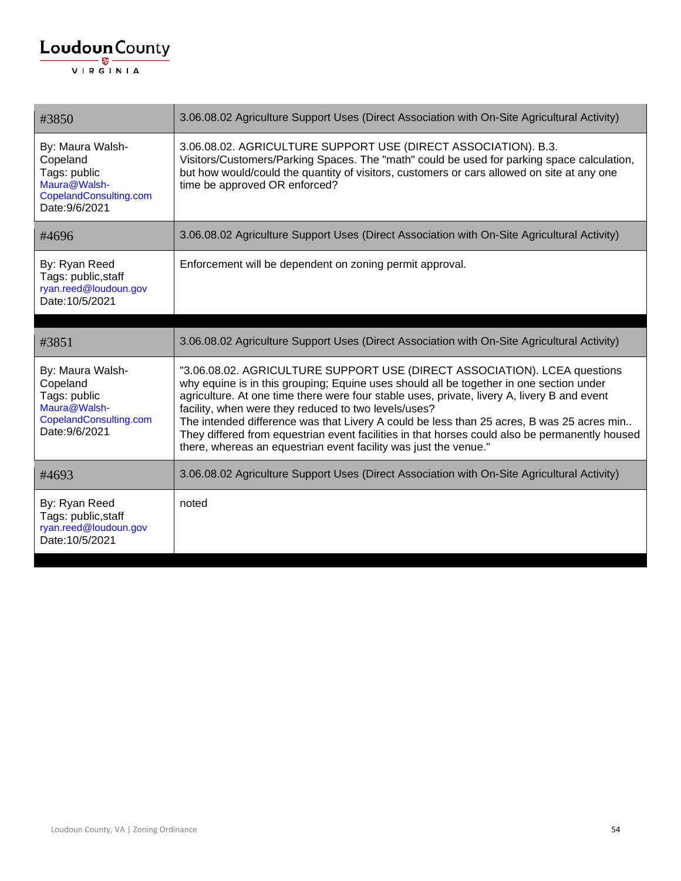| #3850 | 3.06.08.02 Agriculture Support Uses (Direct Association with On-Site Agricultural Activity) |
|---|---|
| By: Maura Walsh-Copeland<br>Tags: public<br>Maura@Walsh-CopelandConsulting.com<br>Date:9/6/2021 | 3.06.08.02. AGRICULTURE SUPPORT USE (DIRECT ASSOCIATION). B.3. Visitors/Customers/Parking Spaces. The "math" could be used for parking space calculation, but how would/could the quantity of visitors, customers or cars allowed on site at any one time be approved OR enforced? |
| #4696 | 3.06.08.02 Agriculture Support Uses (Direct Association with On-Site Agricultural Activity) |
| By: Ryan Reed<br>Tags: public,staff<br>ryan.reed@loudoun.gov<br>Date:10/5/2021 | Enforcement will be dependent on zoning permit approval. |

| #3851 | 3.06.08.02 Agriculture Support Uses (Direct Association with On-Site Agricultural Activity) |
|---|---|
| By: Maura Walsh-Copeland<br>Tags: public<br>Maura@Walsh-CopelandConsulting.com<br>Date:9/6/2021 | "3.06.08.02. AGRICULTURE SUPPORT USE (DIRECT ASSOCIATION). LCEA questions why equine is in this grouping; Equine uses should all be together in one section under agriculture. At one time there were four stable uses, private, livery A, livery B and event facility, when were they reduced to two levels/uses?<br>The intended difference was that Livery A could be less than 25 acres, B was 25 acres min.. They differed from equestrian event facilities in that horses could also be permanently housed there, whereas an equestrian event facility was just the venue." |
| #4693 | 3.06.08.02 Agriculture Support Uses (Direct Association with On-Site Agricultural Activity) |
| By: Ryan Reed<br>Tags: public,staff<br>ryan.reed@loudoun.gov<br>Date:10/5/2021 | noted |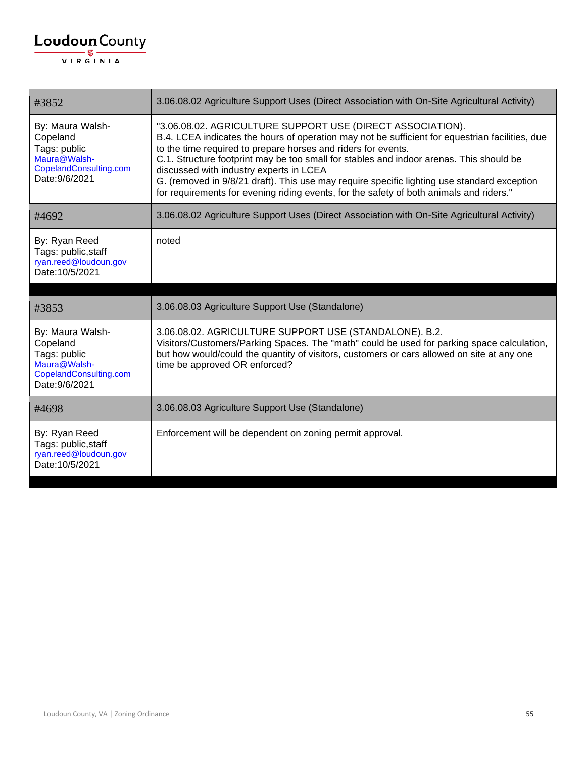| #3852 | 3.06.08.02 Agriculture Support Uses (Direct Association with On-Site Agricultural Activity) |
|---|---|
| By: Maura Walsh-Copeland<br>Tags: public<br>Maura@Walsh-CopelandConsulting.com<br>Date:9/6/2021 | "3.06.08.02. AGRICULTURE SUPPORT USE (DIRECT ASSOCIATION).<br>B.4. LCEA indicates the hours of operation may not be sufficient for equestrian facilities, due to the time required to prepare horses and riders for events.<br>C.1. Structure footprint may be too small for stables and indoor arenas. This should be discussed with industry experts in LCEA<br>G. (removed in 9/8/21 draft). This use may require specific lighting use standard exception for requirements for evening riding events, for the safety of both animals and riders." |
| #4692 | 3.06.08.02 Agriculture Support Uses (Direct Association with On-Site Agricultural Activity) |
| By: Ryan Reed<br>Tags: public,staff<br>ryan.reed@loudoun.gov<br>Date:10/5/2021 | noted |

| #3853 | 3.06.08.03 Agriculture Support Use (Standalone) |
|---|---|
| By: Maura Walsh-Copeland<br>Tags: public<br>Maura@Walsh-CopelandConsulting.com<br>Date:9/6/2021 | 3.06.08.02. AGRICULTURE SUPPORT USE (STANDALONE). B.2.<br>Visitors/Customers/Parking Spaces. The "math" could be used for parking space calculation, but how would/could the quantity of visitors, customers or cars allowed on site at any one time be approved OR enforced? |
| #4698 | 3.06.08.03 Agriculture Support Use (Standalone) |
| By: Ryan Reed<br>Tags: public,staff<br>ryan.reed@loudoun.gov<br>Date:10/5/2021 | Enforcement will be dependent on zoning permit approval. |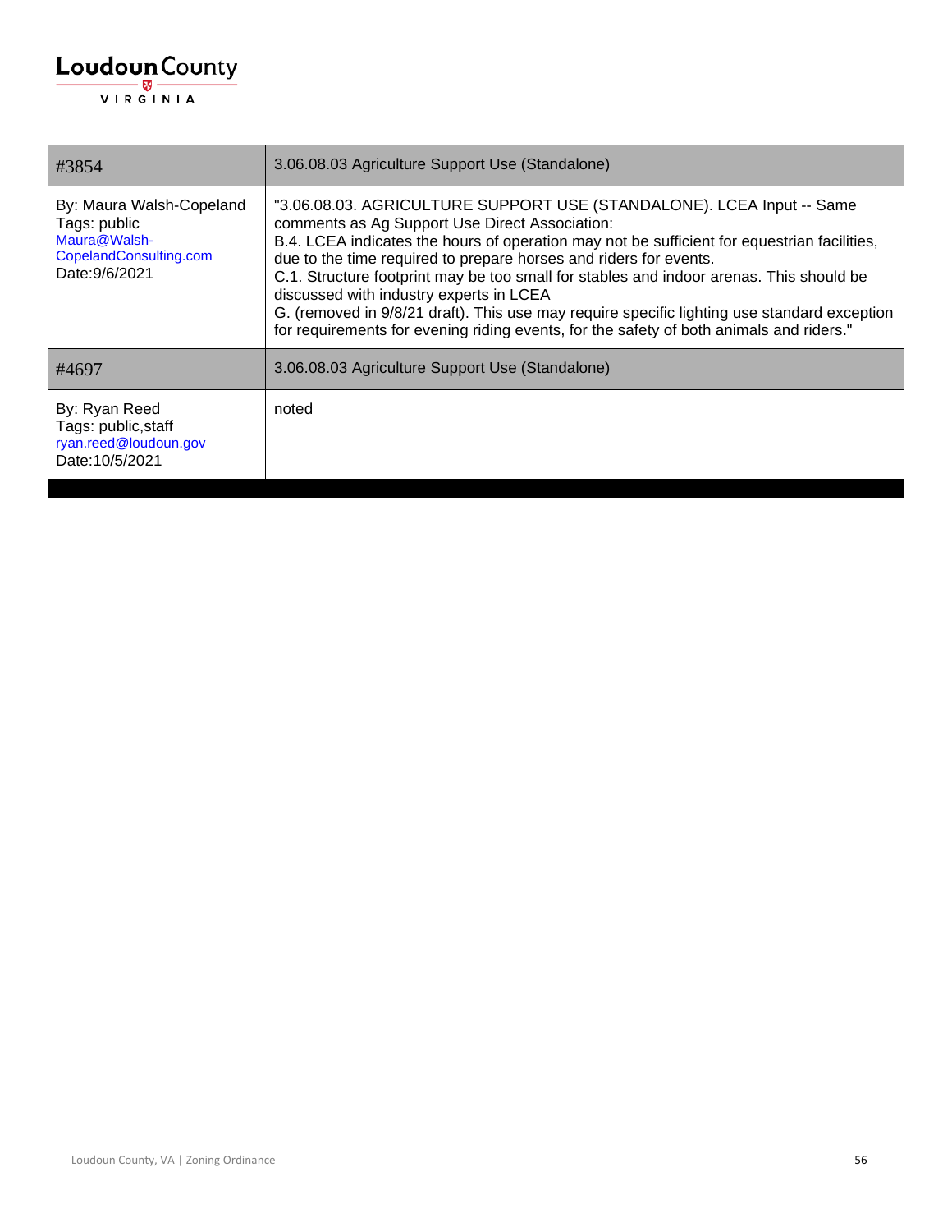| #3854 | 3.06.08.03 Agriculture Support Use (Standalone) |
| --- | --- |
| By: Maura Walsh-Copeland<br>Tags: public<br>Maura@Walsh-CopelandConsulting.com<br>Date:9/6/2021 | "3.06.08.03. AGRICULTURE SUPPORT USE (STANDALONE). LCEA Input -- Same comments as Ag Support Use Direct Association:<br>B.4. LCEA indicates the hours of operation may not be sufficient for equestrian facilities, due to the time required to prepare horses and riders for events.<br>C.1. Structure footprint may be too small for stables and indoor arenas. This should be discussed with industry experts in LCEA<br>G. (removed in 9/8/21 draft). This use may require specific lighting use standard exception for requirements for evening riding events, for the safety of both animals and riders." |
| **#4697** | **3.06.08.03 Agriculture Support Use (Standalone)** |
| By: Ryan Reed<br>Tags: public,staff<br>ryan.reed@loudoun.gov<br>Date:10/5/2021 | noted |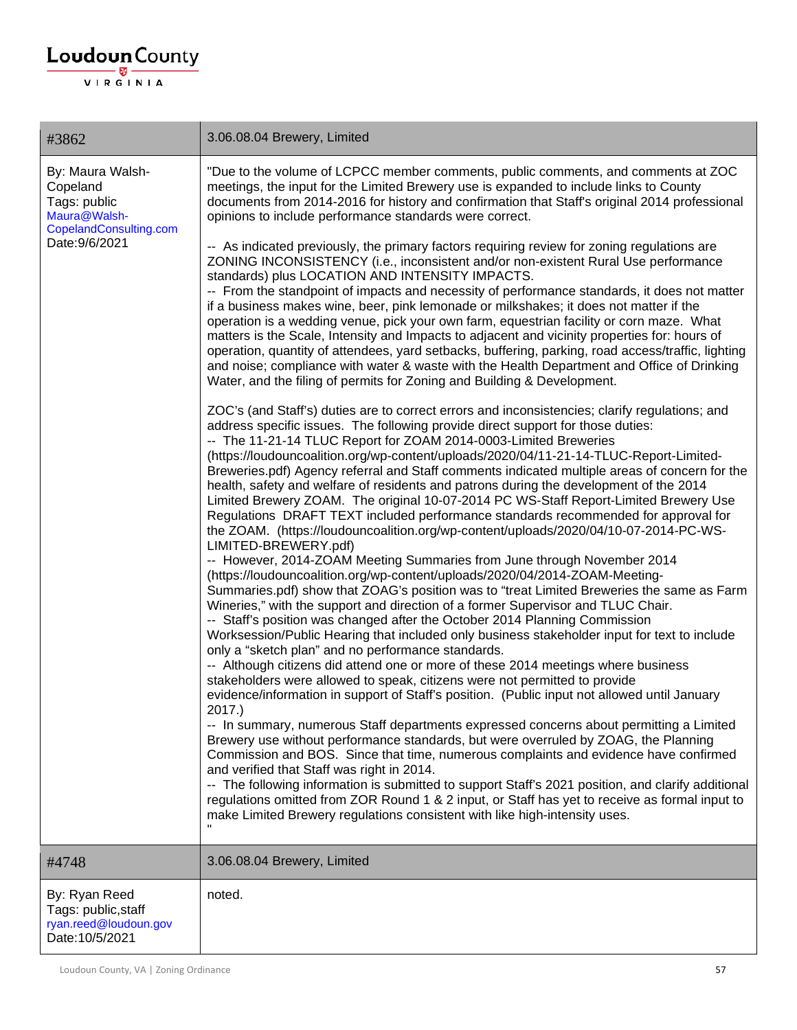| #3862 | 3.06.08.04 Brewery, Limited |
|---|---|
| By: Maura Walsh-Copeland<br>Tags: public<br>Maura@Walsh-CopelandConsulting.com<br>Date:9/6/2021 | "Due to the volume of LCPCC member comments, public comments, and comments at ZOC meetings, the input for the Limited Brewery use is expanded to include links to County documents from 2014-2016 for history and confirmation that Staff's original 2014 professional opinions to include performance standards were correct.<br><br>-- As indicated previously, the primary factors requiring review for zoning regulations are ZONING INCONSISTENCY (i.e., inconsistent and/or non-existent Rural Use performance standards) plus LOCATION AND INTENSITY IMPACTS.<br>-- From the standpoint of impacts and necessity of performance standards, it does not matter if a business makes wine, beer, pink lemonade or milkshakes; it does not matter if the operation is a wedding venue, pick your own farm, equestrian facility or corn maze. What matters is the Scale, Intensity and Impacts to adjacent and vicinity properties for: hours of operation, quantity of attendees, yard setbacks, buffering, parking, road access/traffic, lighting and noise; compliance with water & waste with the Health Department and Office of Drinking Water, and the filing of permits for Zoning and Building & Development.<br><br>ZOC's (and Staff's) duties are to correct errors and inconsistencies; clarify regulations; and address specific issues. The following provide direct support for those duties:<br>-- The 11-21-14 TLUC Report for ZOAM 2014-0003-Limited Breweries (https://loudouncoalition.org/wp-content/uploads/2020/04/11-21-14-TLUC-Report-Limited-Breweries.pdf) Agency referral and Staff comments indicated multiple areas of concern for the health, safety and welfare of residents and patrons during the development of the 2014 Limited Brewery ZOAM. The original 10-07-2014 PC WS-Staff Report-Limited Brewery Use Regulations DRAFT TEXT included performance standards recommended for approval for the ZOAM. (https://loudouncoalition.org/wp-content/uploads/2020/04/10-07-2014-PC-WS-LIMITED-BREWERY.pdf)<br>-- However, 2014-ZOAM Meeting Summaries from June through November 2014 (https://loudouncoalition.org/wp-content/uploads/2020/04/2014-ZOAM-Meeting-Summaries.pdf) show that ZOAG's position was to "treat Limited Breweries the same as Farm Wineries," with the support and direction of a former Supervisor and TLUC Chair.<br>-- Staff's position was changed after the October 2014 Planning Commission Worksession/Public Hearing that included only business stakeholder input for text to include only a "sketch plan" and no performance standards.<br>-- Although citizens did attend one or more of these 2014 meetings where business stakeholders were allowed to speak, citizens were not permitted to provide evidence/information in support of Staff's position. (Public input not allowed until January 2017.)<br>-- In summary, numerous Staff departments expressed concerns about permitting a Limited Brewery use without performance standards, but were overruled by ZOAG, the Planning Commission and BOS. Since that time, numerous complaints and evidence have confirmed and verified that Staff was right in 2014.<br>-- The following information is submitted to support Staff's 2021 position, and clarify additional regulations omitted from ZOR Round 1 & 2 input, or Staff has yet to receive as formal input to make Limited Brewery regulations consistent with like high-intensity uses.<br>" |
| #4748 | 3.06.08.04 Brewery, Limited |
| By: Ryan Reed<br>Tags: public,staff<br>ryan.reed@loudoun.gov<br>Date:10/5/2021 | noted. |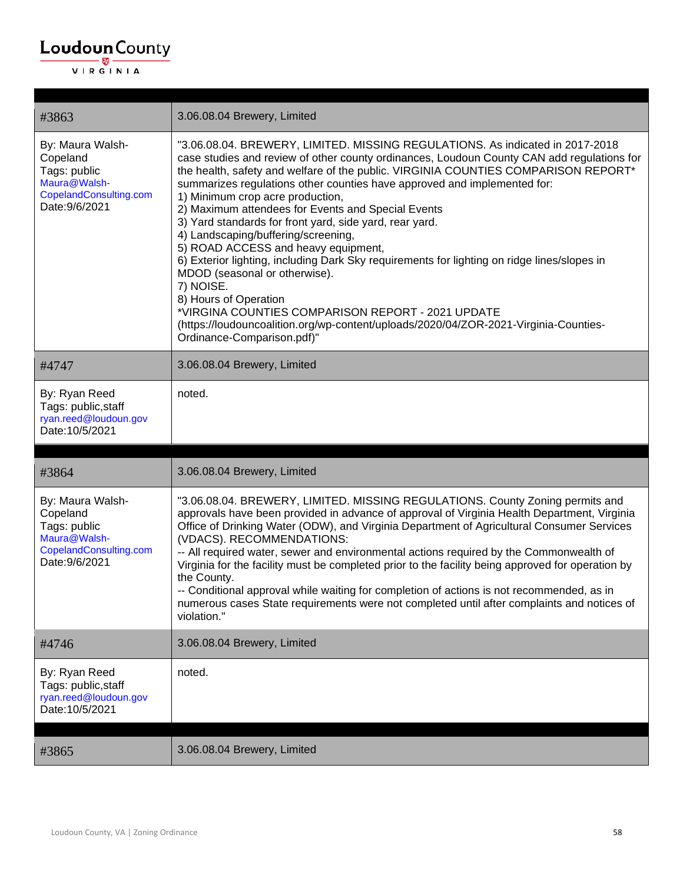| #3863 | 3.06.08.04 Brewery, Limited |
|---|---|
| By: Maura Walsh-Copeland<br>Tags: public<br>Maura@Walsh-CopelandConsulting.com<br>Date:9/6/2021 | "3.06.08.04. BREWERY, LIMITED. MISSING REGULATIONS. As indicated in 2017-2018 case studies and review of other county ordinances, Loudoun County CAN add regulations for the health, safety and welfare of the public. VIRGINIA COUNTIES COMPARISON REPORT* summarizes regulations other counties have approved and implemented for:<br>1) Minimum crop acre production,<br>2) Maximum attendees for Events and Special Events<br>3) Yard standards for front yard, side yard, rear yard.<br>4) Landscaping/buffering/screening,<br>5) ROAD ACCESS and heavy equipment,<br>6) Exterior lighting, including Dark Sky requirements for lighting on ridge lines/slopes in MDOD (seasonal or otherwise).<br>7) NOISE.<br>8) Hours of Operation<br>*VIRGINA COUNTIES COMPARISON REPORT - 2021 UPDATE (https://loudouncoalition.org/wp-content/uploads/2020/04/ZOR-2021-Virginia-Counties-Ordinance-Comparison.pdf)" |
| #4747 | 3.06.08.04 Brewery, Limited |
| By: Ryan Reed<br>Tags: public,staff<br>ryan.reed@loudoun.gov<br>Date:10/5/2021 | noted. |

| #3864 | 3.06.08.04 Brewery, Limited |
|---|---|
| By: Maura Walsh-Copeland<br>Tags: public<br>Maura@Walsh-CopelandConsulting.com<br>Date:9/6/2021 | "3.06.08.04. BREWERY, LIMITED. MISSING REGULATIONS. County Zoning permits and approvals have been provided in advance of approval of Virginia Health Department, Virginia Office of Drinking Water (ODW), and Virginia Department of Agricultural Consumer Services (VDACS). RECOMMENDATIONS:<br>-- All required water, sewer and environmental actions required by the Commonwealth of Virginia for the facility must be completed prior to the facility being approved for operation by the County.<br>-- Conditional approval while waiting for completion of actions is not recommended, as in numerous cases State requirements were not completed until after complaints and notices of violation." |
| #4746 | 3.06.08.04 Brewery, Limited |
| By: Ryan Reed<br>Tags: public,staff<br>ryan.reed@loudoun.gov<br>Date:10/5/2021 | noted. |

| #3865 | 3.06.08.04 Brewery, Limited |
|---|---|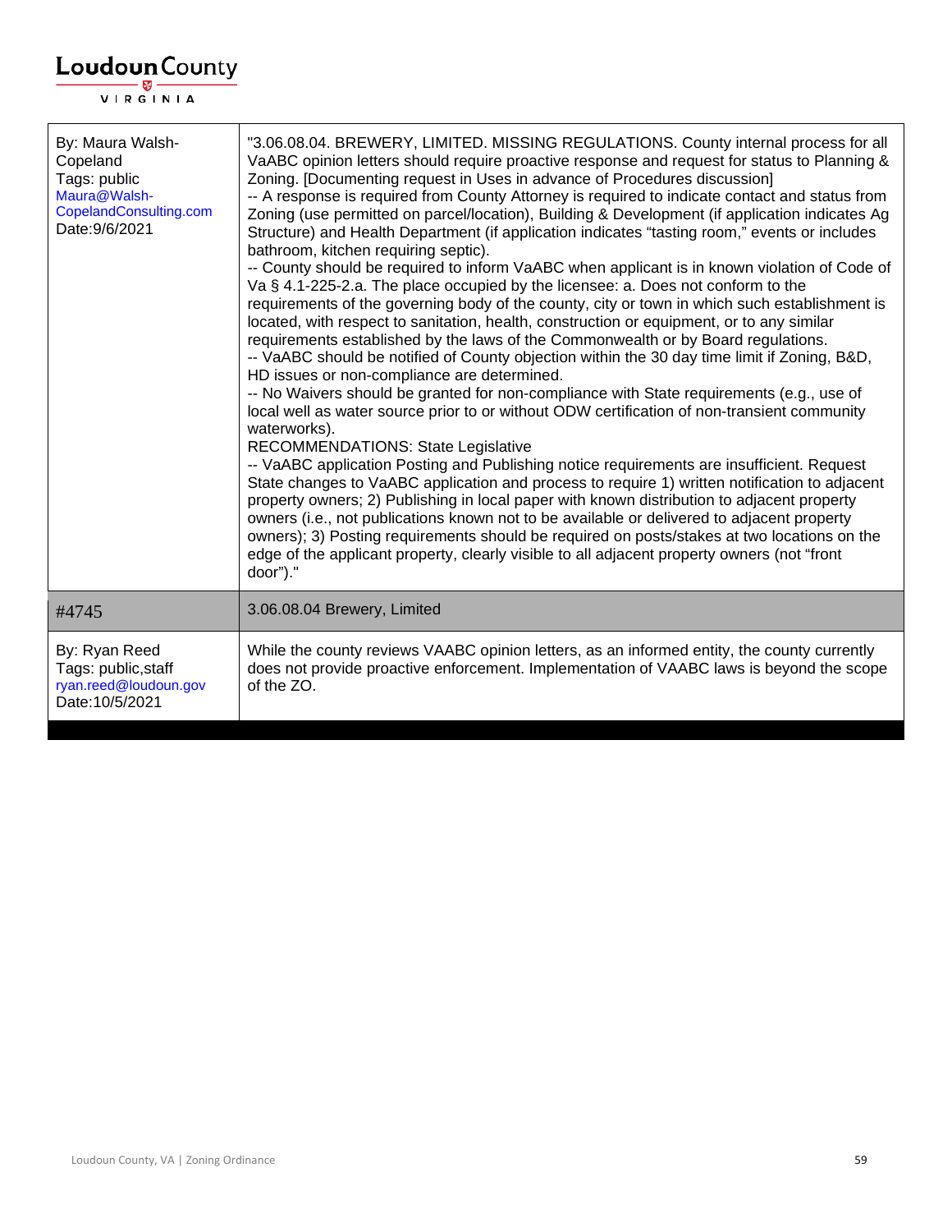| | |
|---|---|
| By: Maura Walsh-Copeland<br>Tags: public<br>Maura@Walsh-CopelandConsulting.com<br>Date:9/6/2021 | "3.06.08.04. BREWERY, LIMITED. MISSING REGULATIONS. County internal process for all VaABC opinion letters should require proactive response and request for status to Planning & Zoning. [Documenting request in Uses in advance of Procedures discussion]<br>-- A response is required from County Attorney is required to indicate contact and status from Zoning (use permitted on parcel/location), Building & Development (if application indicates Ag Structure) and Health Department (if application indicates "tasting room," events or includes bathroom, kitchen requiring septic).<br>-- County should be required to inform VaABC when applicant is in known violation of Code of Va § 4.1-225-2.a. The place occupied by the licensee: a. Does not conform to the requirements of the governing body of the county, city or town in which such establishment is located, with respect to sanitation, health, construction or equipment, or to any similar requirements established by the laws of the Commonwealth or by Board regulations.<br>-- VaABC should be notified of County objection within the 30 day time limit if Zoning, B&D, HD issues or non-compliance are determined.<br>-- No Waivers should be granted for non-compliance with State requirements (e.g., use of local well as water source prior to or without ODW certification of non-transient community waterworks).<br>RECOMMENDATIONS: State Legislative<br>-- VaABC application Posting and Publishing notice requirements are insufficient. Request State changes to VaABC application and process to require 1) written notification to adjacent property owners; 2) Publishing in local paper with known distribution to adjacent property owners (i.e., not publications known not to be available or delivered to adjacent property owners); 3) Posting requirements should be required on posts/stakes at two locations on the edge of the applicant property, clearly visible to all adjacent property owners (not "front door")." |
| #4745 | 3.06.08.04 Brewery, Limited |
| By: Ryan Reed<br>Tags: public,staff<br>ryan.reed@loudoun.gov<br>Date:10/5/2021 | While the county reviews VAABC opinion letters, as an informed entity, the county currently does not provide proactive enforcement. Implementation of VAABC laws is beyond the scope of the ZO. |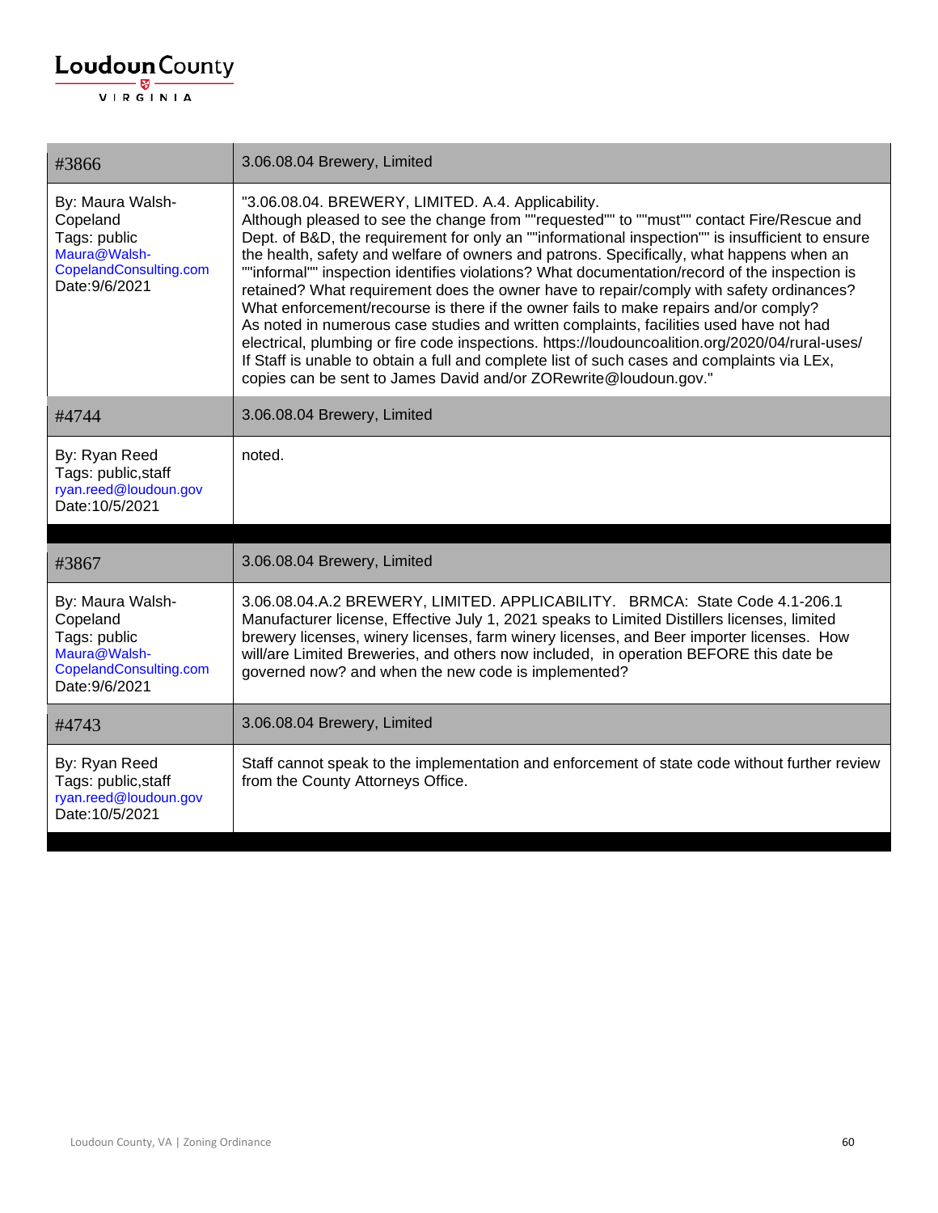| #3866 | 3.06.08.04 Brewery, Limited |
|---|---|
| By: Maura Walsh-Copeland<br>Tags: public<br>Maura@Walsh-CopelandConsulting.com<br>Date:9/6/2021 | "3.06.08.04. BREWERY, LIMITED. A.4. Applicability.<br>Although pleased to see the change from ""requested"" to ""must"" contact Fire/Rescue and Dept. of B&D, the requirement for only an ""informational inspection"" is insufficient to ensure the health, safety and welfare of owners and patrons. Specifically, what happens when an ""informal"" inspection identifies violations? What documentation/record of the inspection is retained? What requirement does the owner have to repair/comply with safety ordinances? What enforcement/recourse is there if the owner fails to make repairs and/or comply?<br>As noted in numerous case studies and written complaints, facilities used have not had electrical, plumbing or fire code inspections. https://loudouncoalition.org/2020/04/rural-uses/<br>If Staff is unable to obtain a full and complete list of such cases and complaints via LEx, copies can be sent to James David and/or ZORewrite@loudoun.gov." |
| #4744 | 3.06.08.04 Brewery, Limited |
| By: Ryan Reed<br>Tags: public,staff<br>ryan.reed@loudoun.gov<br>Date:10/5/2021 | noted. |

| #3867 | 3.06.08.04 Brewery, Limited |
|---|---|
| By: Maura Walsh-Copeland<br>Tags: public<br>Maura@Walsh-CopelandConsulting.com<br>Date:9/6/2021 | 3.06.08.04.A.2 BREWERY, LIMITED. APPLICABILITY. BRMCA: State Code 4.1-206.1 Manufacturer license, Effective July 1, 2021 speaks to Limited Distillers licenses, limited brewery licenses, winery licenses, farm winery licenses, and Beer importer licenses. How will/are Limited Breweries, and others now included, in operation BEFORE this date be governed now? and when the new code is implemented? |
| #4743 | 3.06.08.04 Brewery, Limited |
| By: Ryan Reed<br>Tags: public,staff<br>ryan.reed@loudoun.gov<br>Date:10/5/2021 | Staff cannot speak to the implementation and enforcement of state code without further review from the County Attorneys Office. |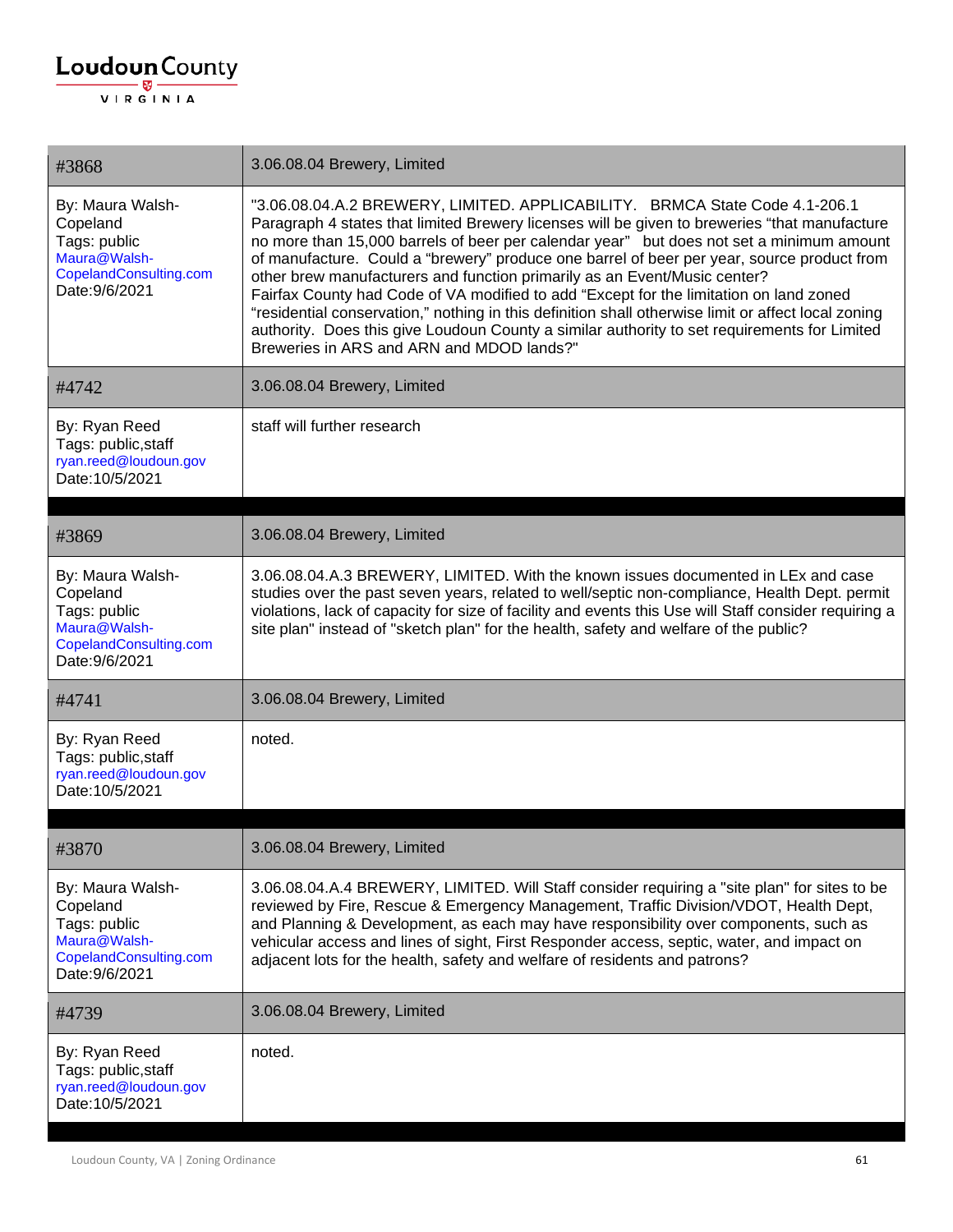| #3868 | 3.06.08.04 Brewery, Limited |
| --- | --- |
| By: Maura Walsh-Copeland<br>Tags: public<br>Maura@Walsh-CopelandConsulting.com<br>Date:9/6/2021 | "3.06.08.04.A.2 BREWERY, LIMITED. APPLICABILITY. BRMCA State Code 4.1-206.1 Paragraph 4 states that limited Brewery licenses will be given to breweries "that manufacture no more than 15,000 barrels of beer per calendar year" but does not set a minimum amount of manufacture. Could a "brewery" produce one barrel of beer per year, source product from other brew manufacturers and function primarily as an Event/Music center?<br>Fairfax County had Code of VA modified to add "Except for the limitation on land zoned "residential conservation," nothing in this definition shall otherwise limit or affect local zoning authority. Does this give Loudoun County a similar authority to set requirements for Limited Breweries in ARS and ARN and MDOD lands?" |
| #4742 | 3.06.08.04 Brewery, Limited |
| By: Ryan Reed<br>Tags: public,staff<br>ryan.reed@loudoun.gov<br>Date:10/5/2021 | staff will further research |

| #3869 | 3.06.08.04 Brewery, Limited |
| --- | --- |
| By: Maura Walsh-Copeland<br>Tags: public<br>Maura@Walsh-CopelandConsulting.com<br>Date:9/6/2021 | 3.06.08.04.A.3 BREWERY, LIMITED. With the known issues documented in LEx and case studies over the past seven years, related to well/septic non-compliance, Health Dept. permit violations, lack of capacity for size of facility and events this Use will Staff consider requiring a site plan" instead of "sketch plan" for the health, safety and welfare of the public? |
| #4741 | 3.06.08.04 Brewery, Limited |
| By: Ryan Reed<br>Tags: public,staff<br>ryan.reed@loudoun.gov<br>Date:10/5/2021 | noted. |

| #3870 | 3.06.08.04 Brewery, Limited |
| --- | --- |
| By: Maura Walsh-Copeland<br>Tags: public<br>Maura@Walsh-CopelandConsulting.com<br>Date:9/6/2021 | 3.06.08.04.A.4 BREWERY, LIMITED. Will Staff consider requiring a "site plan" for sites to be reviewed by Fire, Rescue & Emergency Management, Traffic Division/VDOT, Health Dept, and Planning & Development, as each may have responsibility over components, such as vehicular access and lines of sight, First Responder access, septic, water, and impact on adjacent lots for the health, safety and welfare of residents and patrons? |
| #4739 | 3.06.08.04 Brewery, Limited |
| By: Ryan Reed<br>Tags: public,staff<br>ryan.reed@loudoun.gov<br>Date:10/5/2021 | noted. |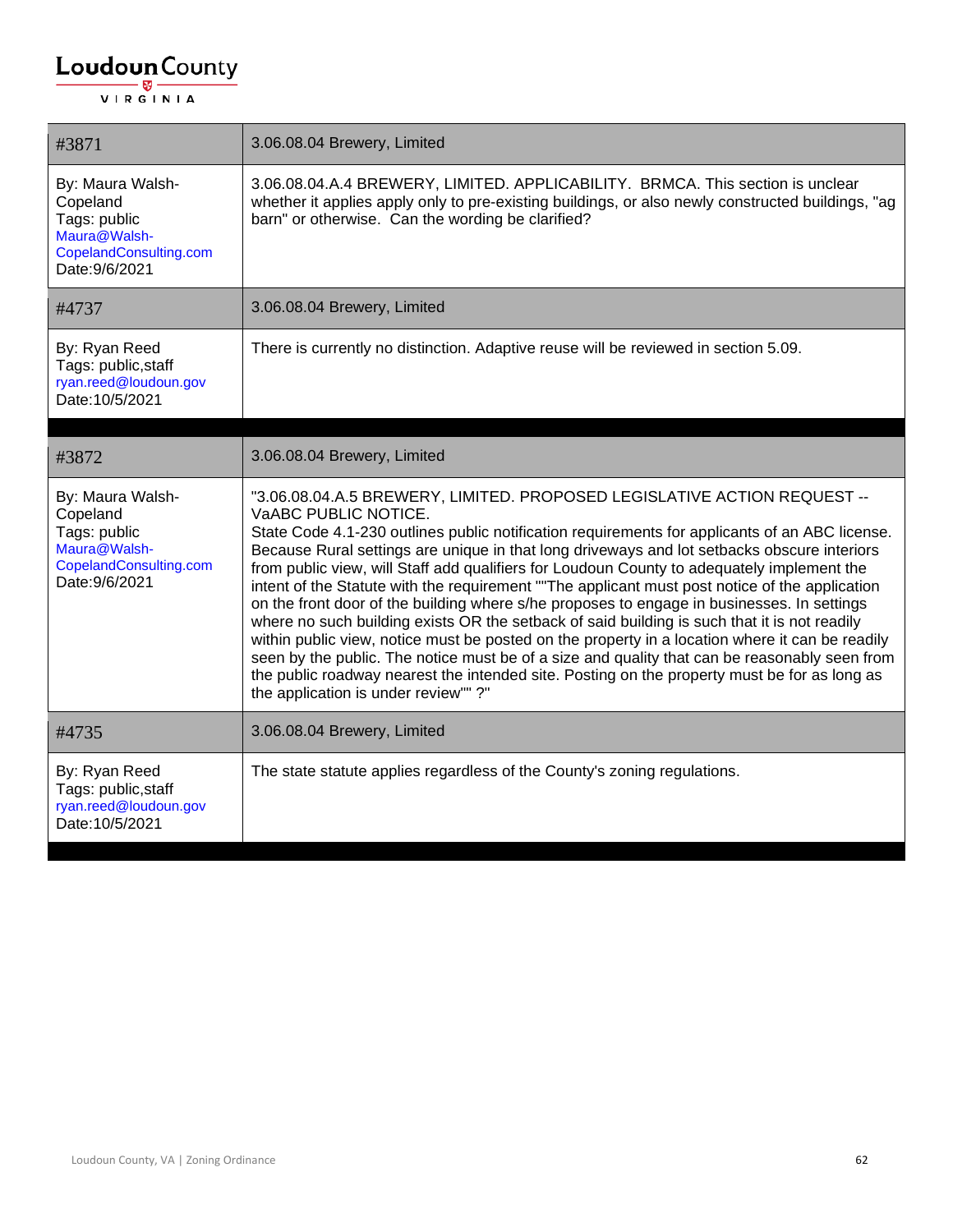| #3871 | 3.06.08.04 Brewery, Limited |
| --- | --- |
| By: Maura Walsh-Copeland<br>Tags: public<br>Maura@Walsh-CopelandConsulting.com<br>Date:9/6/2021 | 3.06.08.04.A.4 BREWERY, LIMITED. APPLICABILITY. BRMCA. This section is unclear whether it applies apply only to pre-existing buildings, or also newly constructed buildings, "ag barn" or otherwise. Can the wording be clarified? |
| #4737 | 3.06.08.04 Brewery, Limited |
| By: Ryan Reed<br>Tags: public,staff<br>ryan.reed@loudoun.gov<br>Date:10/5/2021 | There is currently no distinction. Adaptive reuse will be reviewed in section 5.09. |

| #3872 | 3.06.08.04 Brewery, Limited |
| --- | --- |
| By: Maura Walsh-Copeland<br>Tags: public<br>Maura@Walsh-CopelandConsulting.com<br>Date:9/6/2021 | "3.06.08.04.A.5 BREWERY, LIMITED. PROPOSED LEGISLATIVE ACTION REQUEST -- VaABC PUBLIC NOTICE.<br>State Code 4.1-230 outlines public notification requirements for applicants of an ABC license. Because Rural settings are unique in that long driveways and lot setbacks obscure interiors from public view, will Staff add qualifiers for Loudoun County to adequately implement the intent of the Statute with the requirement ""The applicant must post notice of the application on the front door of the building where s/he proposes to engage in businesses. In settings where no such building exists OR the setback of said building is such that it is not readily within public view, notice must be posted on the property in a location where it can be readily seen by the public. The notice must be of a size and quality that can be reasonably seen from the public roadway nearest the intended site. Posting on the property must be for as long as the application is under review"" ?" |
| #4735 | 3.06.08.04 Brewery, Limited |
| By: Ryan Reed<br>Tags: public,staff<br>ryan.reed@loudoun.gov<br>Date:10/5/2021 | The state statute applies regardless of the County's zoning regulations. |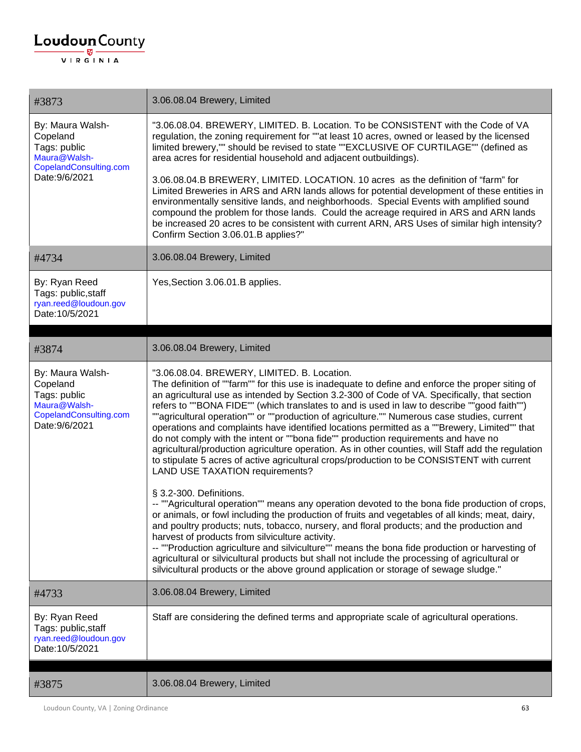| #3873 | 3.06.08.04 Brewery, Limited |
| --- | --- |
| By: Maura Walsh-Copeland<br>Tags: public<br>Maura@Walsh-CopelandConsulting.com<br>Date:9/6/2021 | "3.06.08.04. BREWERY, LIMITED. B. Location. To be CONSISTENT with the Code of VA regulation, the zoning requirement for ""at least 10 acres, owned or leased by the licensed limited brewery,"" should be revised to state ""EXCLUSIVE OF CURTILAGE"" (defined as area acres for residential household and adjacent outbuildings).<br><br>3.06.08.04.B BREWERY, LIMITED. LOCATION. 10 acres as the definition of "farm" for Limited Breweries in ARS and ARN lands allows for potential development of these entities in environmentally sensitive lands, and neighborhoods. Special Events with amplified sound compound the problem for those lands. Could the acreage required in ARS and ARN lands be increased 20 acres to be consistent with current ARN, ARS Uses of similar high intensity? Confirm Section 3.06.01.B applies?" |
| #4734 | 3.06.08.04 Brewery, Limited |
| By: Ryan Reed<br>Tags: public,staff<br>ryan.reed@loudoun.gov<br>Date:10/5/2021 | Yes,Section 3.06.01.B applies. |

| #3874 | 3.06.08.04 Brewery, Limited |
| --- | --- |
| By: Maura Walsh-Copeland<br>Tags: public<br>Maura@Walsh-CopelandConsulting.com<br>Date:9/6/2021 | "3.06.08.04. BREWERY, LIMITED. B. Location.<br>The definition of ""farm"" for this use is inadequate to define and enforce the proper siting of an agricultural use as intended by Section 3.2-300 of Code of VA. Specifically, that section refers to ""BONA FIDE"" (which translates to and is used in law to describe ""good faith"") ""agricultural operation"" or ""production of agriculture."" Numerous case studies, current operations and complaints have identified locations permitted as a ""Brewery, Limited"" that do not comply with the intent or ""bona fide"" production requirements and have no agricultural/production agriculture operation. As in other counties, will Staff add the regulation to stipulate 5 acres of active agricultural crops/production to be CONSISTENT with current LAND USE TAXATION requirements?<br><br>§ 3.2-300. Definitions.<br>-- ""Agricultural operation"" means any operation devoted to the bona fide production of crops, or animals, or fowl including the production of fruits and vegetables of all kinds; meat, dairy, and poultry products; nuts, tobacco, nursery, and floral products; and the production and harvest of products from silviculture activity.<br>-- ""Production agriculture and silviculture"" means the bona fide production or harvesting of agricultural or silvicultural products but shall not include the processing of agricultural or silvicultural products or the above ground application or storage of sewage sludge." |
| #4733 | 3.06.08.04 Brewery, Limited |
| By: Ryan Reed<br>Tags: public,staff<br>ryan.reed@loudoun.gov<br>Date:10/5/2021 | Staff are considering the defined terms and appropriate scale of agricultural operations. |

| #3875 | 3.06.08.04 Brewery, Limited |
| --- | --- |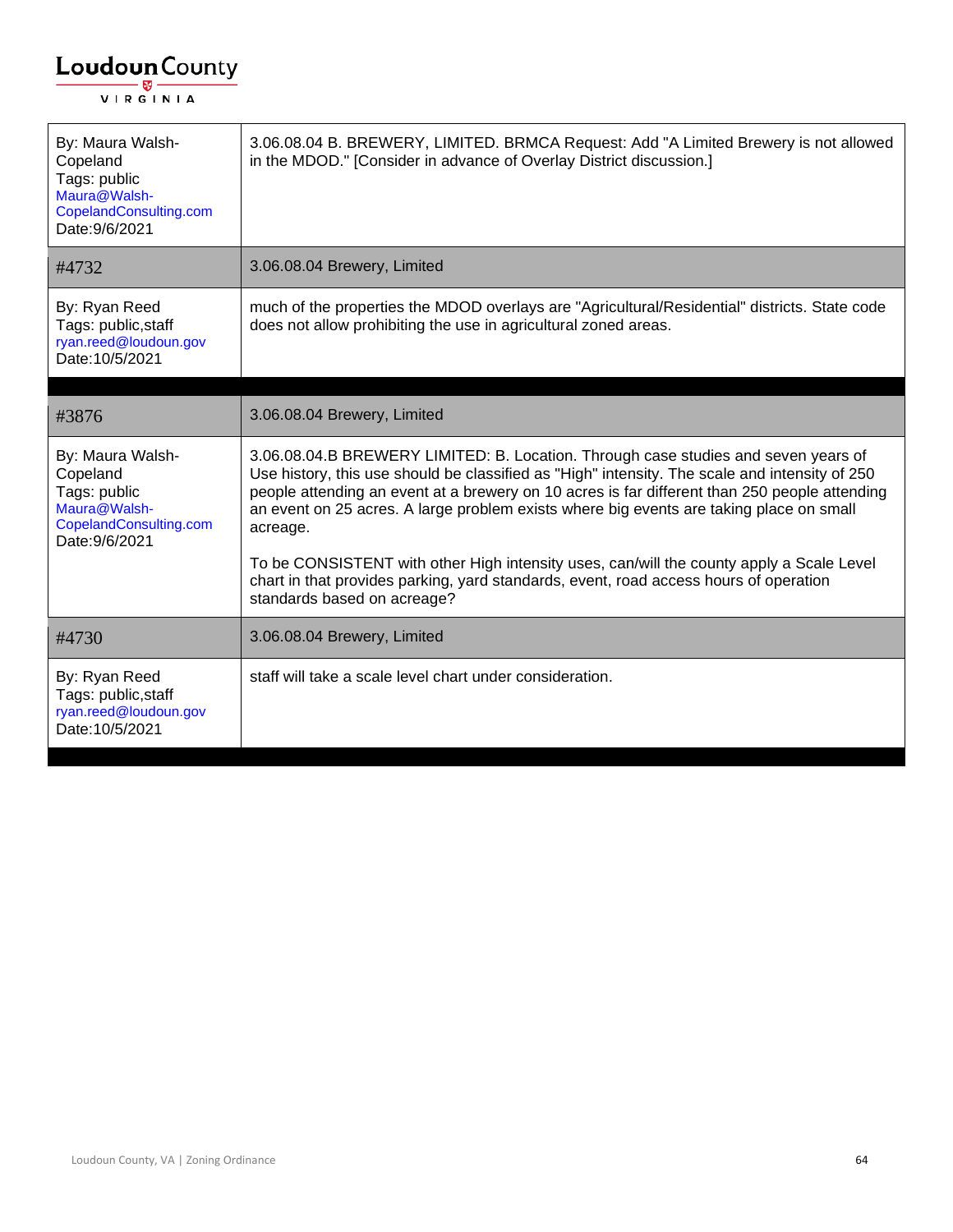| By: Maura Walsh-Copeland<br>Tags: public<br>Maura@Walsh-CopelandConsulting.com<br>Date:9/6/2021 | 3.06.08.04 B. BREWERY, LIMITED. BRMCA Request: Add "A Limited Brewery is not allowed in the MDOD." [Consider in advance of Overlay District discussion.] |
|---|---|
| #4732 | 3.06.08.04 Brewery, Limited |
| By: Ryan Reed<br>Tags: public,staff<br>ryan.reed@loudoun.gov<br>Date:10/5/2021 | much of the properties the MDOD overlays are "Agricultural/Residential" districts. State code does not allow prohibiting the use in agricultural zoned areas. |

| #3876 | 3.06.08.04 Brewery, Limited |
|---|---|
| By: Maura Walsh-Copeland<br>Tags: public<br>Maura@Walsh-CopelandConsulting.com<br>Date:9/6/2021 | 3.06.08.04.B BREWERY LIMITED: B. Location. Through case studies and seven years of Use history, this use should be classified as "High" intensity. The scale and intensity of 250 people attending an event at a brewery on 10 acres is far different than 250 people attending an event on 25 acres. A large problem exists where big events are taking place on small acreage.<br><br>To be CONSISTENT with other High intensity uses, can/will the county apply a Scale Level chart in that provides parking, yard standards, event, road access hours of operation standards based on acreage? |
| #4730 | 3.06.08.04 Brewery, Limited |
| By: Ryan Reed<br>Tags: public,staff<br>ryan.reed@loudoun.gov<br>Date:10/5/2021 | staff will take a scale level chart under consideration. |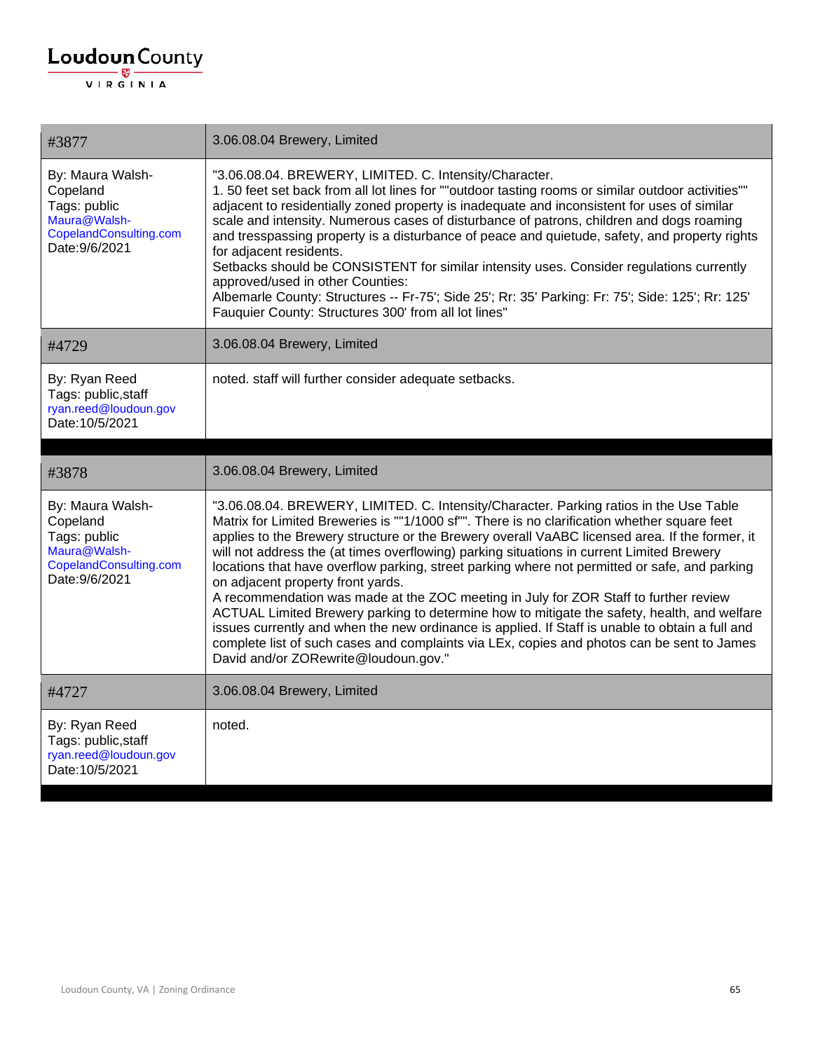| #3877 | 3.06.08.04 Brewery, Limited |
|---|---|
| By: Maura Walsh-Copeland<br>Tags: public<br>Maura@Walsh-CopelandConsulting.com<br>Date:9/6/2021 | "3.06.08.04. BREWERY, LIMITED. C. Intensity/Character.<br>1. 50 feet set back from all lot lines for ""outdoor tasting rooms or similar outdoor activities"" adjacent to residentially zoned property is inadequate and inconsistent for uses of similar scale and intensity. Numerous cases of disturbance of patrons, children and dogs roaming and tresspassing property is a disturbance of peace and quietude, safety, and property rights for adjacent residents.<br>Setbacks should be CONSISTENT for similar intensity uses. Consider regulations currently approved/used in other Counties:<br>Albemarle County: Structures -- Fr-75'; Side 25'; Rr: 35' Parking: Fr: 75'; Side: 125'; Rr: 125'<br>Fauquier County: Structures 300' from all lot lines" |
| #4729 | 3.06.08.04 Brewery, Limited |
| By: Ryan Reed<br>Tags: public,staff<br>ryan.reed@loudoun.gov<br>Date:10/5/2021 | noted. staff will further consider adequate setbacks. |

| #3878 | 3.06.08.04 Brewery, Limited |
|---|---|
| By: Maura Walsh-Copeland<br>Tags: public<br>Maura@Walsh-CopelandConsulting.com<br>Date:9/6/2021 | "3.06.08.04. BREWERY, LIMITED. C. Intensity/Character. Parking ratios in the Use Table Matrix for Limited Breweries is ""1/1000 sf"". There is no clarification whether square feet applies to the Brewery structure or the Brewery overall VaABC licensed area. If the former, it will not address the (at times overflowing) parking situations in current Limited Brewery locations that have overflow parking, street parking where not permitted or safe, and parking on adjacent property front yards.<br>A recommendation was made at the ZOC meeting in July for ZOR Staff to further review ACTUAL Limited Brewery parking to determine how to mitigate the safety, health, and welfare issues currently and when the new ordinance is applied. If Staff is unable to obtain a full and complete list of such cases and complaints via LEx, copies and photos can be sent to James David and/or ZORewrite@loudoun.gov." |
| #4727 | 3.06.08.04 Brewery, Limited |
| By: Ryan Reed<br>Tags: public,staff<br>ryan.reed@loudoun.gov<br>Date:10/5/2021 | noted. |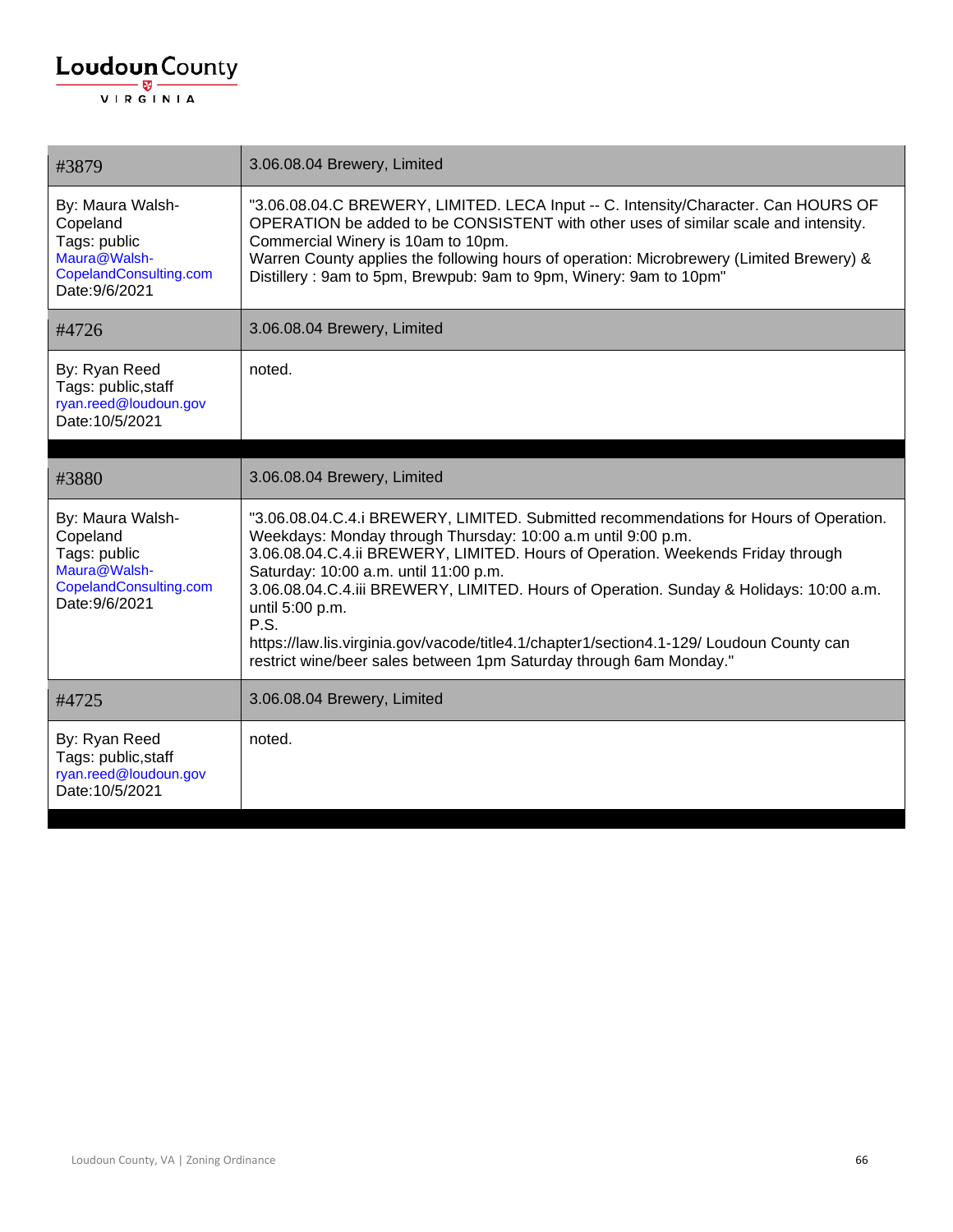| #3879 | 3.06.08.04 Brewery, Limited |
|---|---|
| By: Maura Walsh-Copeland<br>Tags: public<br>Maura@Walsh-CopelandConsulting.com<br>Date:9/6/2021 | "3.06.08.04.C BREWERY, LIMITED. LECA Input -- C. Intensity/Character. Can HOURS OF OPERATION be added to be CONSISTENT with other uses of similar scale and intensity. Commercial Winery is 10am to 10pm.<br>Warren County applies the following hours of operation: Microbrewery (Limited Brewery) & Distillery : 9am to 5pm, Brewpub: 9am to 9pm, Winery: 9am to 10pm" |
| #4726 | 3.06.08.04 Brewery, Limited |
| By: Ryan Reed<br>Tags: public,staff<br>ryan.reed@loudoun.gov<br>Date:10/5/2021 | noted. |

| #3880 | 3.06.08.04 Brewery, Limited |
|---|---|
| By: Maura Walsh-Copeland<br>Tags: public<br>Maura@Walsh-CopelandConsulting.com<br>Date:9/6/2021 | "3.06.08.04.C.4.i BREWERY, LIMITED. Submitted recommendations for Hours of Operation. Weekdays: Monday through Thursday: 10:00 a.m until 9:00 p.m.<br>3.06.08.04.C.4.ii BREWERY, LIMITED. Hours of Operation. Weekends Friday through Saturday: 10:00 a.m. until 11:00 p.m.<br>3.06.08.04.C.4.iii BREWERY, LIMITED. Hours of Operation. Sunday & Holidays: 10:00 a.m. until 5:00 p.m.<br>P.S.<br>https://law.lis.virginia.gov/vacode/title4.1/chapter1/section4.1-129/ Loudoun County can restrict wine/beer sales between 1pm Saturday through 6am Monday." |
| #4725 | 3.06.08.04 Brewery, Limited |
| By: Ryan Reed<br>Tags: public,staff<br>ryan.reed@loudoun.gov<br>Date:10/5/2021 | noted. |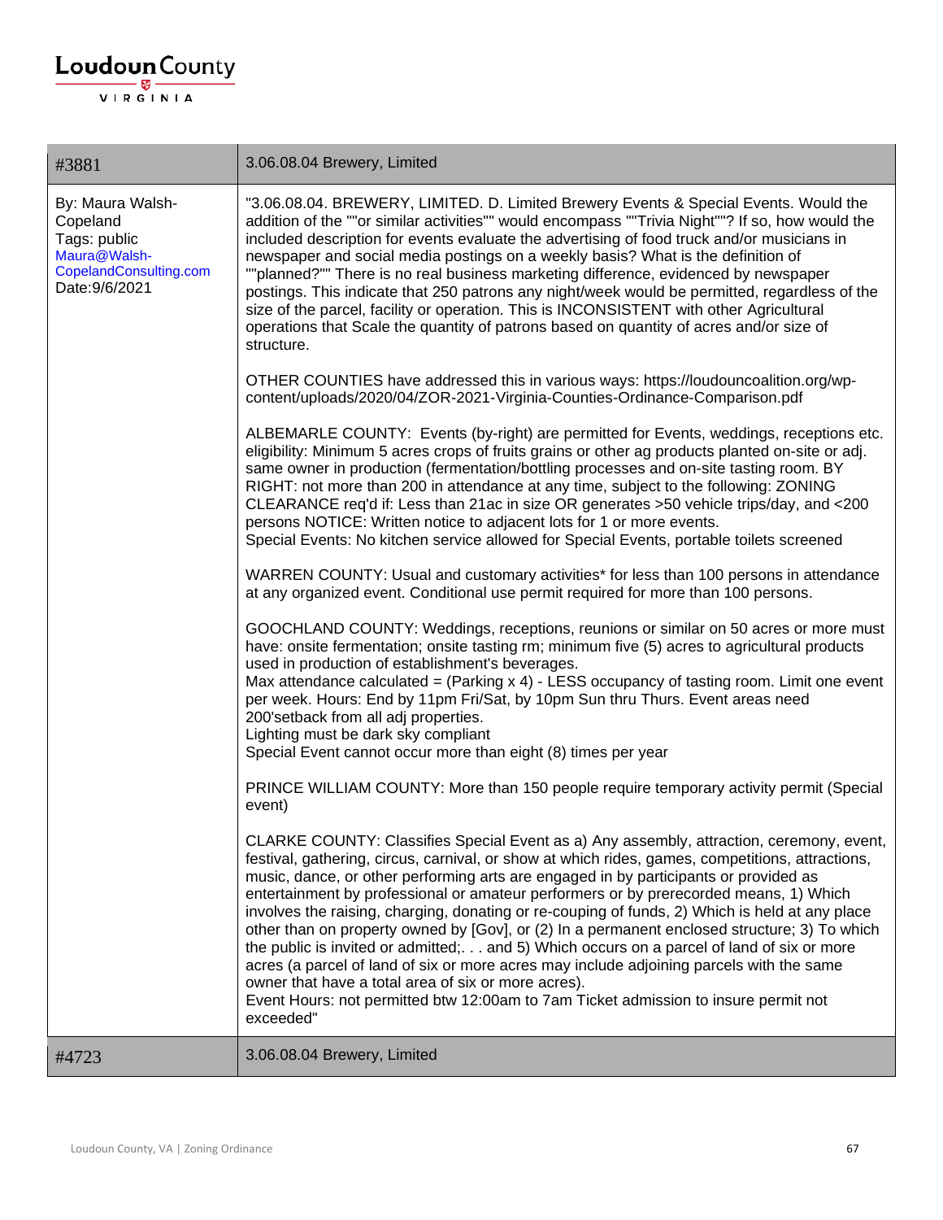| #3881 | 3.06.08.04 Brewery, Limited |
|---|---|
| By: Maura Walsh-Copeland<br>Tags: public<br>Maura@Walsh-CopelandConsulting.com<br>Date:9/6/2021 | "3.06.08.04. BREWERY, LIMITED. D. Limited Brewery Events & Special Events. Would the addition of the ""or similar activities"" would encompass ""Trivia Night""? If so, how would the included description for events evaluate the advertising of food truck and/or musicians in newspaper and social media postings on a weekly basis? What is the definition of ""planned?"" There is no real business marketing difference, evidenced by newspaper postings. This indicate that 250 patrons any night/week would be permitted, regardless of the size of the parcel, facility or operation. This is INCONSISTENT with other Agricultural operations that Scale the quantity of patrons based on quantity of acres and/or size of structure.<br><br>OTHER COUNTIES have addressed this in various ways: https://loudouncoalition.org/wp-content/uploads/2020/04/ZOR-2021-Virginia-Counties-Ordinance-Comparison.pdf<br><br>ALBEMARLE COUNTY: Events (by-right) are permitted for Events, weddings, receptions etc. eligibility: Minimum 5 acres crops of fruits grains or other ag products planted on-site or adj. same owner in production (fermentation/bottling processes and on-site tasting room. BY RIGHT: not more than 200 in attendance at any time, subject to the following: ZONING CLEARANCE req'd if: Less than 21ac in size OR generates >50 vehicle trips/day, and <200 persons NOTICE: Written notice to adjacent lots for 1 or more events.<br>Special Events: No kitchen service allowed for Special Events, portable toilets screened<br><br>WARREN COUNTY: Usual and customary activities* for less than 100 persons in attendance at any organized event. Conditional use permit required for more than 100 persons.<br><br>GOOCHLAND COUNTY: Weddings, receptions, reunions or similar on 50 acres or more must have: onsite fermentation; onsite tasting rm; minimum five (5) acres to agricultural products used in production of establishment's beverages.<br>Max attendance calculated = (Parking x 4) - LESS occupancy of tasting room. Limit one event per week. Hours: End by 11pm Fri/Sat, by 10pm Sun thru Thurs. Event areas need 200'setback from all adj properties.<br>Lighting must be dark sky compliant<br>Special Event cannot occur more than eight (8) times per year<br><br>PRINCE WILLIAM COUNTY: More than 150 people require temporary activity permit (Special event)<br><br>CLARKE COUNTY: Classifies Special Event as a) Any assembly, attraction, ceremony, event, festival, gathering, circus, carnival, or show at which rides, games, competitions, attractions, music, dance, or other performing arts are engaged in by participants or provided as entertainment by professional or amateur performers or by prerecorded means, 1) Which involves the raising, charging, donating or re-couping of funds, 2) Which is held at any place other than on property owned by [Gov], or (2) In a permanent enclosed structure; 3) To which the public is invited or admitted;. . . and 5) Which occurs on a parcel of land of six or more acres (a parcel of land of six or more acres may include adjoining parcels with the same owner that have a total area of six or more acres).<br>Event Hours: not permitted btw 12:00am to 7am Ticket admission to insure permit not exceeded" |
| #4723 | 3.06.08.04 Brewery, Limited |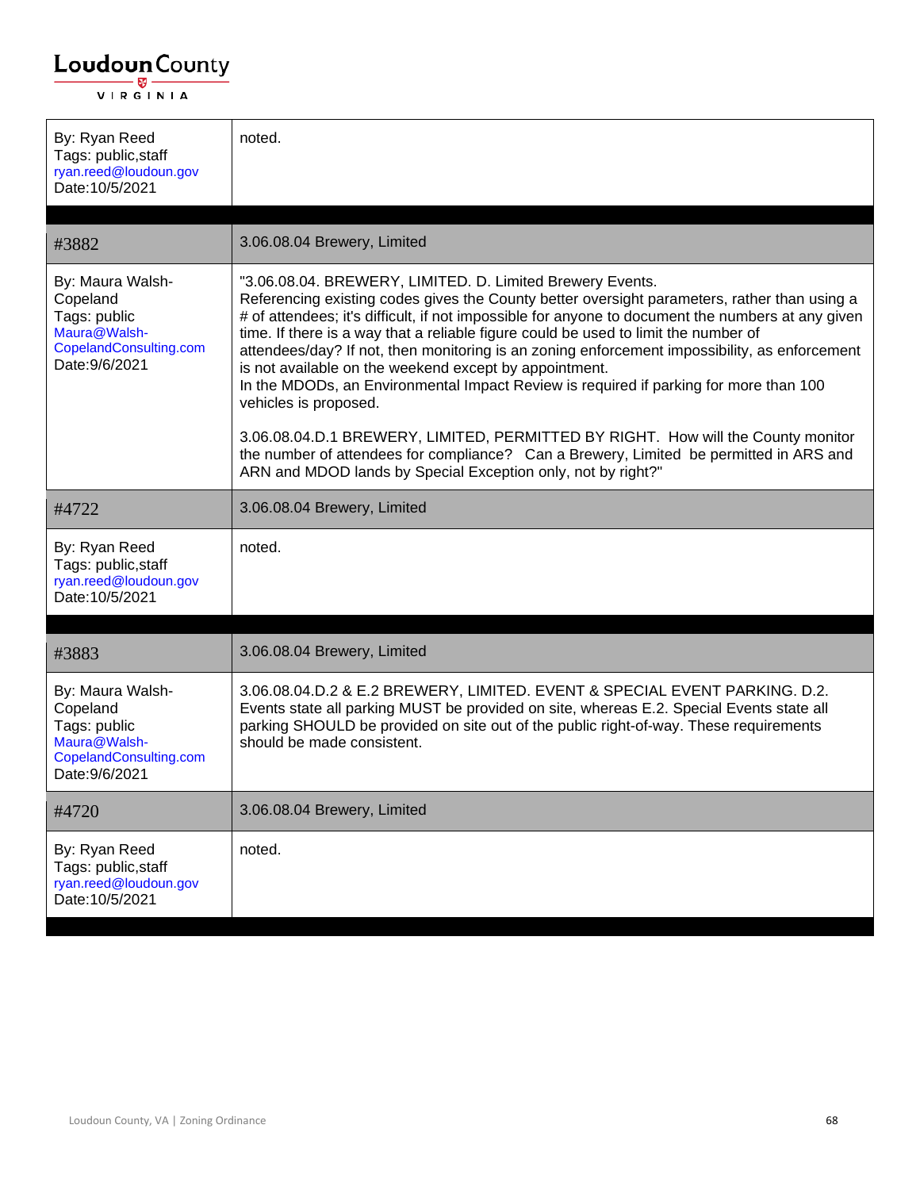| | |
|---|---|
| By: Ryan Reed<br>Tags: public,staff<br>ryan.reed@loudoun.gov<br>Date:10/5/2021 | noted. |

| #3882 | 3.06.08.04 Brewery, Limited |
|---|---|
| By: Maura Walsh-Copeland<br>Tags: public<br>Maura@Walsh-CopelandConsulting.com<br>Date:9/6/2021 | "3.06.08.04. BREWERY, LIMITED. D. Limited Brewery Events.<br>Referencing existing codes gives the County better oversight parameters, rather than using a # of attendees; it's difficult, if not impossible for anyone to document the numbers at any given time. If there is a way that a reliable figure could be used to limit the number of attendees/day? If not, then monitoring is an zoning enforcement impossibility, as enforcement is not available on the weekend except by appointment.<br>In the MDODs, an Environmental Impact Review is required if parking for more than 100 vehicles is proposed.<br><br>3.06.08.04.D.1 BREWERY, LIMITED, PERMITTED BY RIGHT. How will the County monitor the number of attendees for compliance? Can a Brewery, Limited be permitted in ARS and ARN and MDOD lands by Special Exception only, not by right?" |

| #4722 | 3.06.08.04 Brewery, Limited |
|---|---|
| By: Ryan Reed<br>Tags: public,staff<br>ryan.reed@loudoun.gov<br>Date:10/5/2021 | noted. |

| #3883 | 3.06.08.04 Brewery, Limited |
|---|---|
| By: Maura Walsh-Copeland<br>Tags: public<br>Maura@Walsh-CopelandConsulting.com<br>Date:9/6/2021 | 3.06.08.04.D.2 & E.2 BREWERY, LIMITED. EVENT & SPECIAL EVENT PARKING. D.2. Events state all parking MUST be provided on site, whereas E.2. Special Events state all parking SHOULD be provided on site out of the public right-of-way. These requirements should be made consistent. |

| #4720 | 3.06.08.04 Brewery, Limited |
|---|---|
| By: Ryan Reed<br>Tags: public,staff<br>ryan.reed@loudoun.gov<br>Date:10/5/2021 | noted. |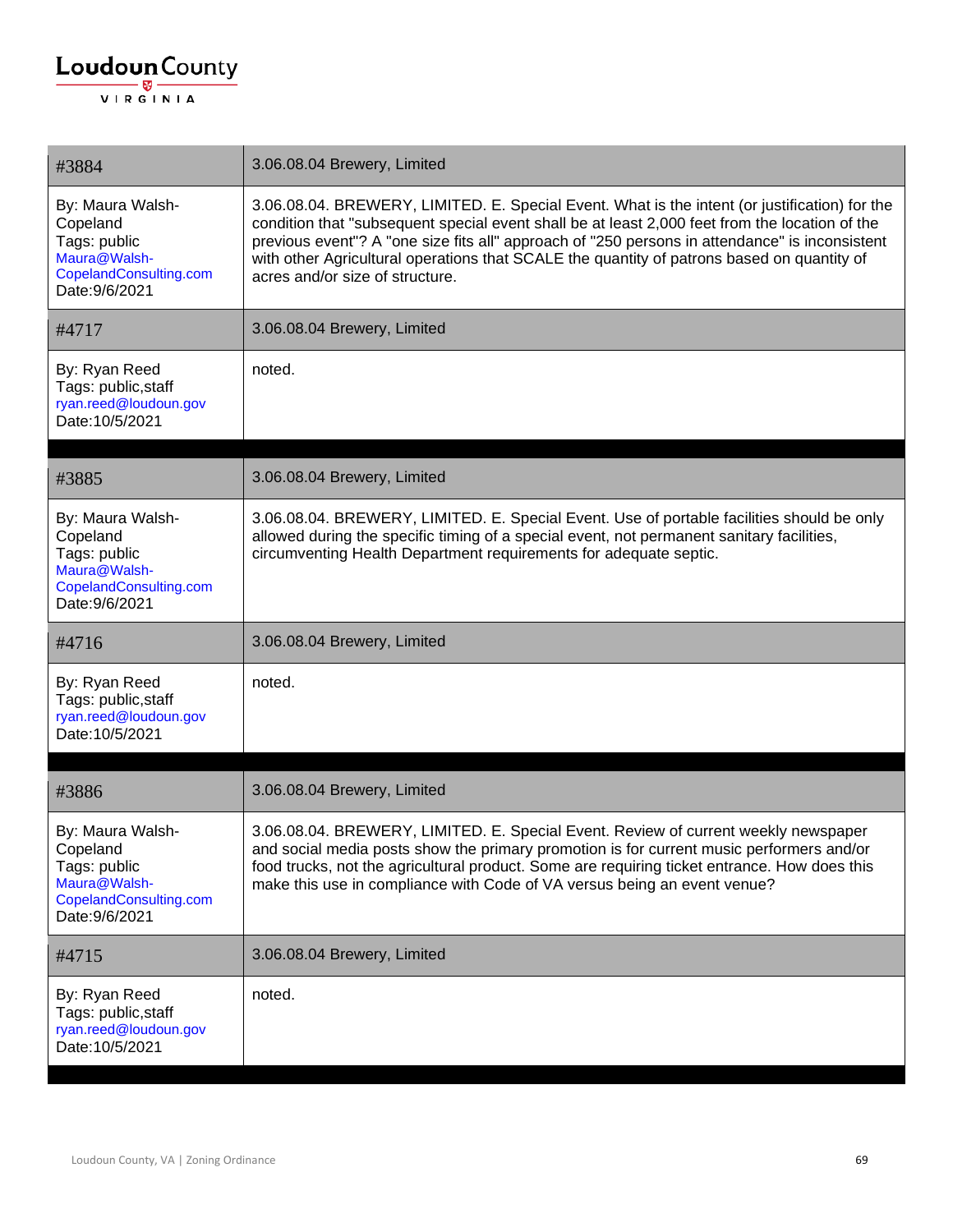| #3884 | 3.06.08.04 Brewery, Limited |
|---|---|
| By: Maura Walsh-Copeland<br>Tags: public<br>Maura@Walsh-CopelandConsulting.com<br>Date:9/6/2021 | 3.06.08.04. BREWERY, LIMITED. E. Special Event. What is the intent (or justification) for the condition that "subsequent special event shall be at least 2,000 feet from the location of the previous event"? A "one size fits all" approach of "250 persons in attendance" is inconsistent with other Agricultural operations that SCALE the quantity of patrons based on quantity of acres and/or size of structure. |
| #4717 | 3.06.08.04 Brewery, Limited |
| By: Ryan Reed<br>Tags: public,staff<br>ryan.reed@loudoun.gov<br>Date:10/5/2021 | noted. |

| #3885 | 3.06.08.04 Brewery, Limited |
|---|---|
| By: Maura Walsh-Copeland<br>Tags: public<br>Maura@Walsh-CopelandConsulting.com<br>Date:9/6/2021 | 3.06.08.04. BREWERY, LIMITED. E. Special Event. Use of portable facilities should be only allowed during the specific timing of a special event, not permanent sanitary facilities, circumventing Health Department requirements for adequate septic. |
| #4716 | 3.06.08.04 Brewery, Limited |
| By: Ryan Reed<br>Tags: public,staff<br>ryan.reed@loudoun.gov<br>Date:10/5/2021 | noted. |

| #3886 | 3.06.08.04 Brewery, Limited |
|---|---|
| By: Maura Walsh-Copeland<br>Tags: public<br>Maura@Walsh-CopelandConsulting.com<br>Date:9/6/2021 | 3.06.08.04. BREWERY, LIMITED. E. Special Event. Review of current weekly newspaper and social media posts show the primary promotion is for current music performers and/or food trucks, not the agricultural product. Some are requiring ticket entrance. How does this make this use in compliance with Code of VA versus being an event venue? |
| #4715 | 3.06.08.04 Brewery, Limited |
| By: Ryan Reed<br>Tags: public,staff<br>ryan.reed@loudoun.gov<br>Date:10/5/2021 | noted. |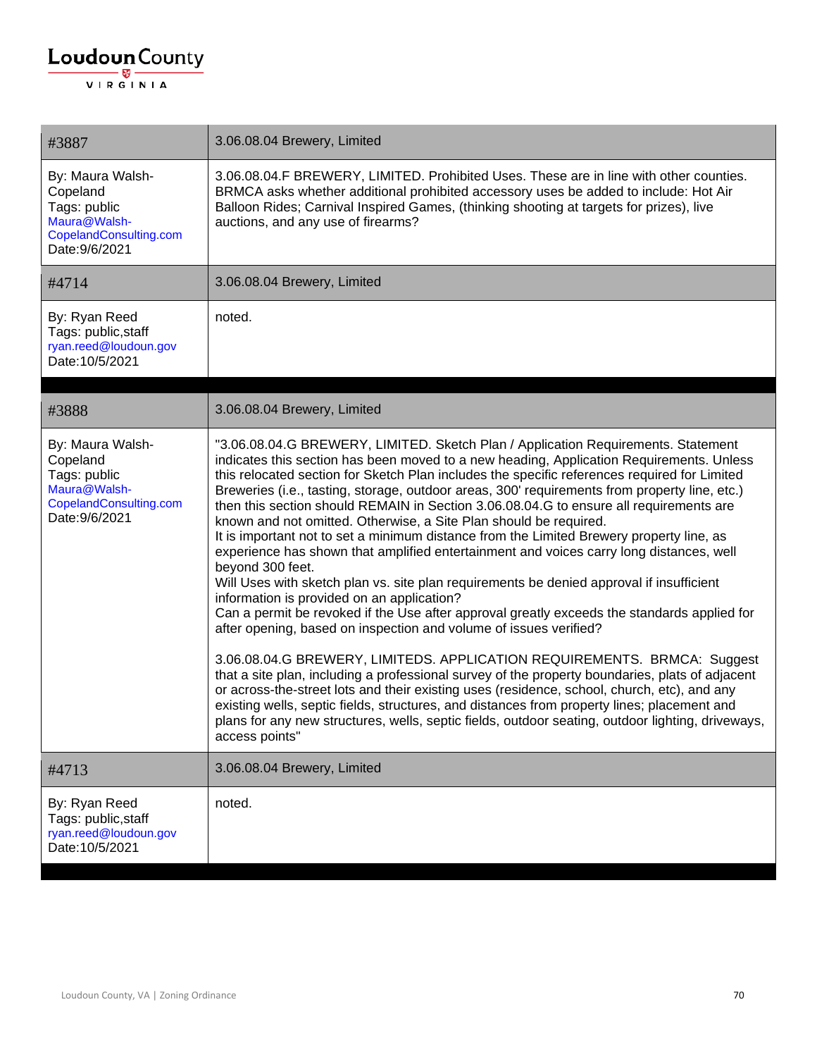| #3887 | 3.06.08.04 Brewery, Limited |
|---|---|
| By: Maura Walsh-Copeland<br>Tags: public<br>Maura@Walsh-CopelandConsulting.com<br>Date:9/6/2021 | 3.06.08.04.F BREWERY, LIMITED. Prohibited Uses. These are in line with other counties. BRMCA asks whether additional prohibited accessory uses be added to include: Hot Air Balloon Rides; Carnival Inspired Games, (thinking shooting at targets for prizes), live auctions, and any use of firearms? |
| **#4714** | **3.06.08.04 Brewery, Limited** |
| By: Ryan Reed<br>Tags: public,staff<br>ryan.reed@loudoun.gov<br>Date:10/5/2021 | noted. |

| #3888 | 3.06.08.04 Brewery, Limited |
|---|---|
| By: Maura Walsh-Copeland<br>Tags: public<br>Maura@Walsh-CopelandConsulting.com<br>Date:9/6/2021 | "3.06.08.04.G BREWERY, LIMITED. Sketch Plan / Application Requirements. Statement indicates this section has been moved to a new heading, Application Requirements. Unless this relocated section for Sketch Plan includes the specific references required for Limited Breweries (i.e., tasting, storage, outdoor areas, 300' requirements from property line, etc.) then this section should REMAIN in Section 3.06.08.04.G to ensure all requirements are known and not omitted. Otherwise, a Site Plan should be required.<br>It is important not to set a minimum distance from the Limited Brewery property line, as experience has shown that amplified entertainment and voices carry long distances, well beyond 300 feet.<br>Will Uses with sketch plan vs. site plan requirements be denied approval if insufficient information is provided on an application?<br>Can a permit be revoked if the Use after approval greatly exceeds the standards applied for after opening, based on inspection and volume of issues verified?<br><br>3.06.08.04.G BREWERY, LIMITEDS. APPLICATION REQUIREMENTS. BRMCA: Suggest that a site plan, including a professional survey of the property boundaries, plats of adjacent or across-the-street lots and their existing uses (residence, school, church, etc), and any existing wells, septic fields, structures, and distances from property lines; placement and plans for any new structures, wells, septic fields, outdoor seating, outdoor lighting, driveways, access points" |
| **#4713** | **3.06.08.04 Brewery, Limited** |
| By: Ryan Reed<br>Tags: public,staff<br>ryan.reed@loudoun.gov<br>Date:10/5/2021 | noted. |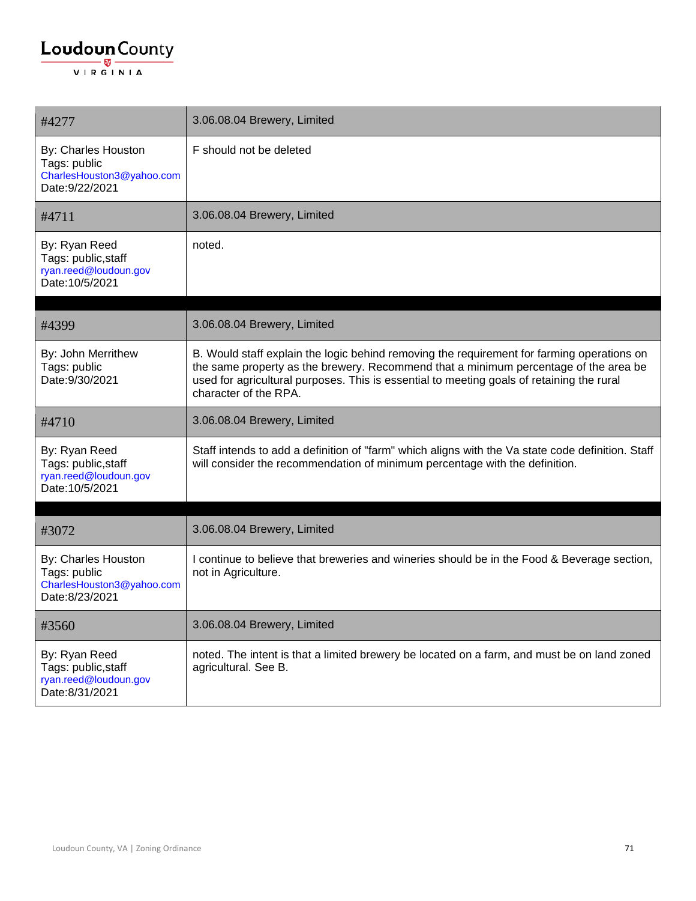| #4277 | 3.06.08.04 Brewery, Limited |
|---|---|
| By: Charles Houston<br>Tags: public<br>CharlesHouston3@yahoo.com<br>Date:9/22/2021 | F should not be deleted |
| #4711 | 3.06.08.04 Brewery, Limited |
| By: Ryan Reed<br>Tags: public,staff<br>ryan.reed@loudoun.gov<br>Date:10/5/2021 | noted. |

| #4399 | 3.06.08.04 Brewery, Limited |
|---|---|
| By: John Merrithew<br>Tags: public<br>Date:9/30/2021 | B. Would staff explain the logic behind removing the requirement for farming operations on the same property as the brewery. Recommend that a minimum percentage of the area be used for agricultural purposes. This is essential to meeting goals of retaining the rural character of the RPA. |
| #4710 | 3.06.08.04 Brewery, Limited |
| By: Ryan Reed<br>Tags: public,staff<br>ryan.reed@loudoun.gov<br>Date:10/5/2021 | Staff intends to add a definition of "farm" which aligns with the Va state code definition. Staff will consider the recommendation of minimum percentage with the definition. |

| #3072 | 3.06.08.04 Brewery, Limited |
|---|---|
| By: Charles Houston<br>Tags: public<br>CharlesHouston3@yahoo.com<br>Date:8/23/2021 | I continue to believe that breweries and wineries should be in the Food & Beverage section, not in Agriculture. |
| #3560 | 3.06.08.04 Brewery, Limited |
| By: Ryan Reed<br>Tags: public,staff<br>ryan.reed@loudoun.gov<br>Date:8/31/2021 | noted. The intent is that a limited brewery be located on a farm, and must be on land zoned agricultural. See B. |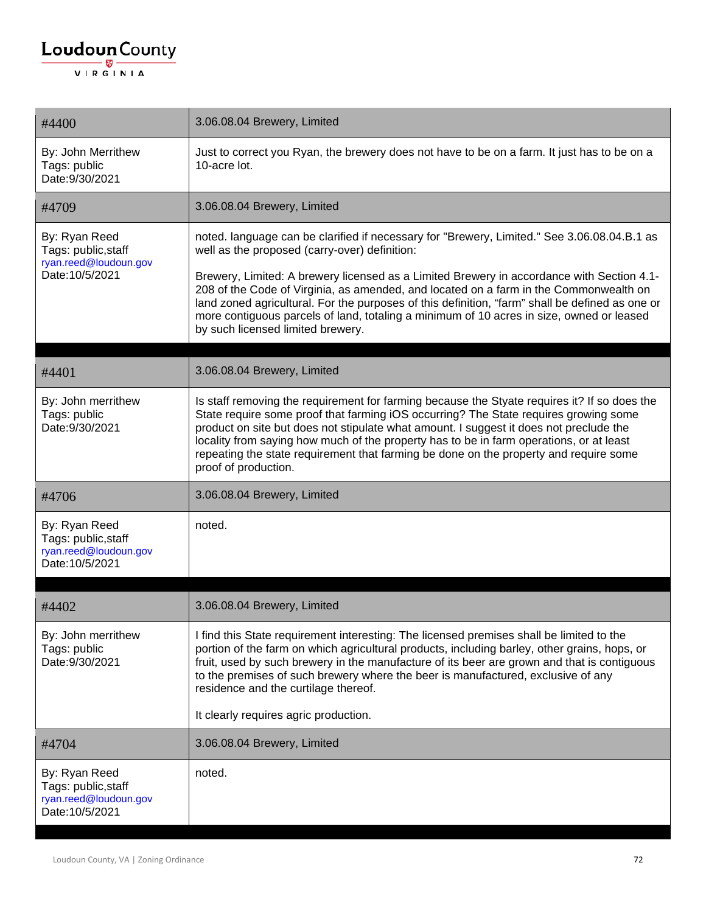| #4400 | 3.06.08.04 Brewery, Limited |
|---|---|
| By: John Merrithew<br>Tags: public<br>Date:9/30/2021 | Just to correct you Ryan, the brewery does not have to be on a farm. It just has to be on a 10-acre lot. |
| #4709 | 3.06.08.04 Brewery, Limited |
| By: Ryan Reed<br>Tags: public,staff<br>ryan.reed@loudoun.gov<br>Date:10/5/2021 | noted. language can be clarified if necessary for "Brewery, Limited." See 3.06.08.04.B.1 as well as the proposed (carry-over) definition:<br><br>Brewery, Limited: A brewery licensed as a Limited Brewery in accordance with Section 4.1-208 of the Code of Virginia, as amended, and located on a farm in the Commonwealth on land zoned agricultural. For the purposes of this definition, "farm" shall be defined as one or more contiguous parcels of land, totaling a minimum of 10 acres in size, owned or leased by such licensed limited brewery. |

| #4401 | 3.06.08.04 Brewery, Limited |
|---|---|
| By: John merrithew<br>Tags: public<br>Date:9/30/2021 | Is staff removing the requirement for farming because the Styate requires it? If so does the State require some proof that farming iOS occurring? The State requires growing some product on site but does not stipulate what amount. I suggest it does not preclude the locality from saying how much of the property has to be in farm operations, or at least repeating the state requirement that farming be done on the property and require some proof of production. |
| #4706 | 3.06.08.04 Brewery, Limited |
| By: Ryan Reed<br>Tags: public,staff<br>ryan.reed@loudoun.gov<br>Date:10/5/2021 | noted. |

| #4402 | 3.06.08.04 Brewery, Limited |
|---|---|
| By: John merrithew<br>Tags: public<br>Date:9/30/2021 | I find this State requirement interesting: The licensed premises shall be limited to the portion of the farm on which agricultural products, including barley, other grains, hops, or fruit, used by such brewery in the manufacture of its beer are grown and that is contiguous to the premises of such brewery where the beer is manufactured, exclusive of any residence and the curtilage thereof.<br><br>It clearly requires agric production. |
| #4704 | 3.06.08.04 Brewery, Limited |
| By: Ryan Reed<br>Tags: public,staff<br>ryan.reed@loudoun.gov<br>Date:10/5/2021 | noted. |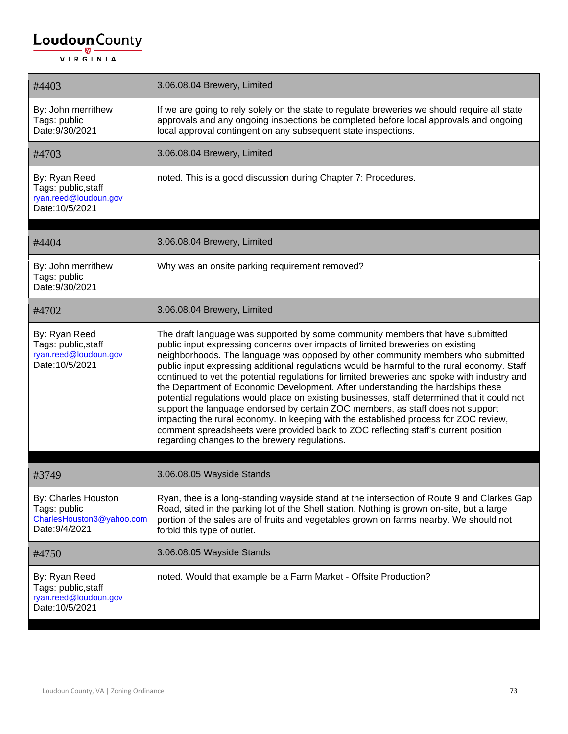| #4403 | 3.06.08.04 Brewery, Limited |
|---|---|
| By: John merrithew<br>Tags: public<br>Date:9/30/2021 | If we are going to rely solely on the state to regulate breweries we should require all state approvals and any ongoing inspections be completed before local approvals and ongoing local approval contingent on any subsequent state inspections. |
| #4703 | 3.06.08.04 Brewery, Limited |
| By: Ryan Reed<br>Tags: public,staff<br>ryan.reed@loudoun.gov<br>Date:10/5/2021 | noted. This is a good discussion during Chapter 7: Procedures. |

| #4404 | 3.06.08.04 Brewery, Limited |
|---|---|
| By: John merrithew<br>Tags: public<br>Date:9/30/2021 | Why was an onsite parking requirement removed? |
| #4702 | 3.06.08.04 Brewery, Limited |
| By: Ryan Reed<br>Tags: public,staff<br>ryan.reed@loudoun.gov<br>Date:10/5/2021 | The draft language was supported by some community members that have submitted public input expressing concerns over impacts of limited breweries on existing neighborhoods. The language was opposed by other community members who submitted public input expressing additional regulations would be harmful to the rural economy. Staff continued to vet the potential regulations for limited breweries and spoke with industry and the Department of Economic Development. After understanding the hardships these potential regulations would place on existing businesses, staff determined that it could not support the language endorsed by certain ZOC members, as staff does not support impacting the rural economy. In keeping with the established process for ZOC review, comment spreadsheets were provided back to ZOC reflecting staff's current position regarding changes to the brewery regulations. |

| #3749 | 3.06.08.05 Wayside Stands |
|---|---|
| By: Charles Houston<br>Tags: public<br>CharlesHouston3@yahoo.com<br>Date:9/4/2021 | Ryan, thee is a long-standing wayside stand at the intersection of Route 9 and Clarkes Gap Road, sited in the parking lot of the Shell station. Nothing is grown on-site, but a large portion of the sales are of fruits and vegetables grown on farms nearby. We should not forbid this type of outlet. |
| #4750 | 3.06.08.05 Wayside Stands |
| By: Ryan Reed<br>Tags: public,staff<br>ryan.reed@loudoun.gov<br>Date:10/5/2021 | noted. Would that example be a Farm Market - Offsite Production? |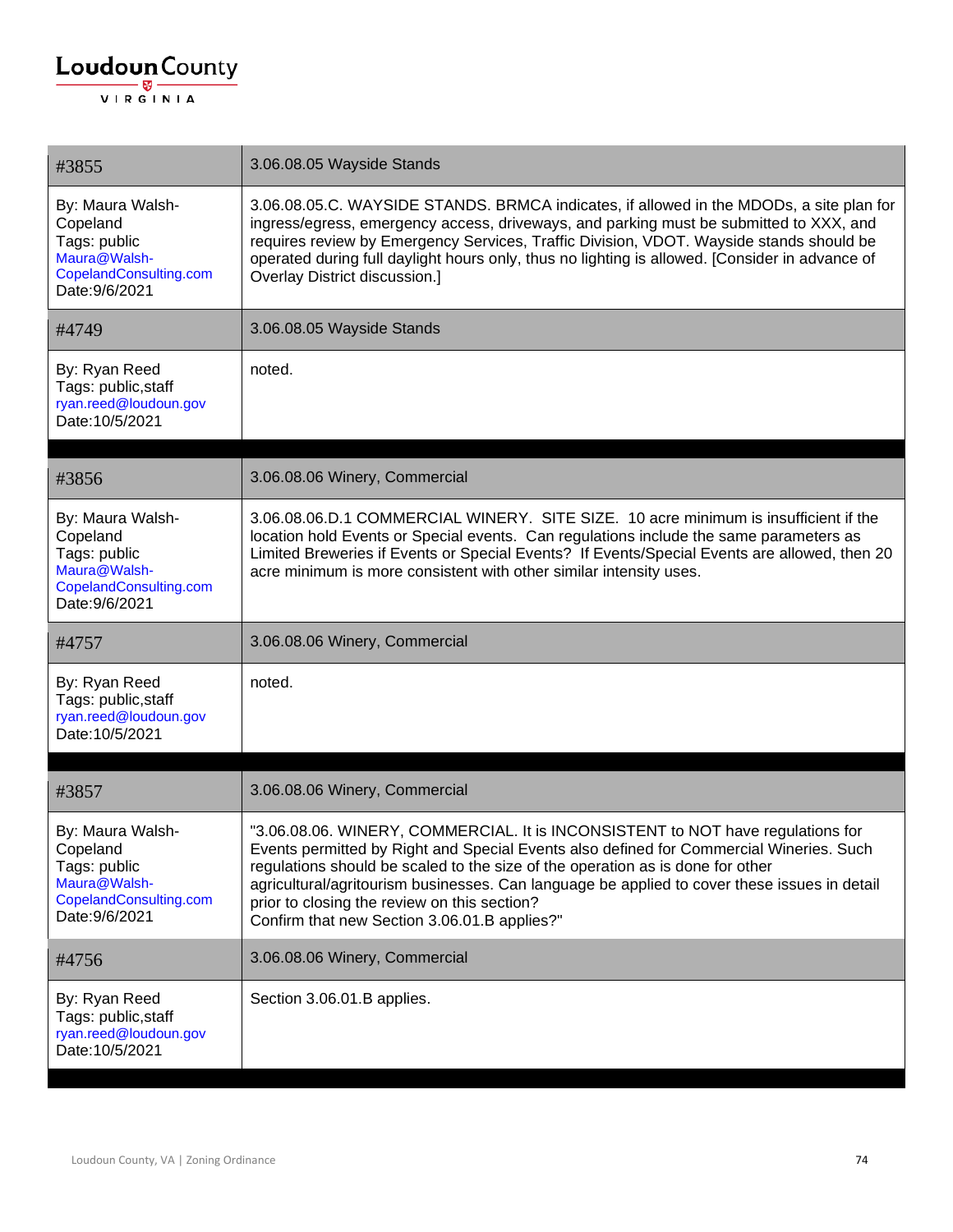| #3855 | 3.06.08.05 Wayside Stands |
|---|---|
| By: Maura Walsh-Copeland<br>Tags: public<br>Maura@Walsh-CopelandConsulting.com<br>Date:9/6/2021 | 3.06.08.05.C. WAYSIDE STANDS. BRMCA indicates, if allowed in the MDODs, a site plan for ingress/egress, emergency access, driveways, and parking must be submitted to XXX, and requires review by Emergency Services, Traffic Division, VDOT. Wayside stands should be operated during full daylight hours only, thus no lighting is allowed. [Consider in advance of Overlay District discussion.] |
| #4749 | 3.06.08.05 Wayside Stands |
| By: Ryan Reed<br>Tags: public,staff<br>ryan.reed@loudoun.gov<br>Date:10/5/2021 | noted. |

| #3856 | 3.06.08.06 Winery, Commercial |
|---|---|
| By: Maura Walsh-Copeland<br>Tags: public<br>Maura@Walsh-CopelandConsulting.com<br>Date:9/6/2021 | 3.06.08.06.D.1 COMMERCIAL WINERY. SITE SIZE. 10 acre minimum is insufficient if the location hold Events or Special events. Can regulations include the same parameters as Limited Breweries if Events or Special Events? If Events/Special Events are allowed, then 20 acre minimum is more consistent with other similar intensity uses. |
| #4757 | 3.06.08.06 Winery, Commercial |
| By: Ryan Reed<br>Tags: public,staff<br>ryan.reed@loudoun.gov<br>Date:10/5/2021 | noted. |

| #3857 | 3.06.08.06 Winery, Commercial |
|---|---|
| By: Maura Walsh-Copeland<br>Tags: public<br>Maura@Walsh-CopelandConsulting.com<br>Date:9/6/2021 | "3.06.08.06. WINERY, COMMERCIAL. It is INCONSISTENT to NOT have regulations for Events permitted by Right and Special Events also defined for Commercial Wineries. Such regulations should be scaled to the size of the operation as is done for other agricultural/agritourism businesses. Can language be applied to cover these issues in detail prior to closing the review on this section?<br>Confirm that new Section 3.06.01.B applies?" |
| #4756 | 3.06.08.06 Winery, Commercial |
| By: Ryan Reed<br>Tags: public,staff<br>ryan.reed@loudoun.gov<br>Date:10/5/2021 | Section 3.06.01.B applies. |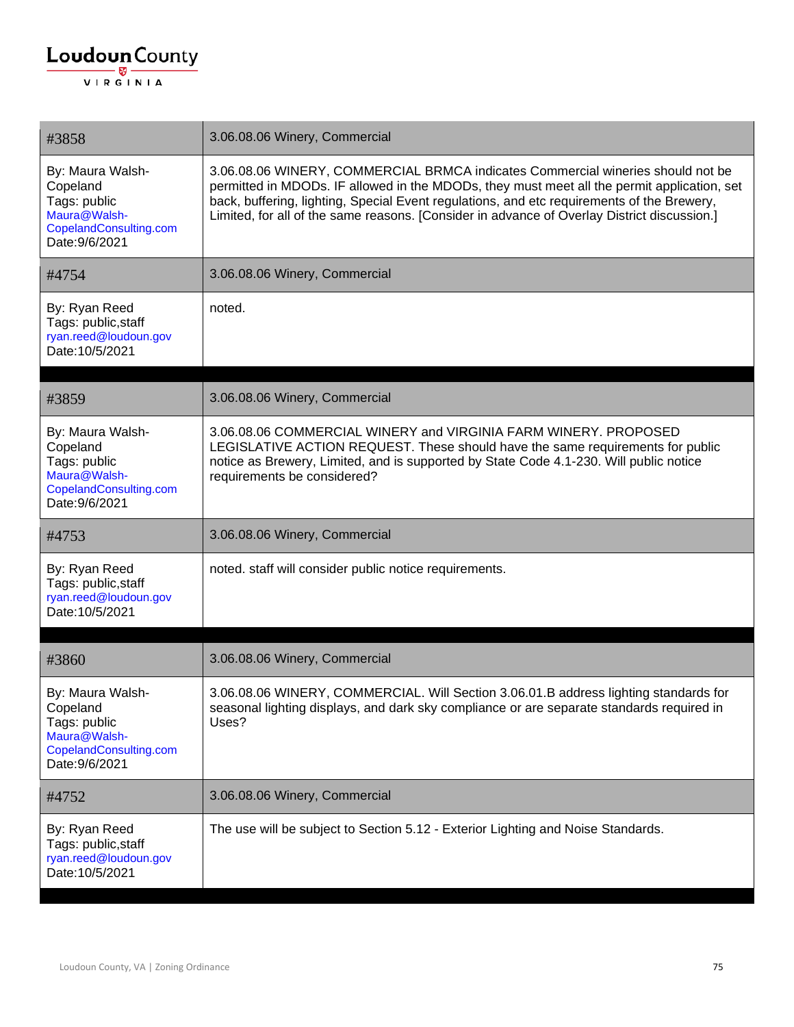| #3858 | 3.06.08.06 Winery, Commercial |
| --- | --- |
| By: Maura Walsh-Copeland<br>Tags: public<br>Maura@Walsh-CopelandConsulting.com<br>Date:9/6/2021 | 3.06.08.06 WINERY, COMMERCIAL BRMCA indicates Commercial wineries should not be permitted in MDODs. IF allowed in the MDODs, they must meet all the permit application, set back, buffering, lighting, Special Event regulations, and etc requirements of the Brewery, Limited, for all of the same reasons. [Consider in advance of Overlay District discussion.] |
| #4754 | 3.06.08.06 Winery, Commercial |
| By: Ryan Reed<br>Tags: public,staff<br>ryan.reed@loudoun.gov<br>Date:10/5/2021 | noted. |

| #3859 | 3.06.08.06 Winery, Commercial |
| --- | --- |
| By: Maura Walsh-Copeland<br>Tags: public<br>Maura@Walsh-CopelandConsulting.com<br>Date:9/6/2021 | 3.06.08.06 COMMERCIAL WINERY and VIRGINIA FARM WINERY. PROPOSED LEGISLATIVE ACTION REQUEST. These should have the same requirements for public notice as Brewery, Limited, and is supported by State Code 4.1-230. Will public notice requirements be considered? |
| #4753 | 3.06.08.06 Winery, Commercial |
| By: Ryan Reed<br>Tags: public,staff<br>ryan.reed@loudoun.gov<br>Date:10/5/2021 | noted. staff will consider public notice requirements. |

| #3860 | 3.06.08.06 Winery, Commercial |
| --- | --- |
| By: Maura Walsh-Copeland<br>Tags: public<br>Maura@Walsh-CopelandConsulting.com<br>Date:9/6/2021 | 3.06.08.06 WINERY, COMMERCIAL. Will Section 3.06.01.B address lighting standards for seasonal lighting displays, and dark sky compliance or are separate standards required in Uses? |
| #4752 | 3.06.08.06 Winery, Commercial |
| By: Ryan Reed<br>Tags: public,staff<br>ryan.reed@loudoun.gov<br>Date:10/5/2021 | The use will be subject to Section 5.12 - Exterior Lighting and Noise Standards. |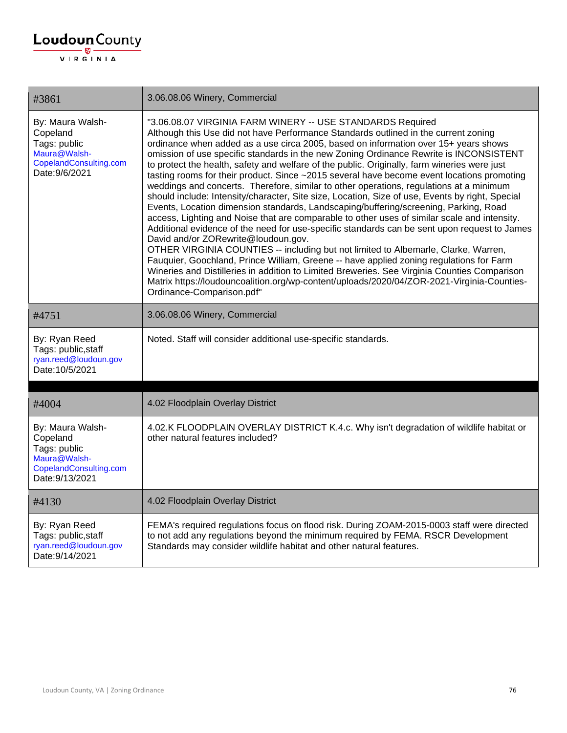| #3861 | 3.06.08.06 Winery, Commercial |
|---|---|
| By: Maura Walsh-Copeland<br>Tags: public<br>Maura@Walsh-CopelandConsulting.com<br>Date:9/6/2021 | "3.06.08.07 VIRGINIA FARM WINERY -- USE STANDARDS Required<br>Although this Use did not have Performance Standards outlined in the current zoning ordinance when added as a use circa 2005, based on information over 15+ years shows omission of use specific standards in the new Zoning Ordinance Rewrite is INCONSISTENT to protect the health, safety and welfare of the public. Originally, farm wineries were just tasting rooms for their product. Since ~2015 several have become event locations promoting weddings and concerts. Therefore, similar to other operations, regulations at a minimum should include: Intensity/character, Site size, Location, Size of use, Events by right, Special Events, Location dimension standards, Landscaping/buffering/screening, Parking, Road access, Lighting and Noise that are comparable to other uses of similar scale and intensity. Additional evidence of the need for use-specific standards can be sent upon request to James David and/or ZORewrite@loudoun.gov.<br>OTHER VIRGINIA COUNTIES -- including but not limited to Albemarle, Clarke, Warren, Fauquier, Goochland, Prince William, Greene -- have applied zoning regulations for Farm Wineries and Distilleries in addition to Limited Breweries. See Virginia Counties Comparison Matrix https://loudouncoalition.org/wp-content/uploads/2020/04/ZOR-2021-Virginia-Counties-Ordinance-Comparison.pdf" |
| #4751 | 3.06.08.06 Winery, Commercial |
| By: Ryan Reed<br>Tags: public,staff<br>ryan.reed@loudoun.gov<br>Date:10/5/2021 | Noted. Staff will consider additional use-specific standards. |

| #4004 | 4.02 Floodplain Overlay District |
|---|---|
| By: Maura Walsh-Copeland<br>Tags: public<br>Maura@Walsh-CopelandConsulting.com<br>Date:9/13/2021 | 4.02.K FLOODPLAIN OVERLAY DISTRICT K.4.c. Why isn't degradation of wildlife habitat or other natural features included? |
| #4130 | 4.02 Floodplain Overlay District |
| By: Ryan Reed<br>Tags: public,staff<br>ryan.reed@loudoun.gov<br>Date:9/14/2021 | FEMA's required regulations focus on flood risk. During ZOAM-2015-0003 staff were directed to not add any regulations beyond the minimum required by FEMA. RSCR Development Standards may consider wildlife habitat and other natural features. |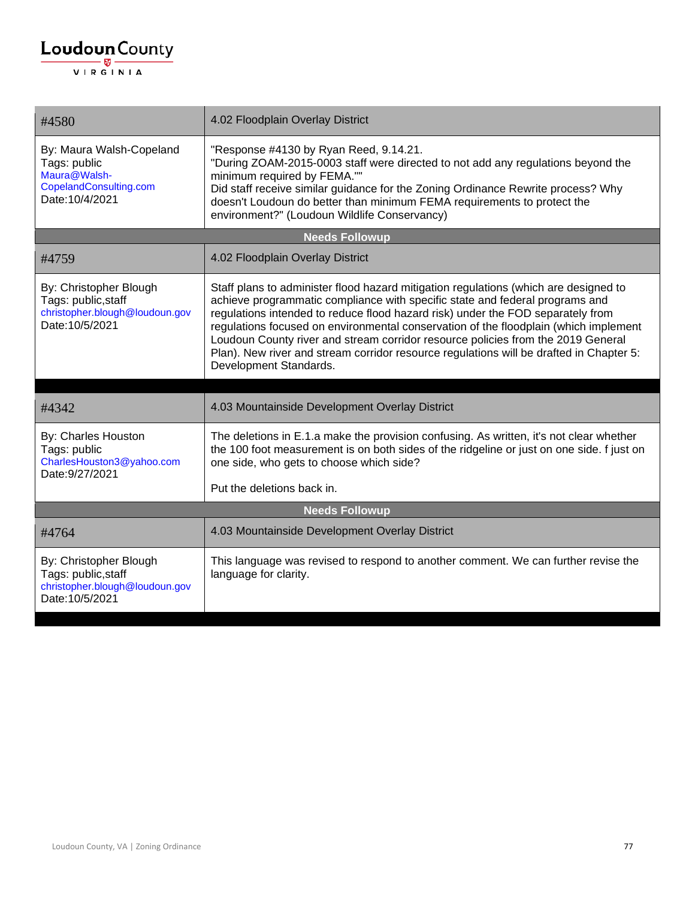| #4580 | 4.02 Floodplain Overlay District |
|---|---|
| By: Maura Walsh-Copeland<br>Tags: public<br>Maura@Walsh-CopelandConsulting.com<br>Date:10/4/2021 | "Response #4130 by Ryan Reed, 9.14.21.<br>"During ZOAM-2015-0003 staff were directed to not add any regulations beyond the minimum required by FEMA.""<br>Did staff receive similar guidance for the Zoning Ordinance Rewrite process? Why doesn't Loudoun do better than minimum FEMA requirements to protect the environment?" (Loudoun Wildlife Conservancy) |

**Needs Followup**

| #4759 | 4.02 Floodplain Overlay District |
|---|---|
| By: Christopher Blough<br>Tags: public,staff<br>christopher.blough@loudoun.gov<br>Date:10/5/2021 | Staff plans to administer flood hazard mitigation regulations (which are designed to achieve programmatic compliance with specific state and federal programs and regulations intended to reduce flood hazard risk) under the FOD separately from regulations focused on environmental conservation of the floodplain (which implement Loudoun County river and stream corridor resource policies from the 2019 General Plan). New river and stream corridor resource regulations will be drafted in Chapter 5: Development Standards. |

| #4342 | 4.03 Mountainside Development Overlay District |
|---|---|
| By: Charles Houston<br>Tags: public<br>CharlesHouston3@yahoo.com<br>Date:9/27/2021 | The deletions in E.1.a make the provision confusing. As written, it's not clear whether the 100 foot measurement is on both sides of the ridgeline or just on one side. f just on one side, who gets to choose which side?<br><br>Put the deletions back in. |

**Needs Followup**

| #4764 | 4.03 Mountainside Development Overlay District |
|---|---|
| By: Christopher Blough<br>Tags: public,staff<br>christopher.blough@loudoun.gov<br>Date:10/5/2021 | This language was revised to respond to another comment. We can further revise the language for clarity. |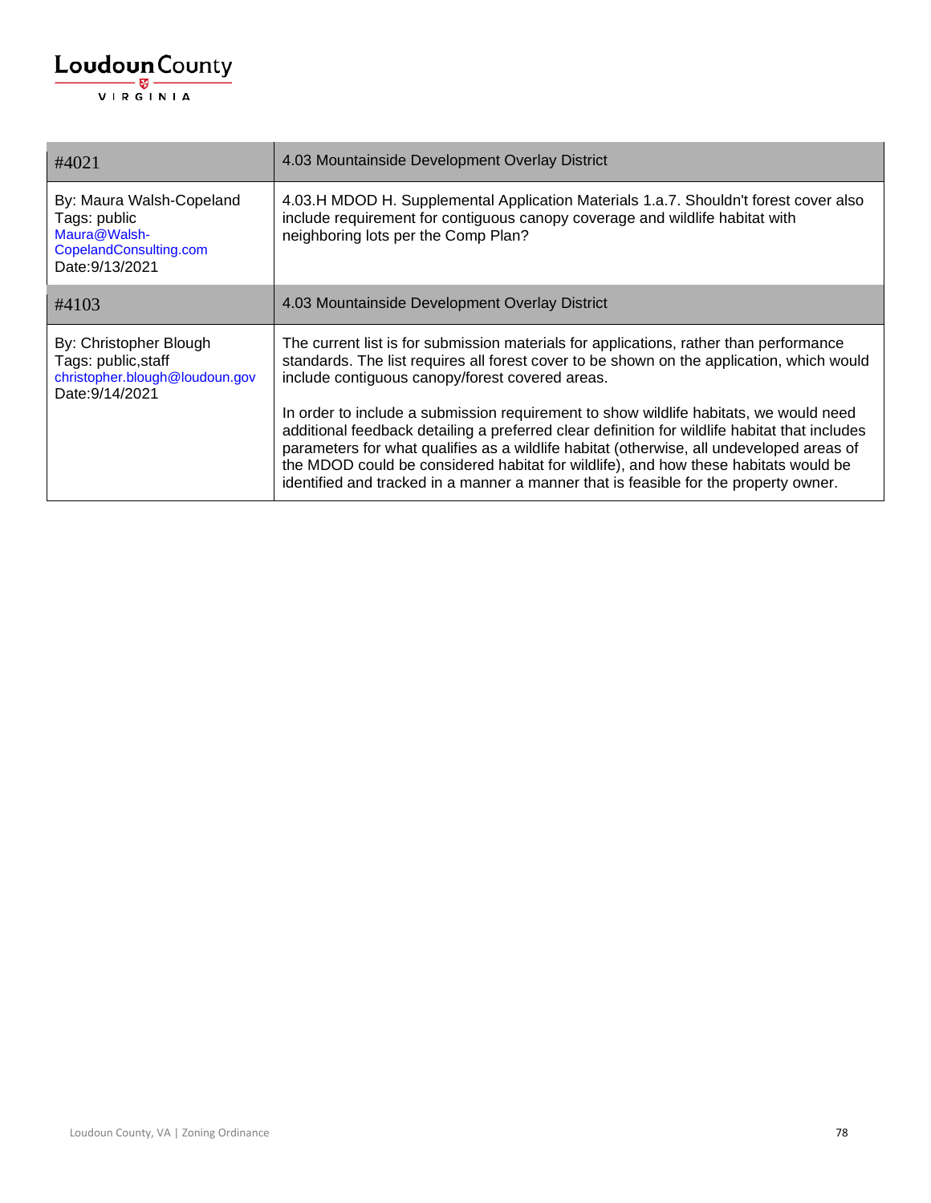| #4021 | 4.03 Mountainside Development Overlay District |
|---|---|
| By: Maura Walsh-Copeland<br>Tags: public<br>Maura@Walsh-CopelandConsulting.com<br>Date:9/13/2021 | 4.03.H MDOD H. Supplemental Application Materials 1.a.7. Shouldn't forest cover also include requirement for contiguous canopy coverage and wildlife habitat with neighboring lots per the Comp Plan? |
| **#4103** | **4.03 Mountainside Development Overlay District** |
| By: Christopher Blough<br>Tags: public,staff<br>christopher.blough@loudoun.gov<br>Date:9/14/2021 | The current list is for submission materials for applications, rather than performance standards. The list requires all forest cover to be shown on the application, which would include contiguous canopy/forest covered areas.<br><br>In order to include a submission requirement to show wildlife habitats, we would need additional feedback detailing a preferred clear definition for wildlife habitat that includes parameters for what qualifies as a wildlife habitat (otherwise, all undeveloped areas of the MDOD could be considered habitat for wildlife), and how these habitats would be identified and tracked in a manner a manner that is feasible for the property owner. |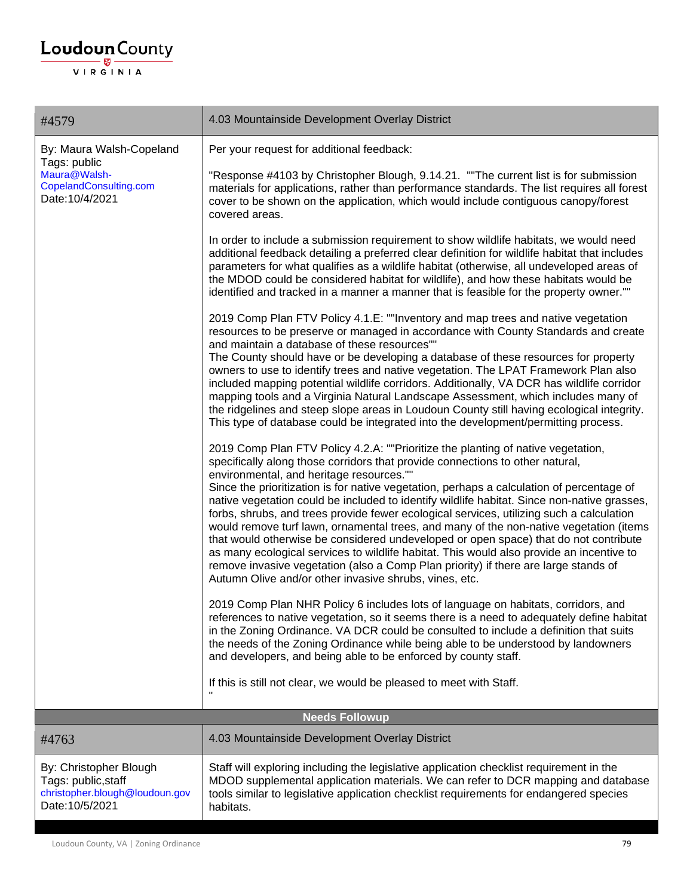| #4579 | 4.03 Mountainside Development Overlay District |
|---|---|
| By: Maura Walsh-Copeland<br>Tags: public<br>Maura@Walsh-CopelandConsulting.com<br>Date:10/4/2021 | Per your request for additional feedback:<br><br>"Response #4103 by Christopher Blough, 9.14.21. ""The current list is for submission materials for applications, rather than performance standards. The list requires all forest cover to be shown on the application, which would include contiguous canopy/forest covered areas.<br><br>In order to include a submission requirement to show wildlife habitats, we would need additional feedback detailing a preferred clear definition for wildlife habitat that includes parameters for what qualifies as a wildlife habitat (otherwise, all undeveloped areas of the MDOD could be considered habitat for wildlife), and how these habitats would be identified and tracked in a manner a manner that is feasible for the property owner.""<br><br>2019 Comp Plan FTV Policy 4.1.E: ""Inventory and map trees and native vegetation resources to be preserve or managed in accordance with County Standards and create and maintain a database of these resources""<br>The County should have or be developing a database of these resources for property owners to use to identify trees and native vegetation. The LPAT Framework Plan also included mapping potential wildlife corridors. Additionally, VA DCR has wildlife corridor mapping tools and a Virginia Natural Landscape Assessment, which includes many of the ridgelines and steep slope areas in Loudoun County still having ecological integrity. This type of database could be integrated into the development/permitting process.<br><br>2019 Comp Plan FTV Policy 4.2.A: ""Prioritize the planting of native vegetation, specifically along those corridors that provide connections to other natural, environmental, and heritage resources.""<br>Since the prioritization is for native vegetation, perhaps a calculation of percentage of native vegetation could be included to identify wildlife habitat. Since non-native grasses, forbs, shrubs, and trees provide fewer ecological services, utilizing such a calculation would remove turf lawn, ornamental trees, and many of the non-native vegetation (items that would otherwise be considered undeveloped or open space) that do not contribute as many ecological services to wildlife habitat. This would also provide an incentive to remove invasive vegetation (also a Comp Plan priority) if there are large stands of Autumn Olive and/or other invasive shrubs, vines, etc.<br><br>2019 Comp Plan NHR Policy 6 includes lots of language on habitats, corridors, and references to native vegetation, so it seems there is a need to adequately define habitat in the Zoning Ordinance. VA DCR could be consulted to include a definition that suits the needs of the Zoning Ordinance while being able to be understood by landowners and developers, and being able to be enforced by county staff.<br><br>If this is still not clear, we would be pleased to meet with Staff.<br>" |
| **Needs Followup** | |
| #4763 | 4.03 Mountainside Development Overlay District |
| By: Christopher Blough<br>Tags: public,staff<br>christopher.blough@loudoun.gov<br>Date:10/5/2021 | Staff will exploring including the legislative application checklist requirement in the MDOD supplemental application materials. We can refer to DCR mapping and database tools similar to legislative application checklist requirements for endangered species habitats. |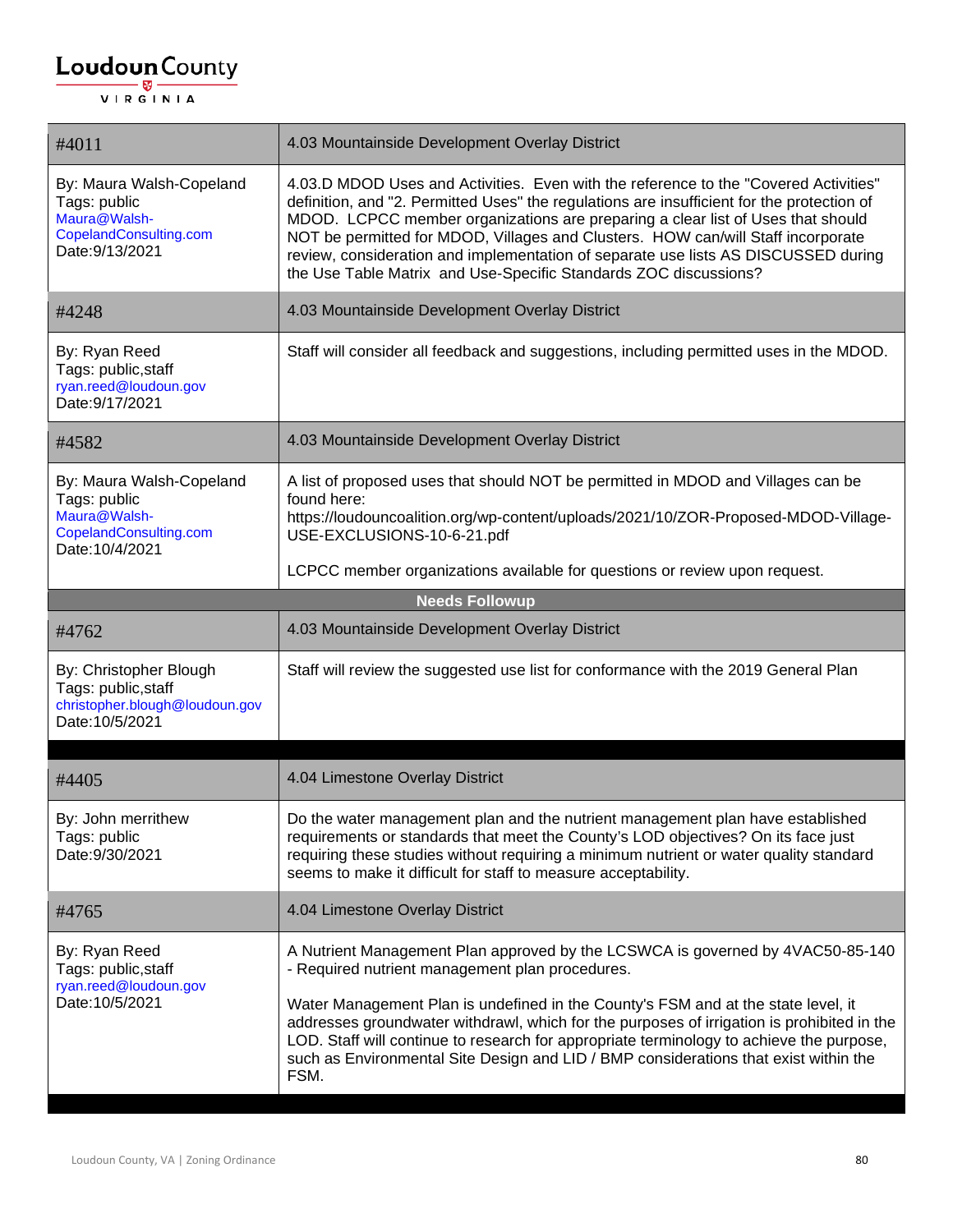| #4011 | 4.03 Mountainside Development Overlay District |
|---|---|
| By: Maura Walsh-Copeland<br>Tags: public<br>Maura@Walsh-CopelandConsulting.com<br>Date:9/13/2021 | 4.03.D MDOD Uses and Activities. Even with the reference to the "Covered Activities" definition, and "2. Permitted Uses" the regulations are insufficient for the protection of MDOD. LCPCC member organizations are preparing a clear list of Uses that should NOT be permitted for MDOD, Villages and Clusters. HOW can/will Staff incorporate review, consideration and implementation of separate use lists AS DISCUSSED during the Use Table Matrix and Use-Specific Standards ZOC discussions? |
| #4248 | 4.03 Mountainside Development Overlay District |
| By: Ryan Reed<br>Tags: public,staff<br>ryan.reed@loudoun.gov<br>Date:9/17/2021 | Staff will consider all feedback and suggestions, including permitted uses in the MDOD. |
| #4582 | 4.03 Mountainside Development Overlay District |
| By: Maura Walsh-Copeland<br>Tags: public<br>Maura@Walsh-CopelandConsulting.com<br>Date:10/4/2021 | A list of proposed uses that should NOT be permitted in MDOD and Villages can be found here:<br>https://loudouncoalition.org/wp-content/uploads/2021/10/ZOR-Proposed-MDOD-Village-USE-EXCLUSIONS-10-6-21.pdf<br><br>LCPCC member organizations available for questions or review upon request. |
| **Needs Followup** | |
| #4762 | 4.03 Mountainside Development Overlay District |
| By: Christopher Blough<br>Tags: public,staff<br>christopher.blough@loudoun.gov<br>Date:10/5/2021 | Staff will review the suggested use list for conformance with the 2019 General Plan |

| #4405 | 4.04 Limestone Overlay District |
|---|---|
| By: John merrithew<br>Tags: public<br>Date:9/30/2021 | Do the water management plan and the nutrient management plan have established requirements or standards that meet the County's LOD objectives? On its face just requiring these studies without requiring a minimum nutrient or water quality standard seems to make it difficult for staff to measure acceptability. |
| #4765 | 4.04 Limestone Overlay District |
| By: Ryan Reed<br>Tags: public,staff<br>ryan.reed@loudoun.gov<br>Date:10/5/2021 | A Nutrient Management Plan approved by the LCSWCA is governed by 4VAC50-85-140 - Required nutrient management plan procedures.<br><br>Water Management Plan is undefined in the County's FSM and at the state level, it addresses groundwater withdrawl, which for the purposes of irrigation is prohibited in the LOD. Staff will continue to research for appropriate terminology to achieve the purpose, such as Environmental Site Design and LID / BMP considerations that exist within the FSM. |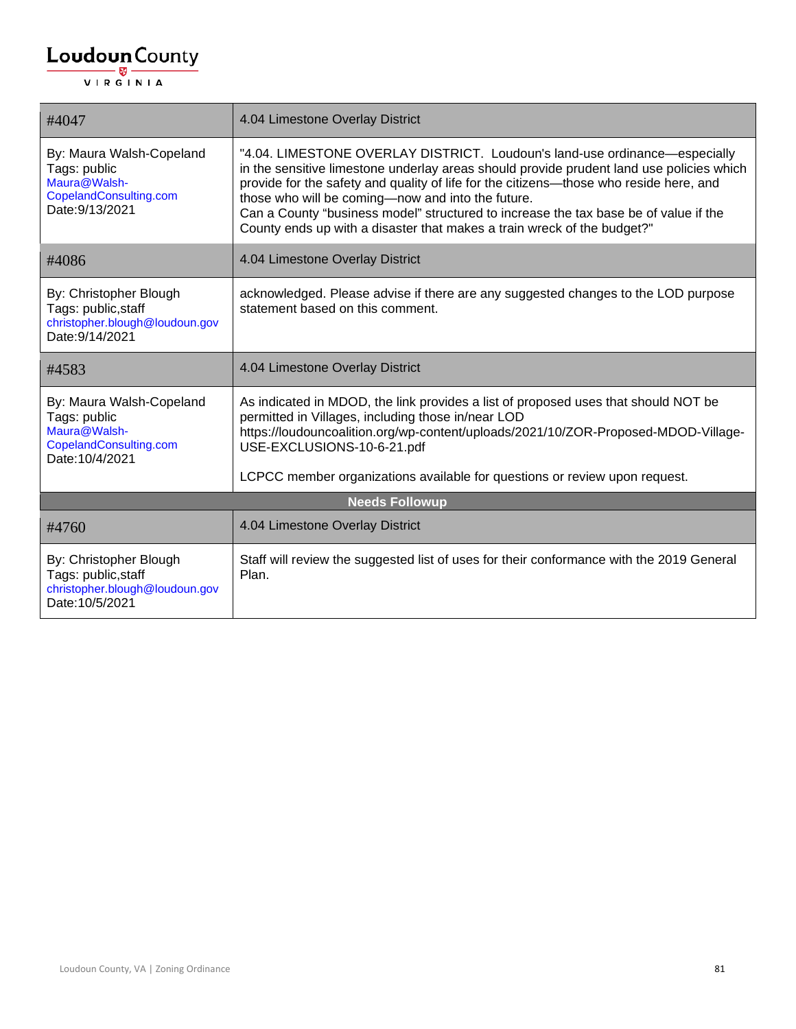| #4047 | 4.04 Limestone Overlay District |
|---|---|
| By: Maura Walsh-Copeland<br>Tags: public<br>Maura@Walsh-CopelandConsulting.com<br>Date:9/13/2021 | "4.04. LIMESTONE OVERLAY DISTRICT.  Loudoun's land-use ordinance—especially in the sensitive limestone underlay areas should provide prudent land use policies which provide for the safety and quality of life for the citizens—those who reside here, and those who will be coming—now and into the future.<br>Can a County "business model" structured to increase the tax base be of value if the County ends up with a disaster that makes a train wreck of the budget?" |
| **#4086** | **4.04 Limestone Overlay District** |
| By: Christopher Blough<br>Tags: public,staff<br>christopher.blough@loudoun.gov<br>Date:9/14/2021 | acknowledged. Please advise if there are any suggested changes to the LOD purpose statement based on this comment. |
| **#4583** | **4.04 Limestone Overlay District** |
| By: Maura Walsh-Copeland<br>Tags: public<br>Maura@Walsh-CopelandConsulting.com<br>Date:10/4/2021 | As indicated in MDOD, the link provides a list of proposed uses that should NOT be permitted in Villages, including those in/near LOD<br>https://loudouncoalition.org/wp-content/uploads/2021/10/ZOR-Proposed-MDOD-Village-USE-EXCLUSIONS-10-6-21.pdf<br><br>LCPCC member organizations available for questions or review upon request. |
| **Needs Followup** | |
| **#4760** | **4.04 Limestone Overlay District** |
| By: Christopher Blough<br>Tags: public,staff<br>christopher.blough@loudoun.gov<br>Date:10/5/2021 | Staff will review the suggested list of uses for their conformance with the 2019 General Plan. |